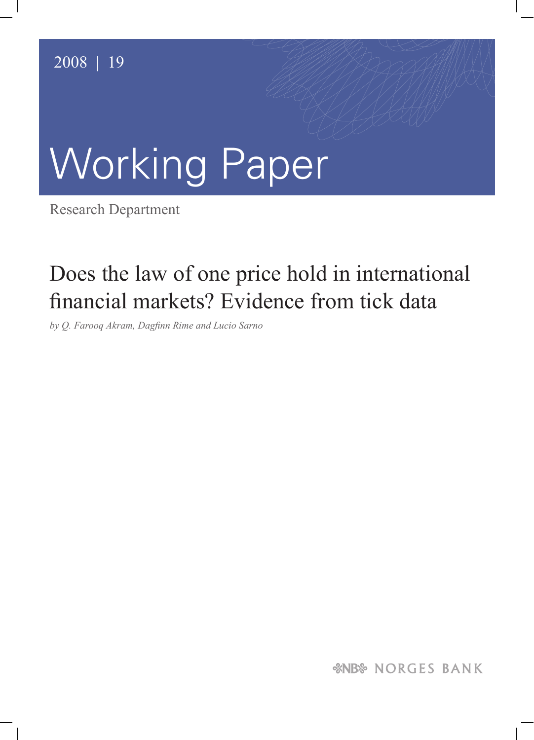2008 | 19

# Working Paper

Research Department

## Does the law of one price hold in international financial markets? Evidence from tick data

*by Q. Farooq Akram, Dagfinn Rime and Lucio Sarno*

NORGES BANK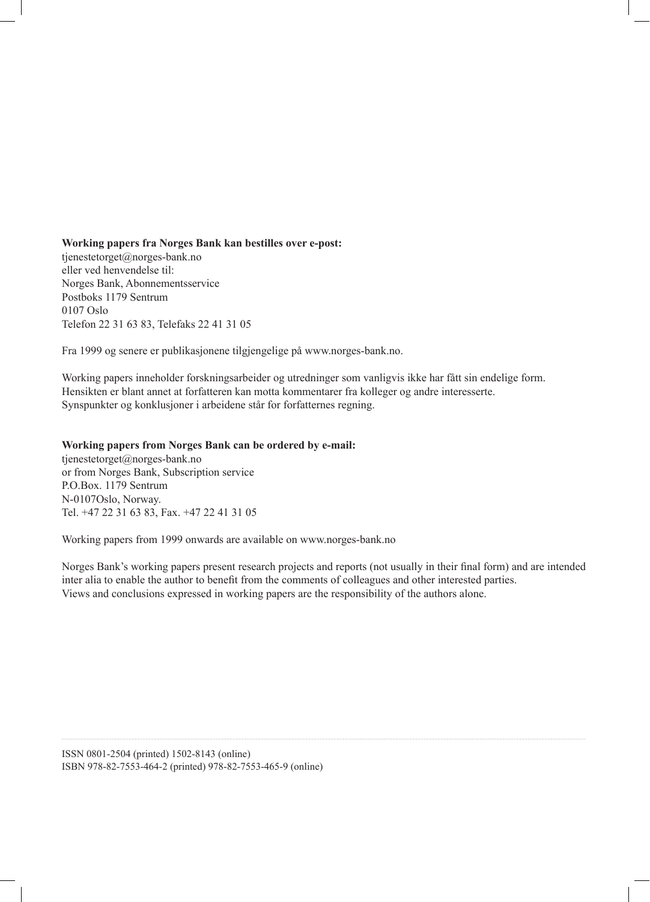**Working papers fra Norges Bank kan bestilles over e-post:**
tjenestetorget@norges-bank.no
eller ved henvendelse til:
Norges Bank, Abonnementsservice
Postboks 1179 Sentrum
0107 Oslo
Telefon 22 31 63 83, Telefaks 22 41 31 05

Fra 1999 og senere er publikasjonene tilgjengelige på www.norges-bank.no.

Working papers inneholder forskningsarbeider og utredninger som vanligvis ikke har fått sin endelige form.
Hensikten er blant annet at forfatteren kan motta kommentarer fra kolleger og andre interesserte.
Synspunkter og konklusjoner i arbeidene står for forfatternes regning.

**Working papers from Norges Bank can be ordered by e-mail:**
tjenestetorget@norges-bank.no
or from Norges Bank, Subscription service
P.O.Box. 1179 Sentrum
N-0107Oslo, Norway.
Tel. +47 22 31 63 83, Fax. +47 22 41 31 05

Working papers from 1999 onwards are available on www.norges-bank.no

Norges Bank's working papers present research projects and reports (not usually in their final form) and are intended inter alia to enable the author to benefit from the comments of colleagues and other interested parties.
Views and conclusions expressed in working papers are the responsibility of the authors alone.

ISSN 0801-2504 (printed) 1502-8143 (online)
ISBN 978-82-7553-464-2 (printed) 978-82-7553-465-9 (online)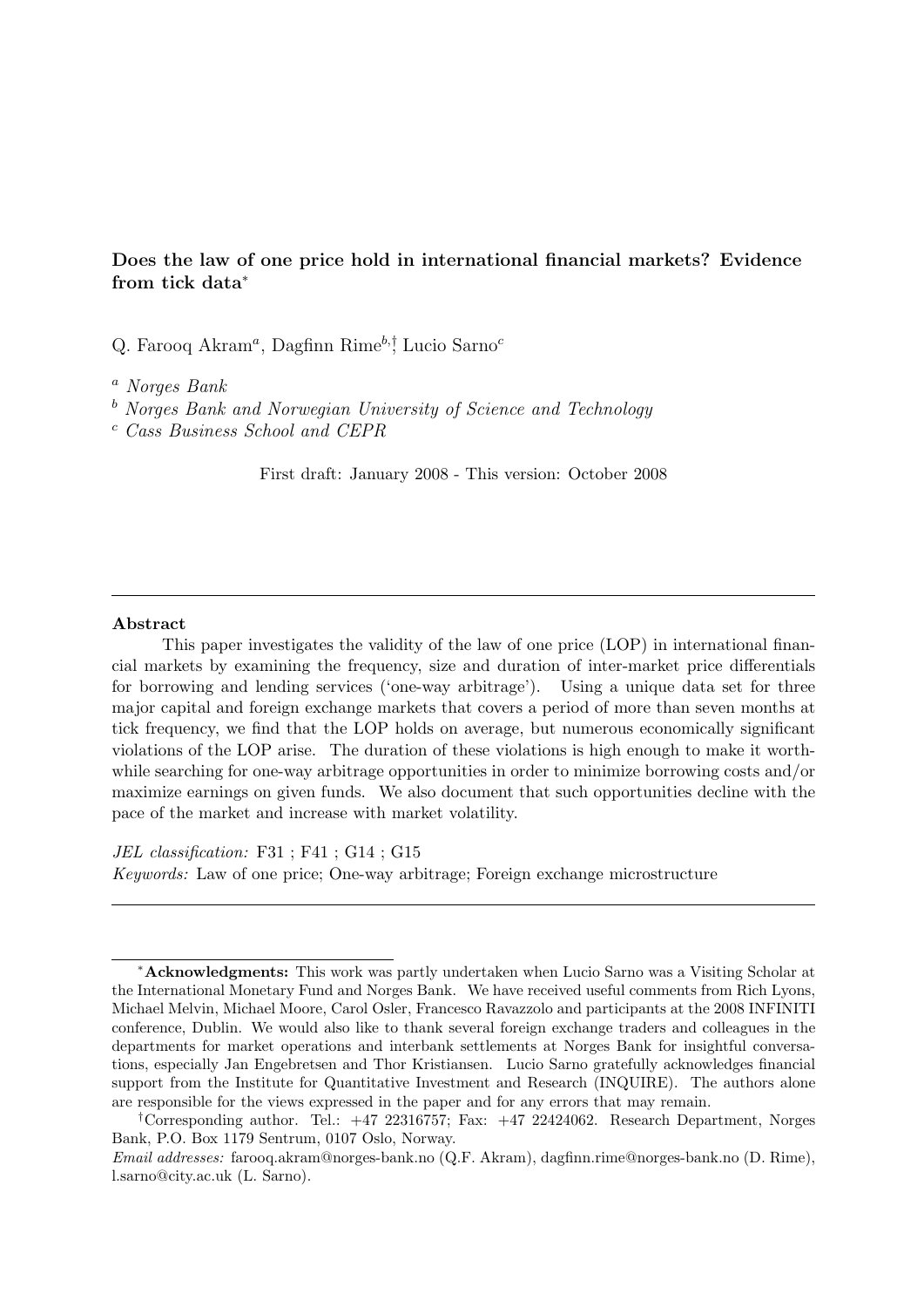**Does the law of one price hold in international financial markets? Evidence from tick data***

Q. Farooq Akram[a], Dagfinn Rime[b,†], Lucio Sarno[c]

[a] *Norges Bank*

[b] *Norges Bank and Norwegian University of Science and Technology*

[c] *Cass Business School and CEPR*

First draft: January 2008 - This version: October 2008

---

**Abstract**

This paper investigates the validity of the law of one price (LOP) in international financial markets by examining the frequency, size and duration of inter-market price differentials for borrowing and lending services ('one-way arbitrage'). Using a unique data set for three major capital and foreign exchange markets that covers a period of more than seven months at tick frequency, we find that the LOP holds on average, but numerous economically significant violations of the LOP arise. The duration of these violations is high enough to make it worthwhile searching for one-way arbitrage opportunities in order to minimize borrowing costs and/or maximize earnings on given funds. We also document that such opportunities decline with the pace of the market and increase with market volatility.

*JEL classification:* F31 ; F41 ; G14 ; G15

*Keywords:* Law of one price; One-way arbitrage; Foreign exchange microstructure

---

*****Acknowledgments:** This work was partly undertaken when Lucio Sarno was a Visiting Scholar at the International Monetary Fund and Norges Bank. We have received useful comments from Rich Lyons, Michael Melvin, Michael Moore, Carol Osler, Francesco Ravazzolo and participants at the 2008 INFINITI conference, Dublin. We would also like to thank several foreign exchange traders and colleagues in the departments for market operations and interbank settlements at Norges Bank for insightful conversations, especially Jan Engebretsen and Thor Kristiansen. Lucio Sarno gratefully acknowledges financial support from the Institute for Quantitative Investment and Research (INQUIRE). The authors alone are responsible for the views expressed in the paper and for any errors that may remain.

†Corresponding author. Tel.: +47 22316757; Fax: +47 22424062. Research Department, Norges Bank, P.O. Box 1179 Sentrum, 0107 Oslo, Norway.

*Email addresses:* farooq.akram@norges-bank.no (Q.F. Akram), dagfinn.rime@norges-bank.no (D. Rime), l.sarno@city.ac.uk (L. Sarno).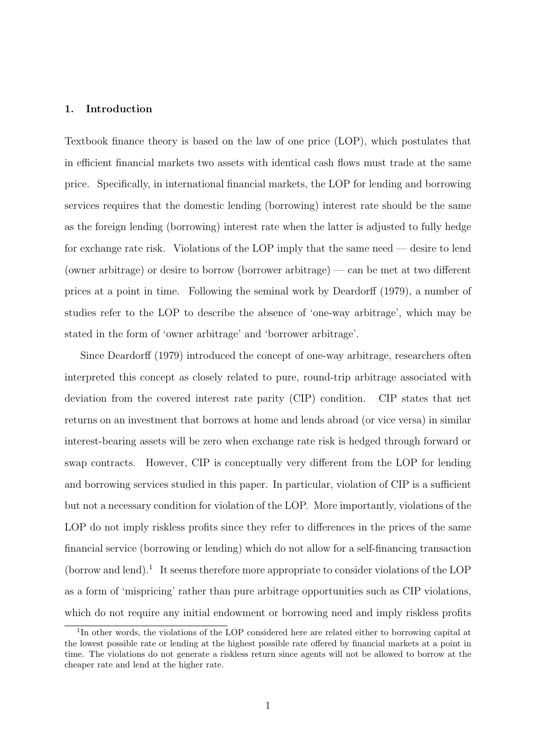## 1. Introduction

Textbook finance theory is based on the law of one price (LOP), which postulates that in efficient financial markets two assets with identical cash flows must trade at the same price. Specifically, in international financial markets, the LOP for lending and borrowing services requires that the domestic lending (borrowing) interest rate should be the same as the foreign lending (borrowing) interest rate when the latter is adjusted to fully hedge for exchange rate risk. Violations of the LOP imply that the same need — desire to lend (owner arbitrage) or desire to borrow (borrower arbitrage) — can be met at two different prices at a point in time. Following the seminal work by Deardorff (1979), a number of studies refer to the LOP to describe the absence of 'one-way arbitrage', which may be stated in the form of 'owner arbitrage' and 'borrower arbitrage'.

Since Deardorff (1979) introduced the concept of one-way arbitrage, researchers often interpreted this concept as closely related to pure, round-trip arbitrage associated with deviation from the covered interest rate parity (CIP) condition. CIP states that net returns on an investment that borrows at home and lends abroad (or vice versa) in similar interest-bearing assets will be zero when exchange rate risk is hedged through forward or swap contracts. However, CIP is conceptually very different from the LOP for lending and borrowing services studied in this paper. In particular, violation of CIP is a sufficient but not a necessary condition for violation of the LOP. More importantly, violations of the LOP do not imply riskless profits since they refer to differences in the prices of the same financial service (borrowing or lending) which do not allow for a self-financing transaction (borrow and lend).[1] It seems therefore more appropriate to consider violations of the LOP as a form of 'mispricing' rather than pure arbitrage opportunities such as CIP violations, which do not require any initial endowment or borrowing need and imply riskless profits

[1] In other words, the violations of the LOP considered here are related either to borrowing capital at the lowest possible rate or lending at the highest possible rate offered by financial markets at a point in time. The violations do not generate a riskless return since agents will not be allowed to borrow at the cheaper rate and lend at the higher rate.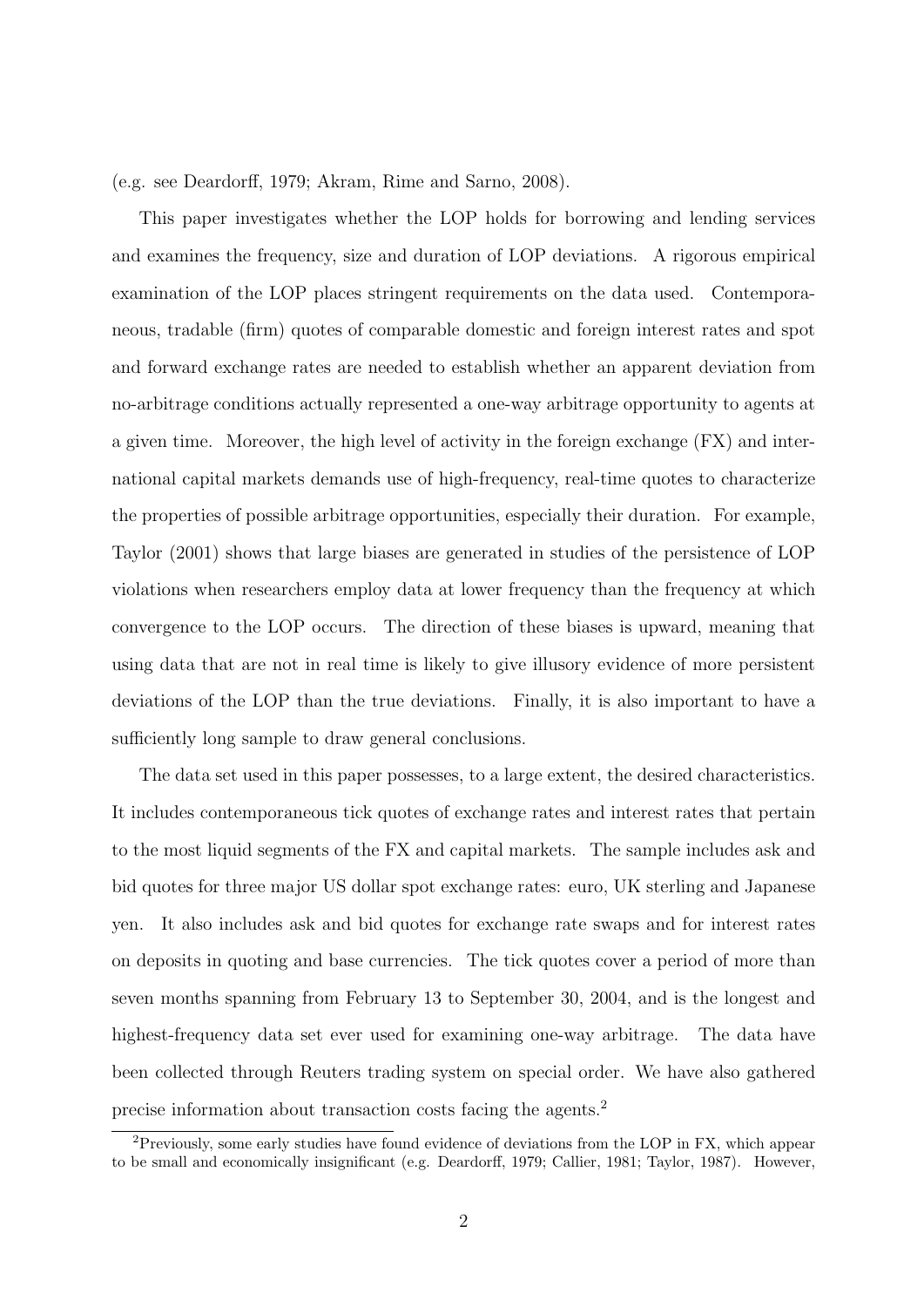(e.g. see Deardorff, 1979; Akram, Rime and Sarno, 2008).

This paper investigates whether the LOP holds for borrowing and lending services and examines the frequency, size and duration of LOP deviations. A rigorous empirical examination of the LOP places stringent requirements on the data used. Contemporaneous, tradable (firm) quotes of comparable domestic and foreign interest rates and spot and forward exchange rates are needed to establish whether an apparent deviation from no-arbitrage conditions actually represented a one-way arbitrage opportunity to agents at a given time. Moreover, the high level of activity in the foreign exchange (FX) and international capital markets demands use of high-frequency, real-time quotes to characterize the properties of possible arbitrage opportunities, especially their duration. For example, Taylor (2001) shows that large biases are generated in studies of the persistence of LOP violations when researchers employ data at lower frequency than the frequency at which convergence to the LOP occurs. The direction of these biases is upward, meaning that using data that are not in real time is likely to give illusory evidence of more persistent deviations of the LOP than the true deviations. Finally, it is also important to have a sufficiently long sample to draw general conclusions.

The data set used in this paper possesses, to a large extent, the desired characteristics. It includes contemporaneous tick quotes of exchange rates and interest rates that pertain to the most liquid segments of the FX and capital markets. The sample includes ask and bid quotes for three major US dollar spot exchange rates: euro, UK sterling and Japanese yen. It also includes ask and bid quotes for exchange rate swaps and for interest rates on deposits in quoting and base currencies. The tick quotes cover a period of more than seven months spanning from February 13 to September 30, 2004, and is the longest and highest-frequency data set ever used for examining one-way arbitrage. The data have been collected through Reuters trading system on special order. We have also gathered precise information about transaction costs facing the agents.[2]

[2]Previously, some early studies have found evidence of deviations from the LOP in FX, which appear to be small and economically insignificant (e.g. Deardorff, 1979; Callier, 1981; Taylor, 1987). However,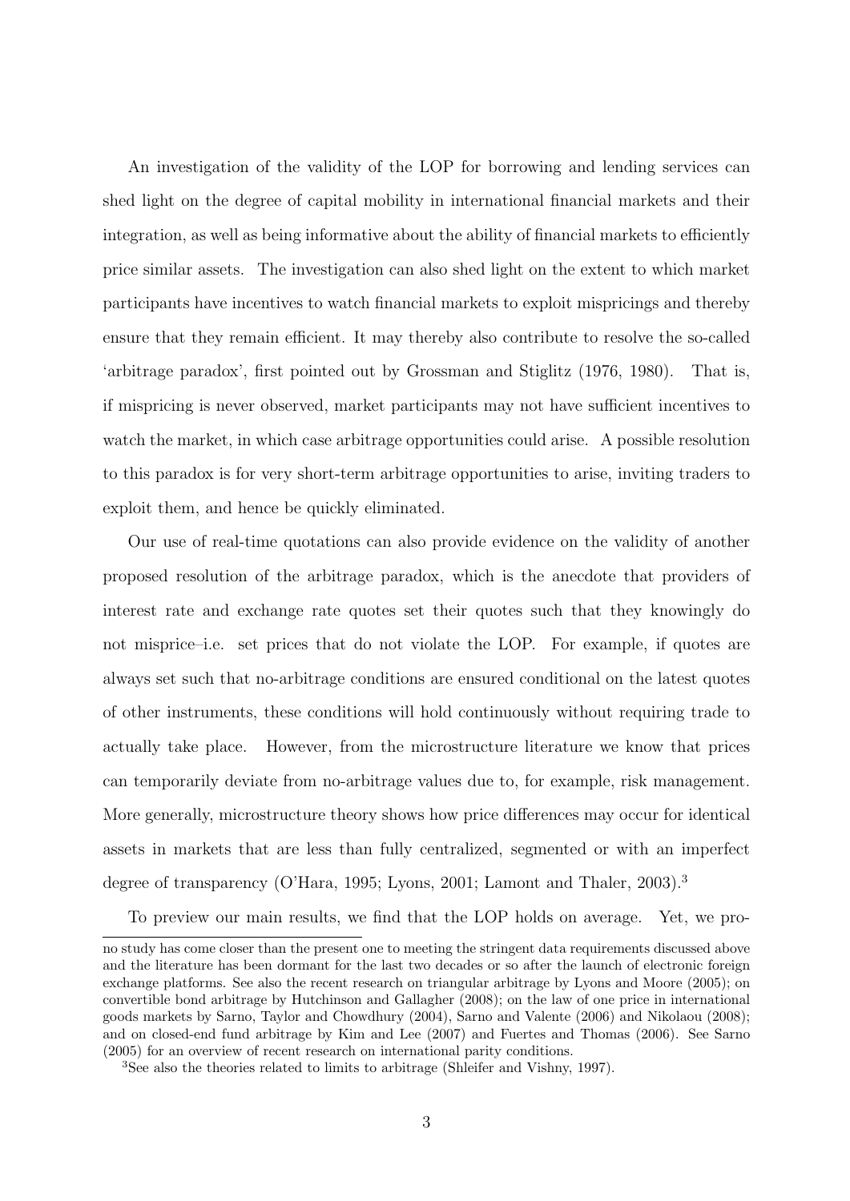An investigation of the validity of the LOP for borrowing and lending services can shed light on the degree of capital mobility in international financial markets and their integration, as well as being informative about the ability of financial markets to efficiently price similar assets. The investigation can also shed light on the extent to which market participants have incentives to watch financial markets to exploit mispricings and thereby ensure that they remain efficient. It may thereby also contribute to resolve the so-called 'arbitrage paradox', first pointed out by Grossman and Stiglitz (1976, 1980). That is, if mispricing is never observed, market participants may not have sufficient incentives to watch the market, in which case arbitrage opportunities could arise. A possible resolution to this paradox is for very short-term arbitrage opportunities to arise, inviting traders to exploit them, and hence be quickly eliminated.

Our use of real-time quotations can also provide evidence on the validity of another proposed resolution of the arbitrage paradox, which is the anecdote that providers of interest rate and exchange rate quotes set their quotes such that they knowingly do not misprice–i.e. set prices that do not violate the LOP. For example, if quotes are always set such that no-arbitrage conditions are ensured conditional on the latest quotes of other instruments, these conditions will hold continuously without requiring trade to actually take place. However, from the microstructure literature we know that prices can temporarily deviate from no-arbitrage values due to, for example, risk management. More generally, microstructure theory shows how price differences may occur for identical assets in markets that are less than fully centralized, segmented or with an imperfect degree of transparency (O'Hara, 1995; Lyons, 2001; Lamont and Thaler, 2003).[3]

To preview our main results, we find that the LOP holds on average. Yet, we pro-

no study has come closer than the present one to meeting the stringent data requirements discussed above and the literature has been dormant for the last two decades or so after the launch of electronic foreign exchange platforms. See also the recent research on triangular arbitrage by Lyons and Moore (2005); on convertible bond arbitrage by Hutchinson and Gallagher (2008); on the law of one price in international goods markets by Sarno, Taylor and Chowdhury (2004), Sarno and Valente (2006) and Nikolaou (2008); and on closed-end fund arbitrage by Kim and Lee (2007) and Fuertes and Thomas (2006). See Sarno (2005) for an overview of recent research on international parity conditions.

[3]See also the theories related to limits to arbitrage (Shleifer and Vishny, 1997).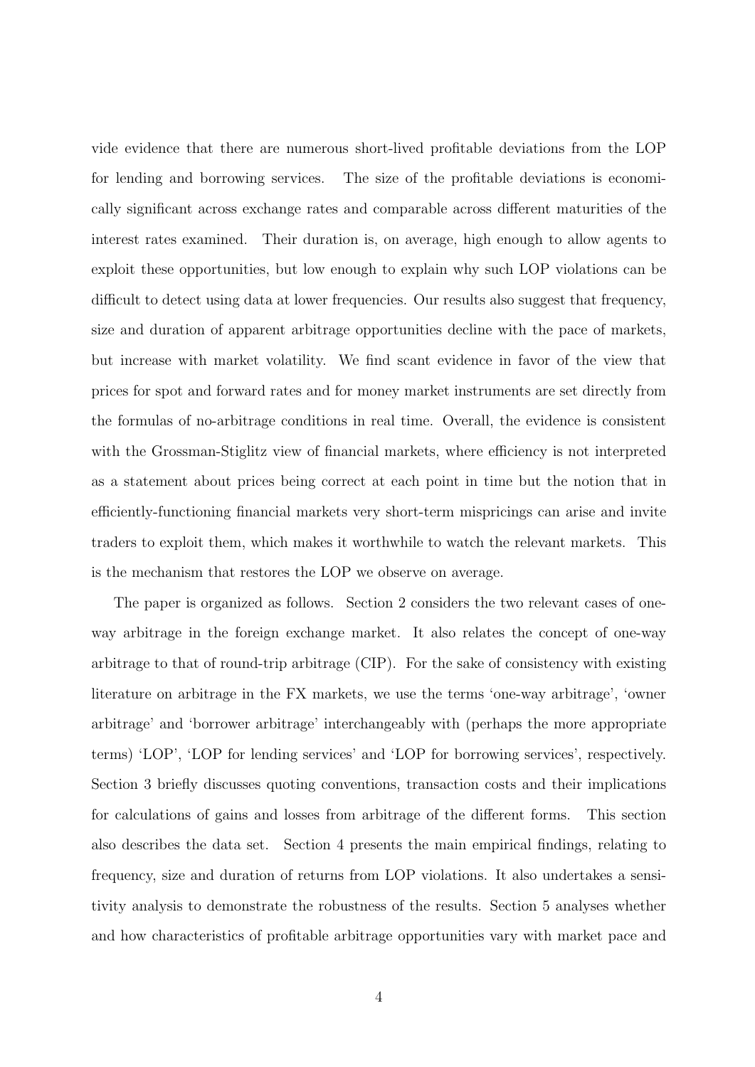vide evidence that there are numerous short-lived profitable deviations from the LOP for lending and borrowing services. The size of the profitable deviations is economically significant across exchange rates and comparable across different maturities of the interest rates examined. Their duration is, on average, high enough to allow agents to exploit these opportunities, but low enough to explain why such LOP violations can be difficult to detect using data at lower frequencies. Our results also suggest that frequency, size and duration of apparent arbitrage opportunities decline with the pace of markets, but increase with market volatility. We find scant evidence in favor of the view that prices for spot and forward rates and for money market instruments are set directly from the formulas of no-arbitrage conditions in real time. Overall, the evidence is consistent with the Grossman-Stiglitz view of financial markets, where efficiency is not interpreted as a statement about prices being correct at each point in time but the notion that in efficiently-functioning financial markets very short-term mispricings can arise and invite traders to exploit them, which makes it worthwhile to watch the relevant markets. This is the mechanism that restores the LOP we observe on average.

The paper is organized as follows. Section 2 considers the two relevant cases of one-way arbitrage in the foreign exchange market. It also relates the concept of one-way arbitrage to that of round-trip arbitrage (CIP). For the sake of consistency with existing literature on arbitrage in the FX markets, we use the terms 'one-way arbitrage', 'owner arbitrage' and 'borrower arbitrage' interchangeably with (perhaps the more appropriate terms) 'LOP', 'LOP for lending services' and 'LOP for borrowing services', respectively. Section 3 briefly discusses quoting conventions, transaction costs and their implications for calculations of gains and losses from arbitrage of the different forms. This section also describes the data set. Section 4 presents the main empirical findings, relating to frequency, size and duration of returns from LOP violations. It also undertakes a sensitivity analysis to demonstrate the robustness of the results. Section 5 analyses whether and how characteristics of profitable arbitrage opportunities vary with market pace and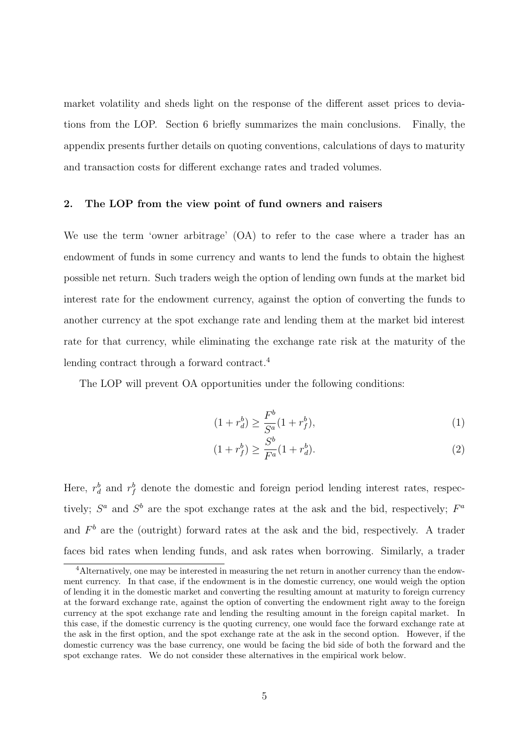market volatility and sheds light on the response of the different asset prices to deviations from the LOP. Section 6 briefly summarizes the main conclusions. Finally, the appendix presents further details on quoting conventions, calculations of days to maturity and transaction costs for different exchange rates and traded volumes.

## 2. The LOP from the view point of fund owners and raisers

We use the term 'owner arbitrage' (OA) to refer to the case where a trader has an endowment of funds in some currency and wants to lend the funds to obtain the highest possible net return. Such traders weigh the option of lending own funds at the market bid interest rate for the endowment currency, against the option of converting the funds to another currency at the spot exchange rate and lending them at the market bid interest rate for that currency, while eliminating the exchange rate risk at the maturity of the lending contract through a forward contract.[4]

The LOP will prevent OA opportunities under the following conditions:

$$(1 + r_d^b) \geq \frac{F^b}{S^a}(1 + r_f^b), \tag{1}$$

$$(1 + r_f^b) \geq \frac{S^b}{F^a}(1 + r_d^b). \tag{2}$$

Here, $r_d^b$ and $r_f^b$ denote the domestic and foreign period lending interest rates, respectively; $S^a$ and $S^b$ are the spot exchange rates at the ask and the bid, respectively; $F^a$ and $F^b$ are the (outright) forward rates at the ask and the bid, respectively. A trader faces bid rates when lending funds, and ask rates when borrowing. Similarly, a trader

[4] Alternatively, one may be interested in measuring the net return in another currency than the endowment currency. In that case, if the endowment is in the domestic currency, one would weigh the option of lending it in the domestic market and converting the resulting amount at maturity to foreign currency at the forward exchange rate, against the option of converting the endowment right away to the foreign currency at the spot exchange rate and lending the resulting amount in the foreign capital market. In this case, if the domestic currency is the quoting currency, one would face the forward exchange rate at the ask in the first option, and the spot exchange rate at the ask in the second option. However, if the domestic currency was the base currency, one would be facing the bid side of both the forward and the spot exchange rates. We do not consider these alternatives in the empirical work below.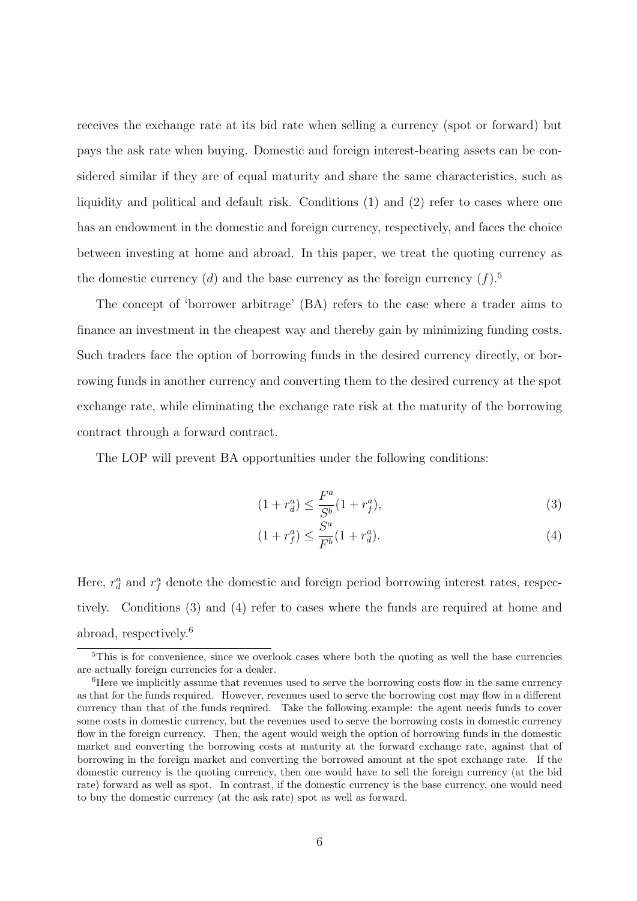receives the exchange rate at its bid rate when selling a currency (spot or forward) but pays the ask rate when buying. Domestic and foreign interest-bearing assets can be considered similar if they are of equal maturity and share the same characteristics, such as liquidity and political and default risk. Conditions (1) and (2) refer to cases where one has an endowment in the domestic and foreign currency, respectively, and faces the choice between investing at home and abroad. In this paper, we treat the quoting currency as the domestic currency ($d$) and the base currency as the foreign currency ($f$).[5]

The concept of 'borrower arbitrage' (BA) refers to the case where a trader aims to finance an investment in the cheapest way and thereby gain by minimizing funding costs. Such traders face the option of borrowing funds in the desired currency directly, or borrowing funds in another currency and converting them to the desired currency at the spot exchange rate, while eliminating the exchange rate risk at the maturity of the borrowing contract through a forward contract.

The LOP will prevent BA opportunities under the following conditions:

$$(1 + r_d^a) \leq \frac{F^a}{S^b}(1 + r_f^a), \tag{3}$$

$$(1 + r_f^a) \leq \frac{S^a}{F^b}(1 + r_d^a). \tag{4}$$

Here, $r_d^a$ and $r_f^a$ denote the domestic and foreign period borrowing interest rates, respectively. Conditions (3) and (4) refer to cases where the funds are required at home and abroad, respectively.[6]

---

[5] This is for convenience, since we overlook cases where both the quoting as well the base currencies are actually foreign currencies for a dealer.

[6] Here we implicitly assume that revenues used to serve the borrowing costs flow in the same currency as that for the funds required. However, revenues used to serve the borrowing cost may flow in a different currency than that of the funds required. Take the following example: the agent needs funds to cover some costs in domestic currency, but the revenues used to serve the borrowing costs in domestic currency flow in the foreign currency. Then, the agent would weigh the option of borrowing funds in the domestic market and converting the borrowing costs at maturity at the forward exchange rate, against that of borrowing in the foreign market and converting the borrowed amount at the spot exchange rate. If the domestic currency is the quoting currency, then one would have to sell the foreign currency (at the bid rate) forward as well as spot. In contrast, if the domestic currency is the base currency, one would need to buy the domestic currency (at the ask rate) spot as well as forward.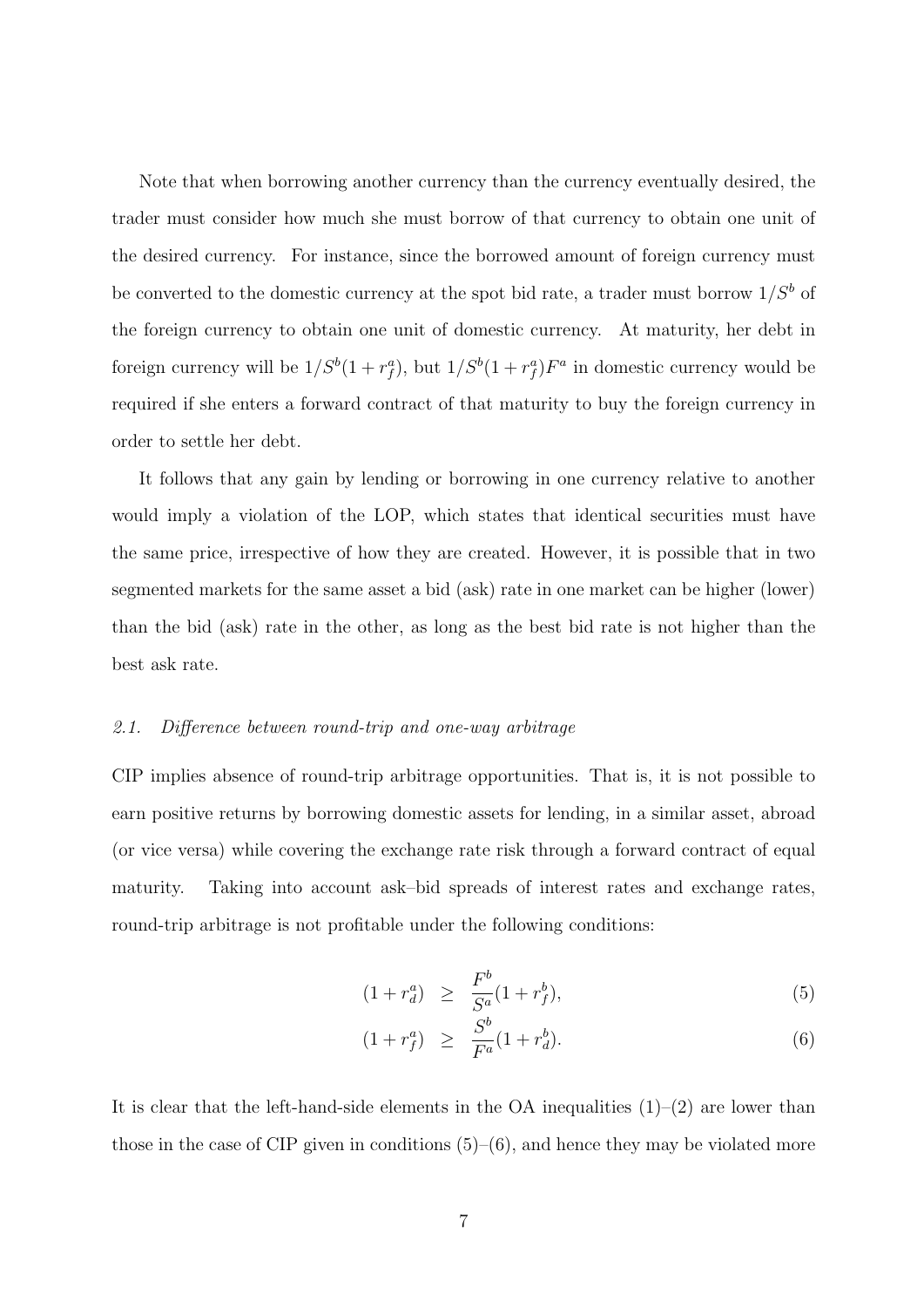Note that when borrowing another currency than the currency eventually desired, the trader must consider how much she must borrow of that currency to obtain one unit of the desired currency. For instance, since the borrowed amount of foreign currency must be converted to the domestic currency at the spot bid rate, a trader must borrow $1/S^b$ of the foreign currency to obtain one unit of domestic currency. At maturity, her debt in foreign currency will be $1/S^b(1+r_f^a)$, but $1/S^b(1+r_f^a)F^a$ in domestic currency would be required if she enters a forward contract of that maturity to buy the foreign currency in order to settle her debt.

It follows that any gain by lending or borrowing in one currency relative to another would imply a violation of the LOP, which states that identical securities must have the same price, irrespective of how they are created. However, it is possible that in two segmented markets for the same asset a bid (ask) rate in one market can be higher (lower) than the bid (ask) rate in the other, as long as the best bid rate is not higher than the best ask rate.

### *2.1. Difference between round-trip and one-way arbitrage*

CIP implies absence of round-trip arbitrage opportunities. That is, it is not possible to earn positive returns by borrowing domestic assets for lending, in a similar asset, abroad (or vice versa) while covering the exchange rate risk through a forward contract of equal maturity. Taking into account ask–bid spreads of interest rates and exchange rates, round-trip arbitrage is not profitable under the following conditions:

$$(1+r_d^a) \geq \frac{F^b}{S^a}(1+r_f^b), \tag{5}$$

$$(1+r_f^a) \geq \frac{S^b}{F^a}(1+r_d^b). \tag{6}$$

It is clear that the left-hand-side elements in the OA inequalities (1)–(2) are lower than those in the case of CIP given in conditions (5)–(6), and hence they may be violated more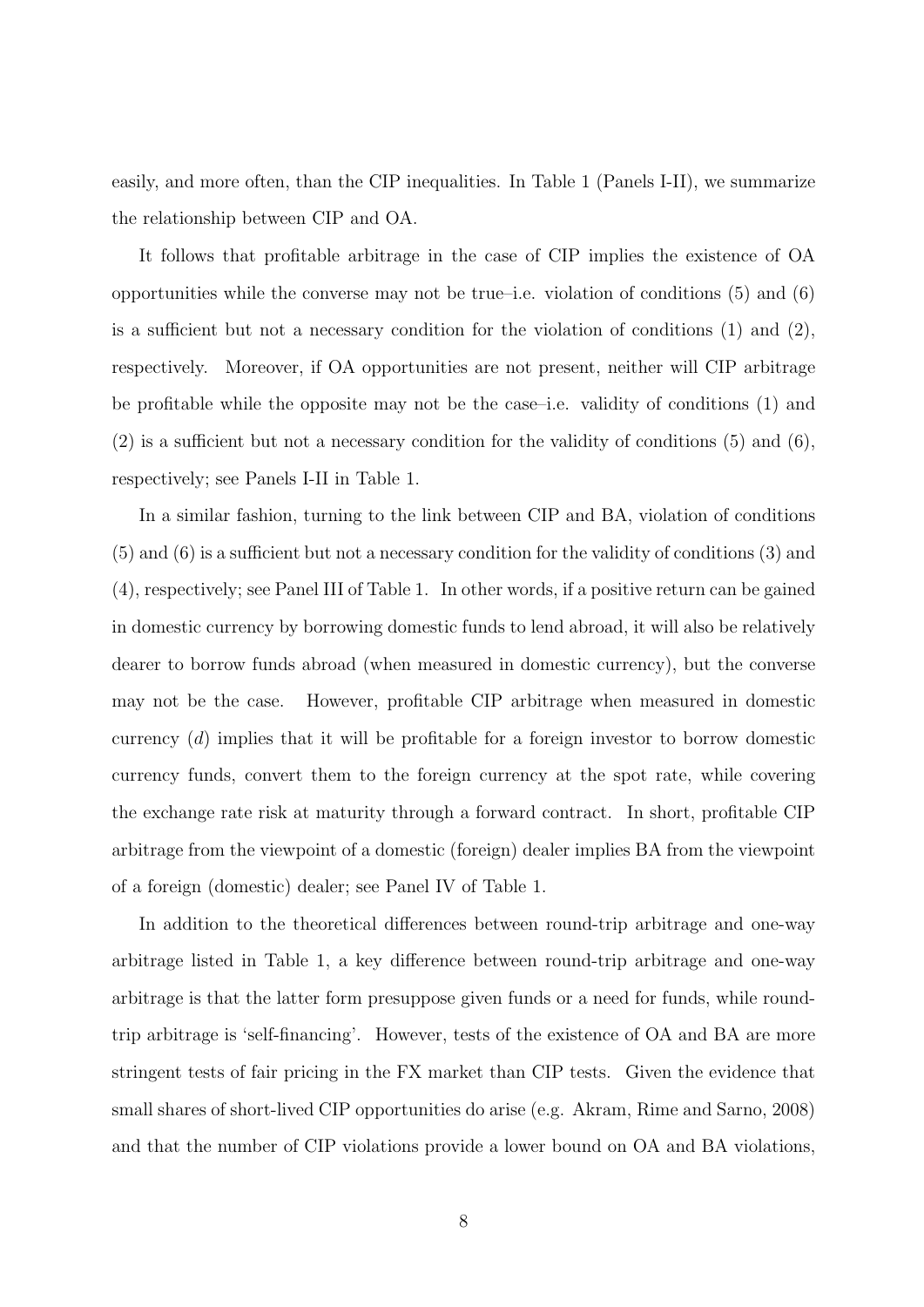easily, and more often, than the CIP inequalities. In Table 1 (Panels I-II), we summarize the relationship between CIP and OA.

It follows that profitable arbitrage in the case of CIP implies the existence of OA opportunities while the converse may not be true–i.e. violation of conditions (5) and (6) is a sufficient but not a necessary condition for the violation of conditions (1) and (2), respectively. Moreover, if OA opportunities are not present, neither will CIP arbitrage be profitable while the opposite may not be the case–i.e. validity of conditions (1) and (2) is a sufficient but not a necessary condition for the validity of conditions (5) and (6), respectively; see Panels I-II in Table 1.

In a similar fashion, turning to the link between CIP and BA, violation of conditions (5) and (6) is a sufficient but not a necessary condition for the validity of conditions (3) and (4), respectively; see Panel III of Table 1. In other words, if a positive return can be gained in domestic currency by borrowing domestic funds to lend abroad, it will also be relatively dearer to borrow funds abroad (when measured in domestic currency), but the converse may not be the case. However, profitable CIP arbitrage when measured in domestic currency ($d$) implies that it will be profitable for a foreign investor to borrow domestic currency funds, convert them to the foreign currency at the spot rate, while covering the exchange rate risk at maturity through a forward contract. In short, profitable CIP arbitrage from the viewpoint of a domestic (foreign) dealer implies BA from the viewpoint of a foreign (domestic) dealer; see Panel IV of Table 1.

In addition to the theoretical differences between round-trip arbitrage and one-way arbitrage listed in Table 1, a key difference between round-trip arbitrage and one-way arbitrage is that the latter form presuppose given funds or a need for funds, while round-trip arbitrage is 'self-financing'. However, tests of the existence of OA and BA are more stringent tests of fair pricing in the FX market than CIP tests. Given the evidence that small shares of short-lived CIP opportunities do arise (e.g. Akram, Rime and Sarno, 2008) and that the number of CIP violations provide a lower bound on OA and BA violations,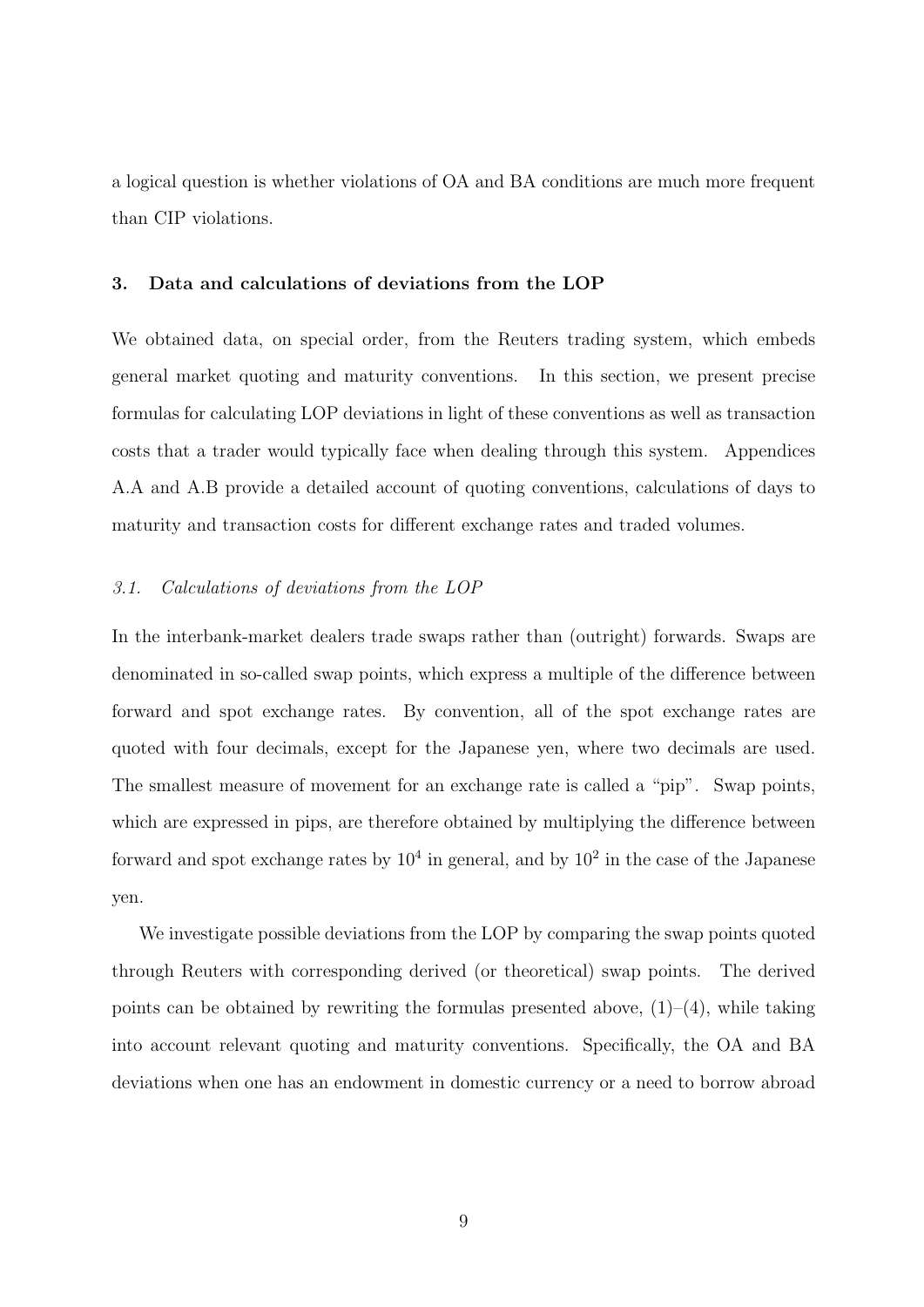a logical question is whether violations of OA and BA conditions are much more frequent than CIP violations.

## 3. Data and calculations of deviations from the LOP

We obtained data, on special order, from the Reuters trading system, which embeds general market quoting and maturity conventions. In this section, we present precise formulas for calculating LOP deviations in light of these conventions as well as transaction costs that a trader would typically face when dealing through this system. Appendices A.A and A.B provide a detailed account of quoting conventions, calculations of days to maturity and transaction costs for different exchange rates and traded volumes.

### *3.1. Calculations of deviations from the LOP*

In the interbank-market dealers trade swaps rather than (outright) forwards. Swaps are denominated in so-called swap points, which express a multiple of the difference between forward and spot exchange rates. By convention, all of the spot exchange rates are quoted with four decimals, except for the Japanese yen, where two decimals are used. The smallest measure of movement for an exchange rate is called a "pip". Swap points, which are expressed in pips, are therefore obtained by multiplying the difference between forward and spot exchange rates by $10^4$ in general, and by $10^2$ in the case of the Japanese yen.

We investigate possible deviations from the LOP by comparing the swap points quoted through Reuters with corresponding derived (or theoretical) swap points. The derived points can be obtained by rewriting the formulas presented above, (1)–(4), while taking into account relevant quoting and maturity conventions. Specifically, the OA and BA deviations when one has an endowment in domestic currency or a need to borrow abroad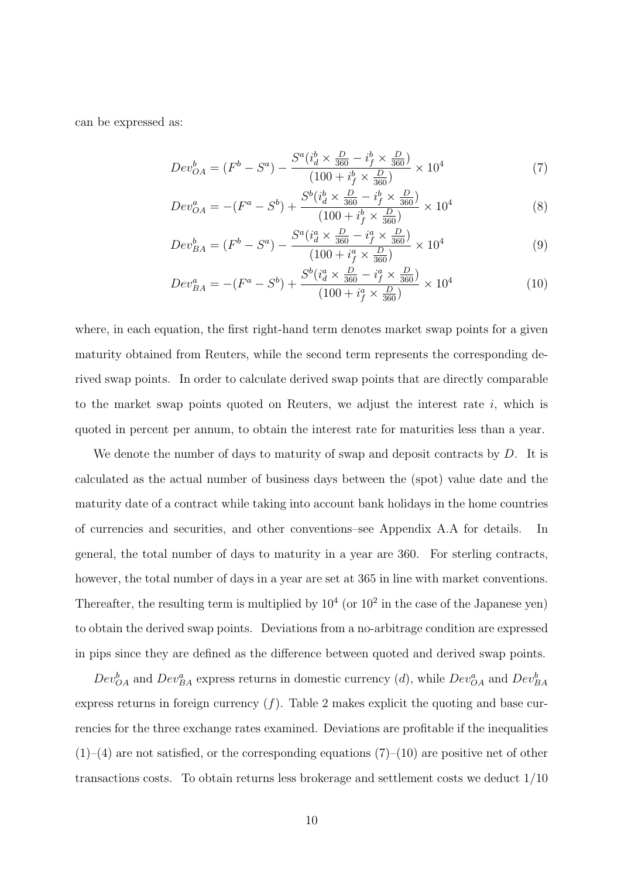can be expressed as:

$$Dev^b_{OA} = (F^b - S^a) - \frac{S^a(i^b_d \times \frac{D}{360} - i^b_f \times \frac{D}{360})}{(100 + i^b_f \times \frac{D}{360})} \times 10^4 \tag{7}$$

$$Dev^a_{OA} = -(F^a - S^b) + \frac{S^b(i^b_d \times \frac{D}{360} - i^b_f \times \frac{D}{360})}{(100 + i^b_f \times \frac{D}{360})} \times 10^4 \tag{8}$$

$$Dev^b_{BA} = (F^b - S^a) - \frac{S^a(i^a_d \times \frac{D}{360} - i^a_f \times \frac{D}{360})}{(100 + i^a_f \times \frac{D}{360})} \times 10^4 \tag{9}$$

$$Dev^a_{BA} = -(F^a - S^b) + \frac{S^b(i^a_d \times \frac{D}{360} - i^a_f \times \frac{D}{360})}{(100 + i^a_f \times \frac{D}{360})} \times 10^4 \tag{10}$$

where, in each equation, the first right-hand term denotes market swap points for a given maturity obtained from Reuters, while the second term represents the corresponding derived swap points. In order to calculate derived swap points that are directly comparable to the market swap points quoted on Reuters, we adjust the interest rate $i$, which is quoted in percent per annum, to obtain the interest rate for maturities less than a year.

We denote the number of days to maturity of swap and deposit contracts by $D$. It is calculated as the actual number of business days between the (spot) value date and the maturity date of a contract while taking into account bank holidays in the home countries of currencies and securities, and other conventions–see Appendix A.A for details. In general, the total number of days to maturity in a year are 360. For sterling contracts, however, the total number of days in a year are set at 365 in line with market conventions. Thereafter, the resulting term is multiplied by $10^4$ (or $10^2$ in the case of the Japanese yen) to obtain the derived swap points. Deviations from a no-arbitrage condition are expressed in pips since they are defined as the difference between quoted and derived swap points.

$Dev^b_{OA}$ and $Dev^a_{BA}$ express returns in domestic currency ($d$), while $Dev^a_{OA}$ and $Dev^b_{BA}$ express returns in foreign currency ($f$). Table 2 makes explicit the quoting and base currencies for the three exchange rates examined. Deviations are profitable if the inequalities (1)–(4) are not satisfied, or the corresponding equations (7)–(10) are positive net of other transactions costs. To obtain returns less brokerage and settlement costs we deduct 1/10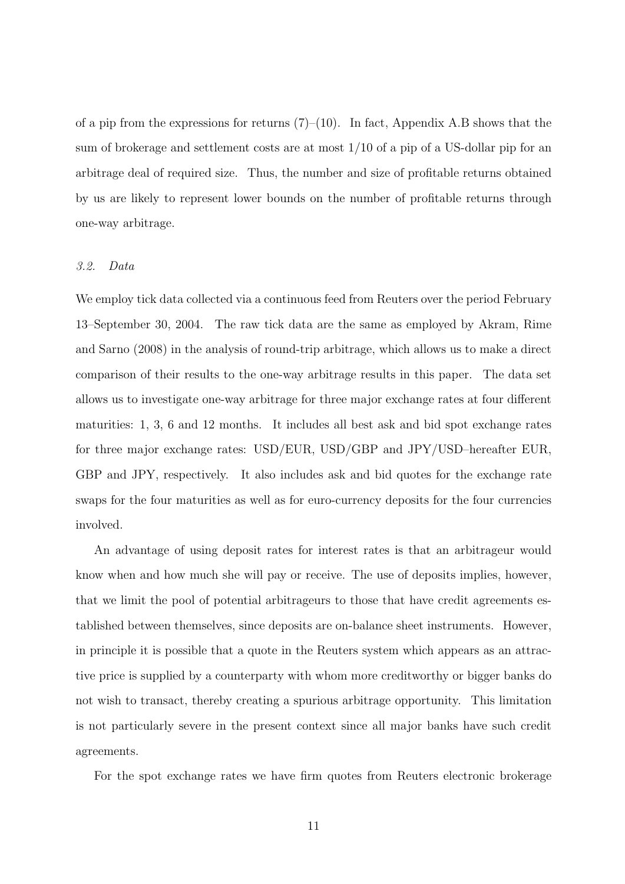of a pip from the expressions for returns (7)–(10). In fact, Appendix A.B shows that the sum of brokerage and settlement costs are at most 1/10 of a pip of a US-dollar pip for an arbitrage deal of required size. Thus, the number and size of profitable returns obtained by us are likely to represent lower bounds on the number of profitable returns through one-way arbitrage.

### *3.2. Data*

We employ tick data collected via a continuous feed from Reuters over the period February 13–September 30, 2004. The raw tick data are the same as employed by Akram, Rime and Sarno (2008) in the analysis of round-trip arbitrage, which allows us to make a direct comparison of their results to the one-way arbitrage results in this paper. The data set allows us to investigate one-way arbitrage for three major exchange rates at four different maturities: 1, 3, 6 and 12 months. It includes all best ask and bid spot exchange rates for three major exchange rates: USD/EUR, USD/GBP and JPY/USD–hereafter EUR, GBP and JPY, respectively. It also includes ask and bid quotes for the exchange rate swaps for the four maturities as well as for euro-currency deposits for the four currencies involved.

An advantage of using deposit rates for interest rates is that an arbitrageur would know when and how much she will pay or receive. The use of deposits implies, however, that we limit the pool of potential arbitrageurs to those that have credit agreements established between themselves, since deposits are on-balance sheet instruments. However, in principle it is possible that a quote in the Reuters system which appears as an attractive price is supplied by a counterparty with whom more creditworthy or bigger banks do not wish to transact, thereby creating a spurious arbitrage opportunity. This limitation is not particularly severe in the present context since all major banks have such credit agreements.

For the spot exchange rates we have firm quotes from Reuters electronic brokerage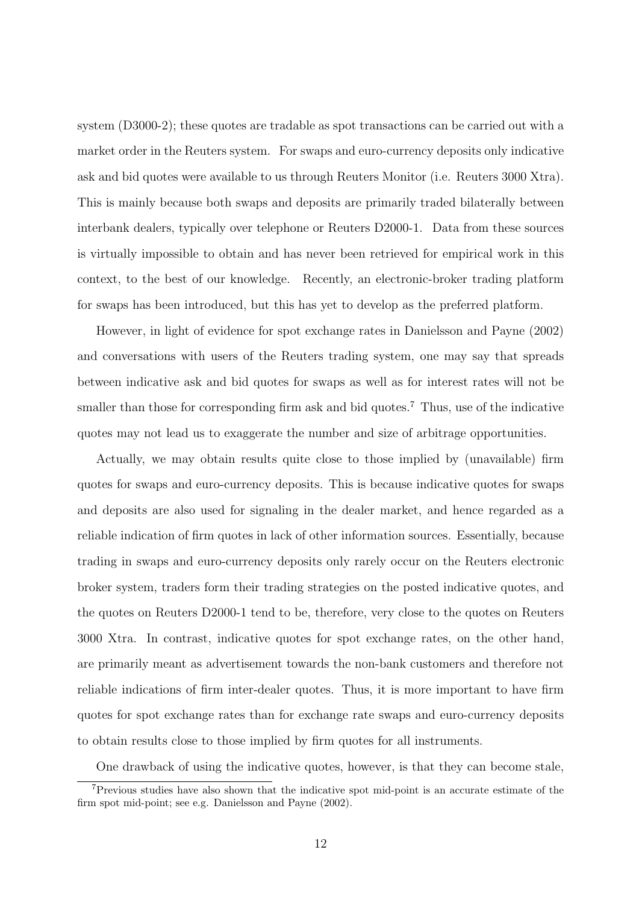system (D3000-2); these quotes are tradable as spot transactions can be carried out with a market order in the Reuters system. For swaps and euro-currency deposits only indicative ask and bid quotes were available to us through Reuters Monitor (i.e. Reuters 3000 Xtra). This is mainly because both swaps and deposits are primarily traded bilaterally between interbank dealers, typically over telephone or Reuters D2000-1. Data from these sources is virtually impossible to obtain and has never been retrieved for empirical work in this context, to the best of our knowledge. Recently, an electronic-broker trading platform for swaps has been introduced, but this has yet to develop as the preferred platform.

However, in light of evidence for spot exchange rates in Danielsson and Payne (2002) and conversations with users of the Reuters trading system, one may say that spreads between indicative ask and bid quotes for swaps as well as for interest rates will not be smaller than those for corresponding firm ask and bid quotes.[7] Thus, use of the indicative quotes may not lead us to exaggerate the number and size of arbitrage opportunities.

Actually, we may obtain results quite close to those implied by (unavailable) firm quotes for swaps and euro-currency deposits. This is because indicative quotes for swaps and deposits are also used for signaling in the dealer market, and hence regarded as a reliable indication of firm quotes in lack of other information sources. Essentially, because trading in swaps and euro-currency deposits only rarely occur on the Reuters electronic broker system, traders form their trading strategies on the posted indicative quotes, and the quotes on Reuters D2000-1 tend to be, therefore, very close to the quotes on Reuters 3000 Xtra. In contrast, indicative quotes for spot exchange rates, on the other hand, are primarily meant as advertisement towards the non-bank customers and therefore not reliable indications of firm inter-dealer quotes. Thus, it is more important to have firm quotes for spot exchange rates than for exchange rate swaps and euro-currency deposits to obtain results close to those implied by firm quotes for all instruments.

One drawback of using the indicative quotes, however, is that they can become stale,

[7] Previous studies have also shown that the indicative spot mid-point is an accurate estimate of the firm spot mid-point; see e.g. Danielsson and Payne (2002).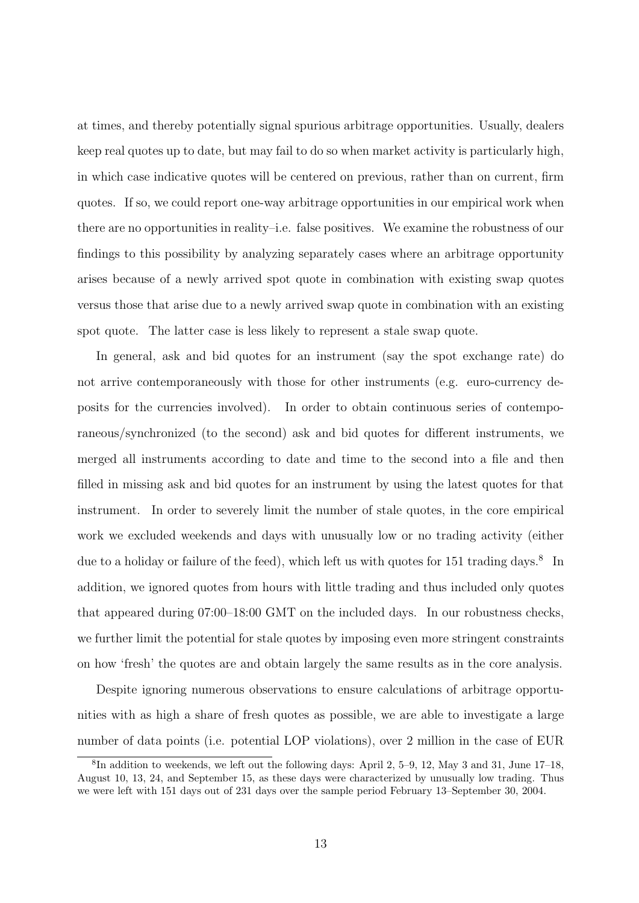at times, and thereby potentially signal spurious arbitrage opportunities. Usually, dealers keep real quotes up to date, but may fail to do so when market activity is particularly high, in which case indicative quotes will be centered on previous, rather than on current, firm quotes. If so, we could report one-way arbitrage opportunities in our empirical work when there are no opportunities in reality–i.e. false positives. We examine the robustness of our findings to this possibility by analyzing separately cases where an arbitrage opportunity arises because of a newly arrived spot quote in combination with existing swap quotes versus those that arise due to a newly arrived swap quote in combination with an existing spot quote. The latter case is less likely to represent a stale swap quote.

In general, ask and bid quotes for an instrument (say the spot exchange rate) do not arrive contemporaneously with those for other instruments (e.g. euro-currency deposits for the currencies involved). In order to obtain continuous series of contemporaneous/synchronized (to the second) ask and bid quotes for different instruments, we merged all instruments according to date and time to the second into a file and then filled in missing ask and bid quotes for an instrument by using the latest quotes for that instrument. In order to severely limit the number of stale quotes, in the core empirical work we excluded weekends and days with unusually low or no trading activity (either due to a holiday or failure of the feed), which left us with quotes for 151 trading days.[8] In addition, we ignored quotes from hours with little trading and thus included only quotes that appeared during 07:00–18:00 GMT on the included days. In our robustness checks, we further limit the potential for stale quotes by imposing even more stringent constraints on how 'fresh' the quotes are and obtain largely the same results as in the core analysis.

Despite ignoring numerous observations to ensure calculations of arbitrage opportunities with as high a share of fresh quotes as possible, we are able to investigate a large number of data points (i.e. potential LOP violations), over 2 million in the case of EUR

[8] In addition to weekends, we left out the following days: April 2, 5–9, 12, May 3 and 31, June 17–18, August 10, 13, 24, and September 15, as these days were characterized by unusually low trading. Thus we were left with 151 days out of 231 days over the sample period February 13–September 30, 2004.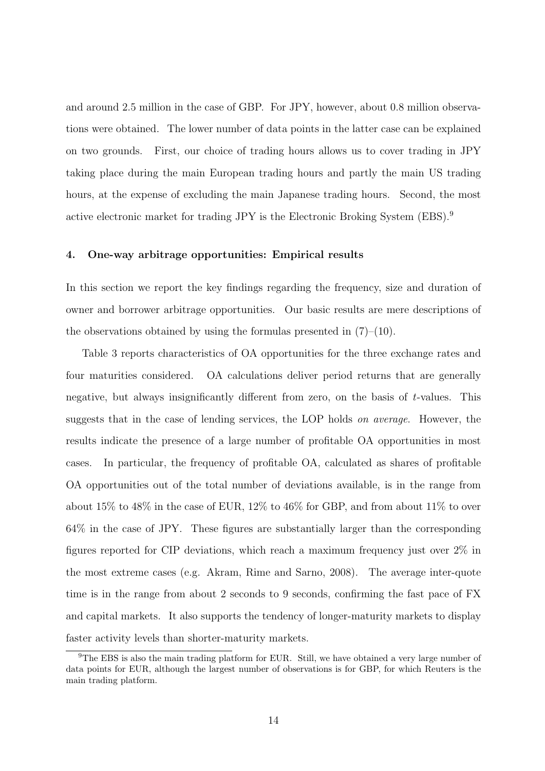and around 2.5 million in the case of GBP. For JPY, however, about 0.8 million observations were obtained. The lower number of data points in the latter case can be explained on two grounds. First, our choice of trading hours allows us to cover trading in JPY taking place during the main European trading hours and partly the main US trading hours, at the expense of excluding the main Japanese trading hours. Second, the most active electronic market for trading JPY is the Electronic Broking System (EBS).[9]

### 4. One-way arbitrage opportunities: Empirical results

In this section we report the key findings regarding the frequency, size and duration of owner and borrower arbitrage opportunities. Our basic results are mere descriptions of the observations obtained by using the formulas presented in (7)–(10).

Table 3 reports characteristics of OA opportunities for the three exchange rates and four maturities considered. OA calculations deliver period returns that are generally negative, but always insignificantly different from zero, on the basis of $t$-values. This suggests that in the case of lending services, the LOP holds *on average*. However, the results indicate the presence of a large number of profitable OA opportunities in most cases. In particular, the frequency of profitable OA, calculated as shares of profitable OA opportunities out of the total number of deviations available, is in the range from about 15% to 48% in the case of EUR, 12% to 46% for GBP, and from about 11% to over 64% in the case of JPY. These figures are substantially larger than the corresponding figures reported for CIP deviations, which reach a maximum frequency just over 2% in the most extreme cases (e.g. Akram, Rime and Sarno, 2008). The average inter-quote time is in the range from about 2 seconds to 9 seconds, confirming the fast pace of FX and capital markets. It also supports the tendency of longer-maturity markets to display faster activity levels than shorter-maturity markets.

[9] The EBS is also the main trading platform for EUR. Still, we have obtained a very large number of data points for EUR, although the largest number of observations is for GBP, for which Reuters is the main trading platform.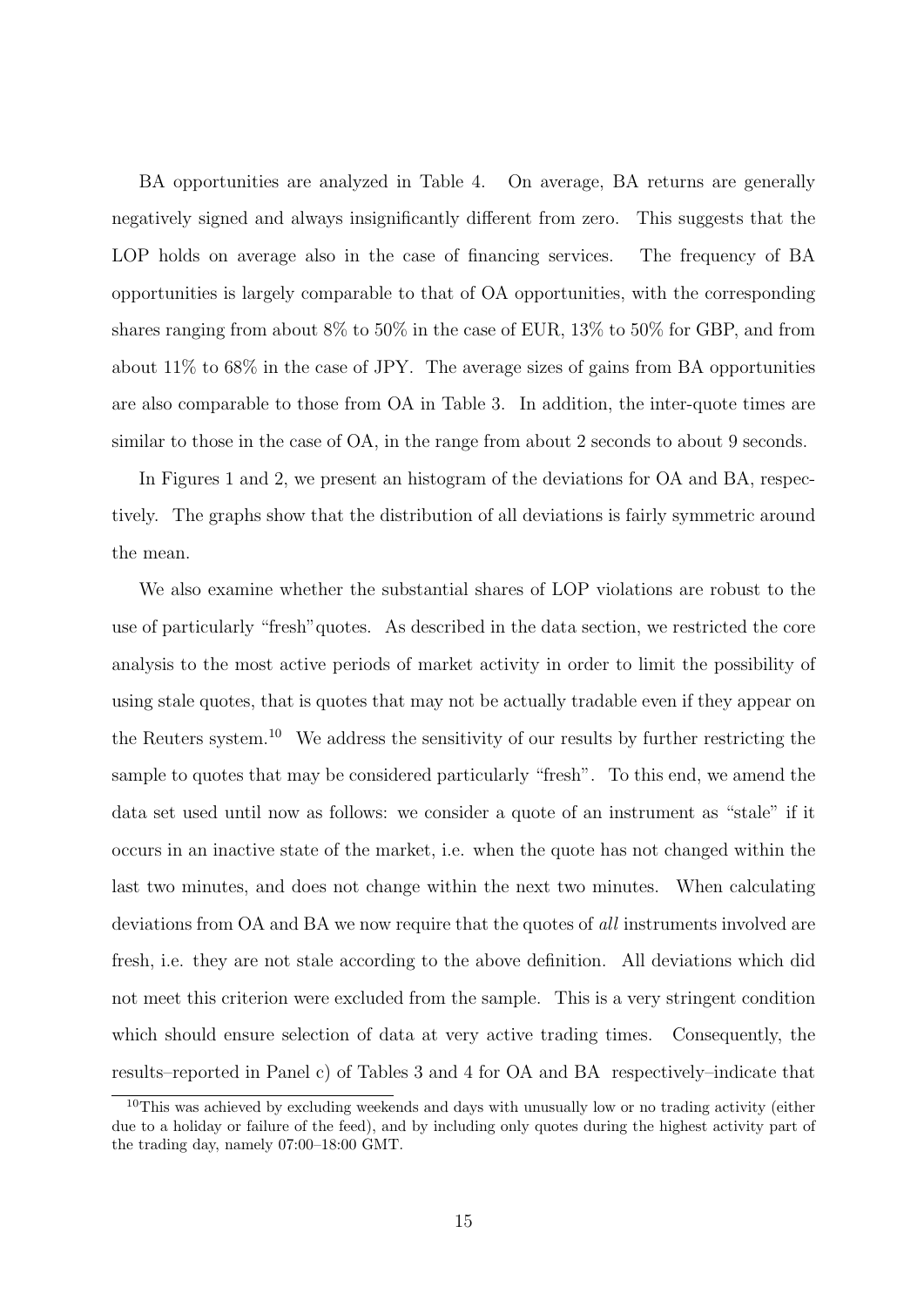BA opportunities are analyzed in Table 4. On average, BA returns are generally negatively signed and always insignificantly different from zero. This suggests that the LOP holds on average also in the case of financing services. The frequency of BA opportunities is largely comparable to that of OA opportunities, with the corresponding shares ranging from about 8% to 50% in the case of EUR, 13% to 50% for GBP, and from about 11% to 68% in the case of JPY. The average sizes of gains from BA opportunities are also comparable to those from OA in Table 3. In addition, the inter-quote times are similar to those in the case of OA, in the range from about 2 seconds to about 9 seconds.

In Figures 1 and 2, we present an histogram of the deviations for OA and BA, respectively. The graphs show that the distribution of all deviations is fairly symmetric around the mean.

We also examine whether the substantial shares of LOP violations are robust to the use of particularly "fresh" quotes. As described in the data section, we restricted the core analysis to the most active periods of market activity in order to limit the possibility of using stale quotes, that is quotes that may not be actually tradable even if they appear on the Reuters system.[10] We address the sensitivity of our results by further restricting the sample to quotes that may be considered particularly "fresh". To this end, we amend the data set used until now as follows: we consider a quote of an instrument as "stale" if it occurs in an inactive state of the market, i.e. when the quote has not changed within the last two minutes, and does not change within the next two minutes. When calculating deviations from OA and BA we now require that the quotes of *all* instruments involved are fresh, i.e. they are not stale according to the above definition. All deviations which did not meet this criterion were excluded from the sample. This is a very stringent condition which should ensure selection of data at very active trading times. Consequently, the results–reported in Panel c) of Tables 3 and 4 for OA and BA respectively–indicate that

[10] This was achieved by excluding weekends and days with unusually low or no trading activity (either due to a holiday or failure of the feed), and by including only quotes during the highest activity part of the trading day, namely 07:00–18:00 GMT.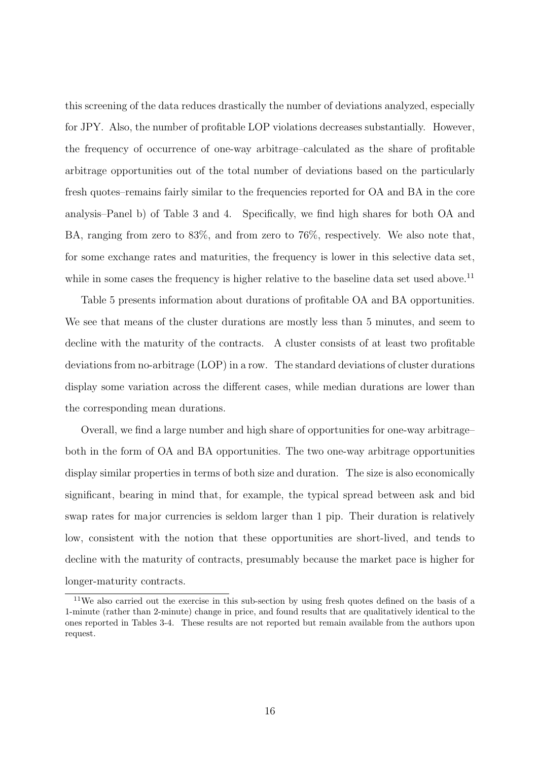this screening of the data reduces drastically the number of deviations analyzed, especially for JPY. Also, the number of profitable LOP violations decreases substantially. However, the frequency of occurrence of one-way arbitrage–calculated as the share of profitable arbitrage opportunities out of the total number of deviations based on the particularly fresh quotes–remains fairly similar to the frequencies reported for OA and BA in the core analysis–Panel b) of Table 3 and 4. Specifically, we find high shares for both OA and BA, ranging from zero to 83%, and from zero to 76%, respectively. We also note that, for some exchange rates and maturities, the frequency is lower in this selective data set, while in some cases the frequency is higher relative to the baseline data set used above.[11]

Table 5 presents information about durations of profitable OA and BA opportunities. We see that means of the cluster durations are mostly less than 5 minutes, and seem to decline with the maturity of the contracts. A cluster consists of at least two profitable deviations from no-arbitrage (LOP) in a row. The standard deviations of cluster durations display some variation across the different cases, while median durations are lower than the corresponding mean durations.

Overall, we find a large number and high share of opportunities for one-way arbitrage–both in the form of OA and BA opportunities. The two one-way arbitrage opportunities display similar properties in terms of both size and duration. The size is also economically significant, bearing in mind that, for example, the typical spread between ask and bid swap rates for major currencies is seldom larger than 1 pip. Their duration is relatively low, consistent with the notion that these opportunities are short-lived, and tends to decline with the maturity of contracts, presumably because the market pace is higher for longer-maturity contracts.

[11] We also carried out the exercise in this sub-section by using fresh quotes defined on the basis of a 1-minute (rather than 2-minute) change in price, and found results that are qualitatively identical to the ones reported in Tables 3-4. These results are not reported but remain available from the authors upon request.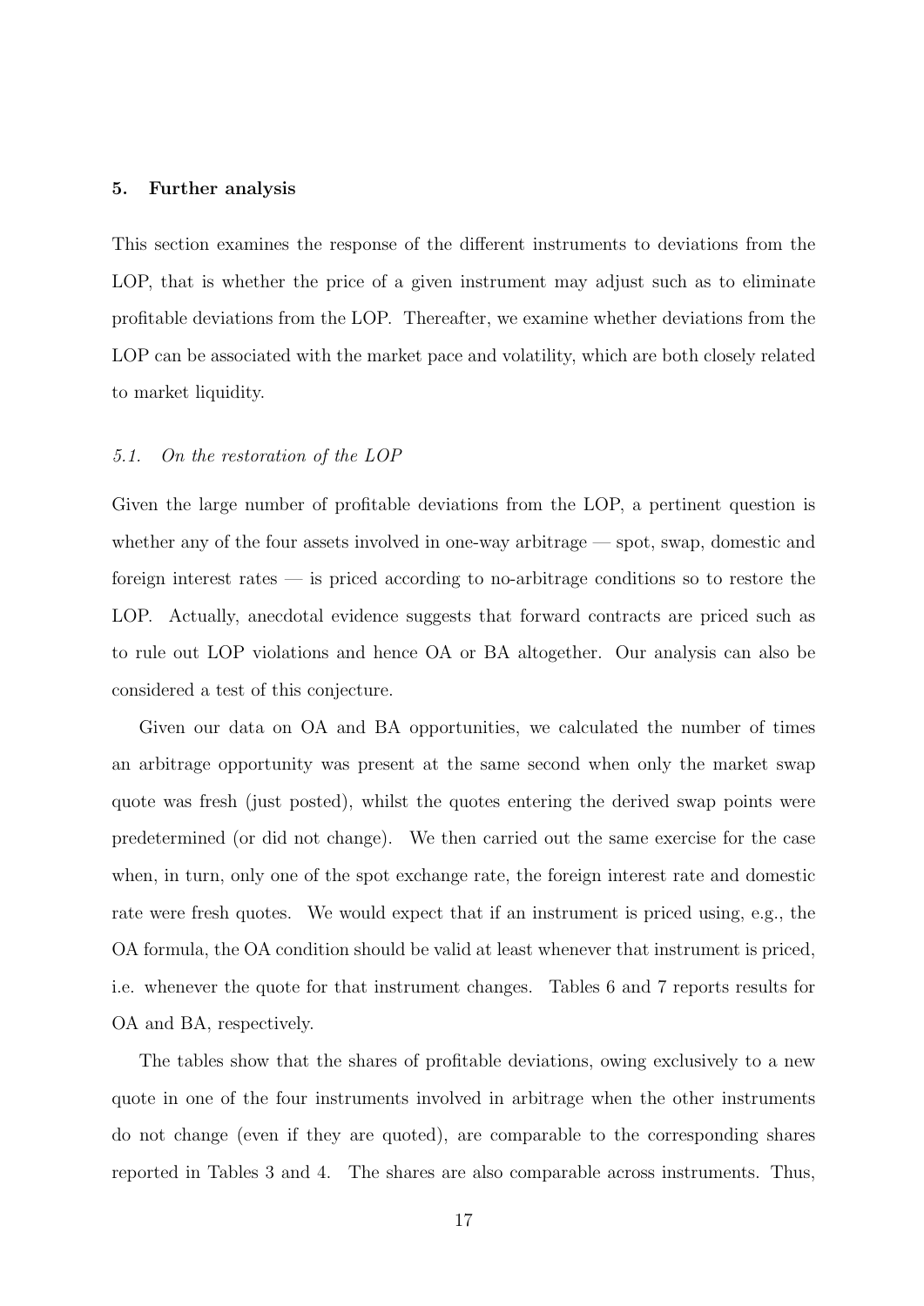## 5. Further analysis

This section examines the response of the different instruments to deviations from the LOP, that is whether the price of a given instrument may adjust such as to eliminate profitable deviations from the LOP. Thereafter, we examine whether deviations from the LOP can be associated with the market pace and volatility, which are both closely related to market liquidity.

### *5.1. On the restoration of the LOP*

Given the large number of profitable deviations from the LOP, a pertinent question is whether any of the four assets involved in one-way arbitrage — spot, swap, domestic and foreign interest rates — is priced according to no-arbitrage conditions so to restore the LOP. Actually, anecdotal evidence suggests that forward contracts are priced such as to rule out LOP violations and hence OA or BA altogether. Our analysis can also be considered a test of this conjecture.

Given our data on OA and BA opportunities, we calculated the number of times an arbitrage opportunity was present at the same second when only the market swap quote was fresh (just posted), whilst the quotes entering the derived swap points were predetermined (or did not change). We then carried out the same exercise for the case when, in turn, only one of the spot exchange rate, the foreign interest rate and domestic rate were fresh quotes. We would expect that if an instrument is priced using, e.g., the OA formula, the OA condition should be valid at least whenever that instrument is priced, i.e. whenever the quote for that instrument changes. Tables 6 and 7 reports results for OA and BA, respectively.

The tables show that the shares of profitable deviations, owing exclusively to a new quote in one of the four instruments involved in arbitrage when the other instruments do not change (even if they are quoted), are comparable to the corresponding shares reported in Tables 3 and 4. The shares are also comparable across instruments. Thus,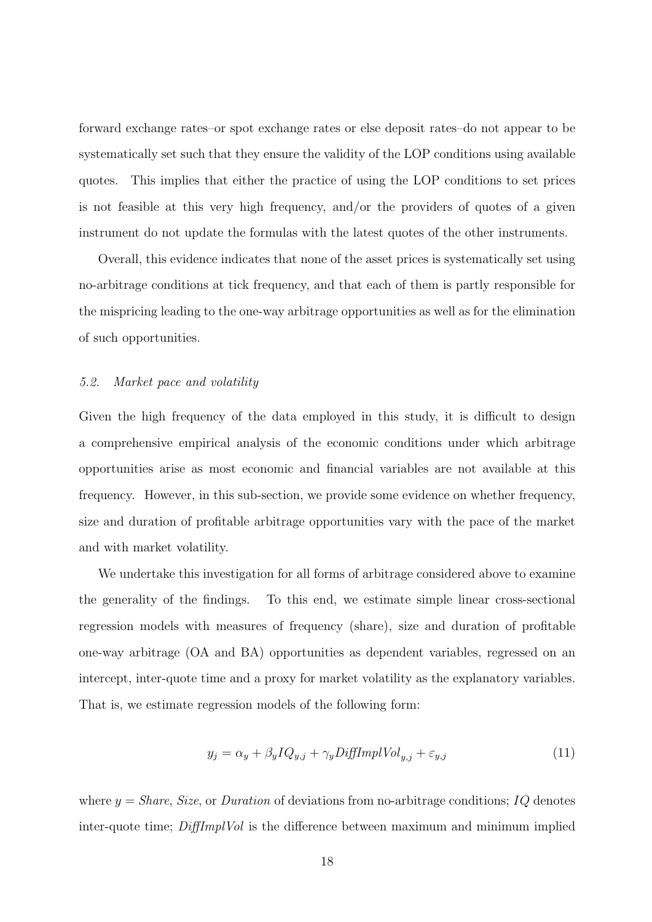forward exchange rates–or spot exchange rates or else deposit rates–do not appear to be systematically set such that they ensure the validity of the LOP conditions using available quotes. This implies that either the practice of using the LOP conditions to set prices is not feasible at this very high frequency, and/or the providers of quotes of a given instrument do not update the formulas with the latest quotes of the other instruments.

Overall, this evidence indicates that none of the asset prices is systematically set using no-arbitrage conditions at tick frequency, and that each of them is partly responsible for the mispricing leading to the one-way arbitrage opportunities as well as for the elimination of such opportunities.

### *5.2. Market pace and volatility*

Given the high frequency of the data employed in this study, it is difficult to design a comprehensive empirical analysis of the economic conditions under which arbitrage opportunities arise as most economic and financial variables are not available at this frequency. However, in this sub-section, we provide some evidence on whether frequency, size and duration of profitable arbitrage opportunities vary with the pace of the market and with market volatility.

We undertake this investigation for all forms of arbitrage considered above to examine the generality of the findings. To this end, we estimate simple linear cross-sectional regression models with measures of frequency (share), size and duration of profitable one-way arbitrage (OA and BA) opportunities as dependent variables, regressed on an intercept, inter-quote time and a proxy for market volatility as the explanatory variables. That is, we estimate regression models of the following form:

$$y_j = \alpha_y + \beta_y IQ_{y,j} + \gamma_y DiffImplVol_{y,j} + \varepsilon_{y,j} \tag{11}$$

where $y =$ *Share*, *Size*, or *Duration* of deviations from no-arbitrage conditions; $IQ$ denotes inter-quote time; *DiffImplVol* is the difference between maximum and minimum implied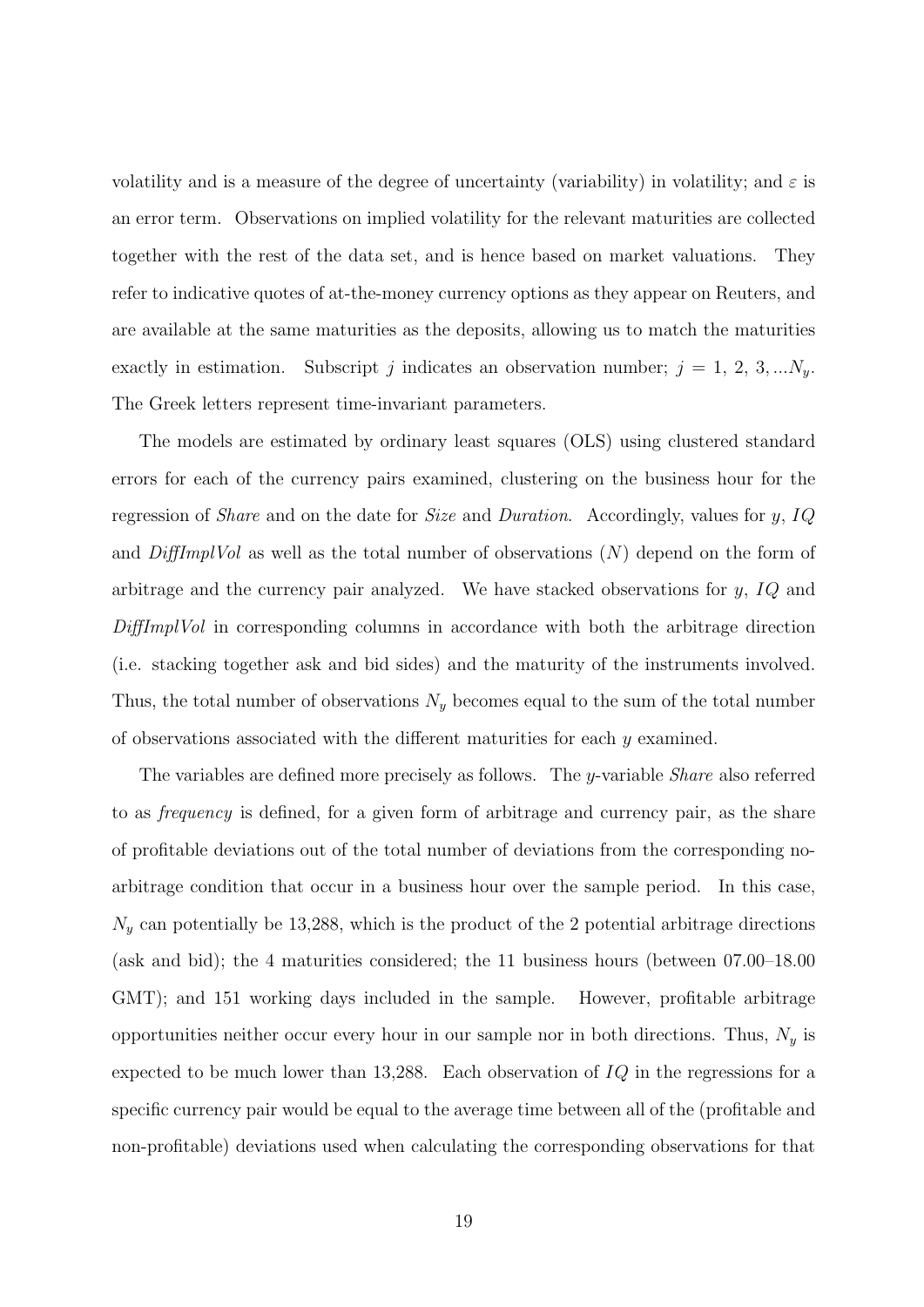volatility and is a measure of the degree of uncertainty (variability) in volatility; and $\varepsilon$ is an error term. Observations on implied volatility for the relevant maturities are collected together with the rest of the data set, and is hence based on market valuations. They refer to indicative quotes of at-the-money currency options as they appear on Reuters, and are available at the same maturities as the deposits, allowing us to match the maturities exactly in estimation. Subscript $j$ indicates an observation number; $j = 1, 2, 3, ...N_y$. The Greek letters represent time-invariant parameters.

The models are estimated by ordinary least squares (OLS) using clustered standard errors for each of the currency pairs examined, clustering on the business hour for the regression of *Share* and on the date for *Size* and *Duration*. Accordingly, values for $y$, $IQ$ and *DiffImplVol* as well as the total number of observations ($N$) depend on the form of arbitrage and the currency pair analyzed. We have stacked observations for $y$, $IQ$ and *DiffImplVol* in corresponding columns in accordance with both the arbitrage direction (i.e. stacking together ask and bid sides) and the maturity of the instruments involved. Thus, the total number of observations $N_y$ becomes equal to the sum of the total number of observations associated with the different maturities for each $y$ examined.

The variables are defined more precisely as follows. The $y$-variable *Share* also referred to as *frequency* is defined, for a given form of arbitrage and currency pair, as the share of profitable deviations out of the total number of deviations from the corresponding no-arbitrage condition that occur in a business hour over the sample period. In this case, $N_y$ can potentially be 13,288, which is the product of the 2 potential arbitrage directions (ask and bid); the 4 maturities considered; the 11 business hours (between 07.00–18.00 GMT); and 151 working days included in the sample. However, profitable arbitrage opportunities neither occur every hour in our sample nor in both directions. Thus, $N_y$ is expected to be much lower than 13,288. Each observation of $IQ$ in the regressions for a specific currency pair would be equal to the average time between all of the (profitable and non-profitable) deviations used when calculating the corresponding observations for that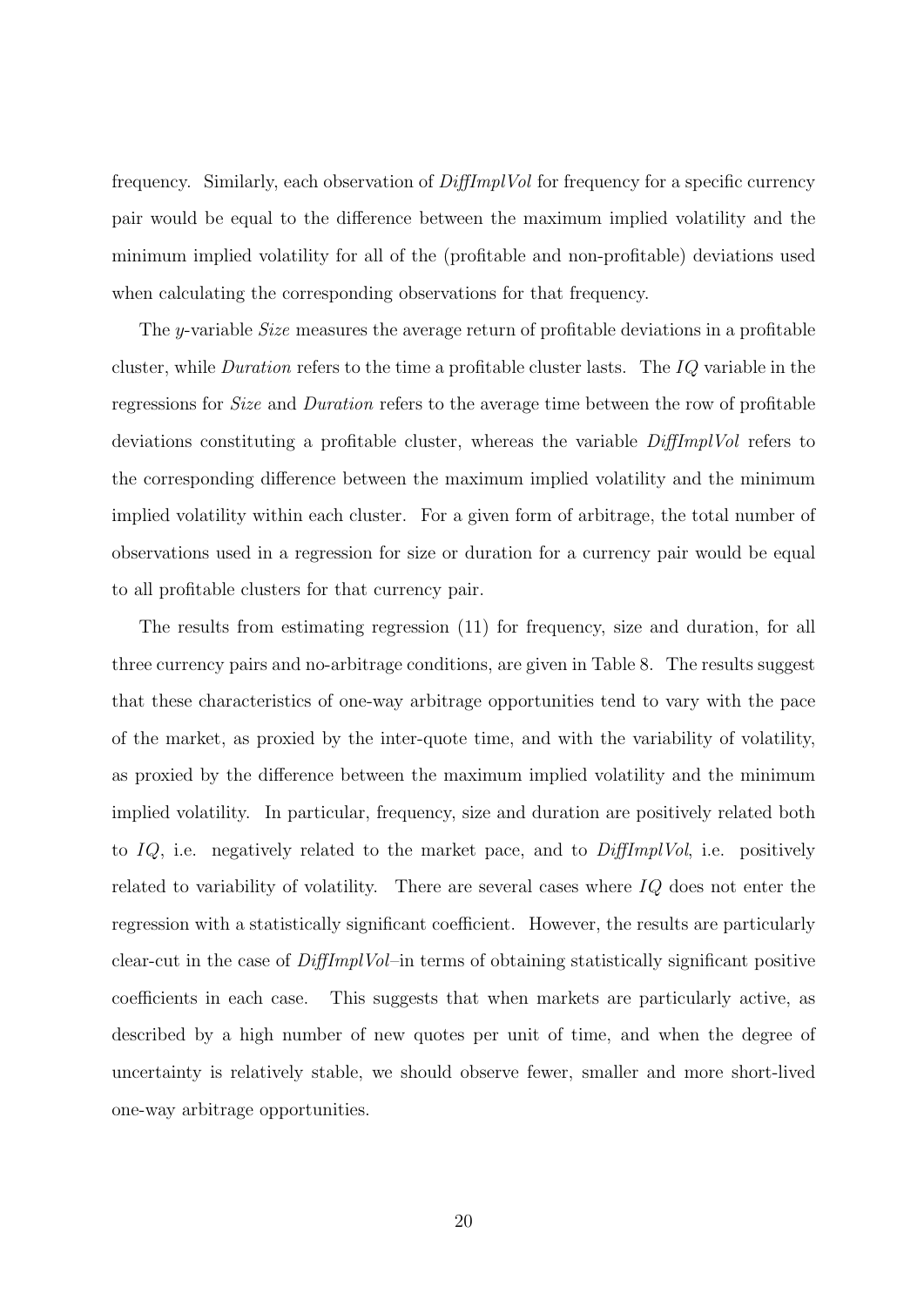frequency. Similarly, each observation of *DiffImplVol* for frequency for a specific currency pair would be equal to the difference between the maximum implied volatility and the minimum implied volatility for all of the (profitable and non-profitable) deviations used when calculating the corresponding observations for that frequency.

The *y*-variable *Size* measures the average return of profitable deviations in a profitable cluster, while *Duration* refers to the time a profitable cluster lasts. The *IQ* variable in the regressions for *Size* and *Duration* refers to the average time between the row of profitable deviations constituting a profitable cluster, whereas the variable *DiffImplVol* refers to the corresponding difference between the maximum implied volatility and the minimum implied volatility within each cluster. For a given form of arbitrage, the total number of observations used in a regression for size or duration for a currency pair would be equal to all profitable clusters for that currency pair.

The results from estimating regression (11) for frequency, size and duration, for all three currency pairs and no-arbitrage conditions, are given in Table 8. The results suggest that these characteristics of one-way arbitrage opportunities tend to vary with the pace of the market, as proxied by the inter-quote time, and with the variability of volatility, as proxied by the difference between the maximum implied volatility and the minimum implied volatility. In particular, frequency, size and duration are positively related both to *IQ*, i.e. negatively related to the market pace, and to *DiffImplVol*, i.e. positively related to variability of volatility. There are several cases where *IQ* does not enter the regression with a statistically significant coefficient. However, the results are particularly clear-cut in the case of *DiffImplVol*–in terms of obtaining statistically significant positive coefficients in each case. This suggests that when markets are particularly active, as described by a high number of new quotes per unit of time, and when the degree of uncertainty is relatively stable, we should observe fewer, smaller and more short-lived one-way arbitrage opportunities.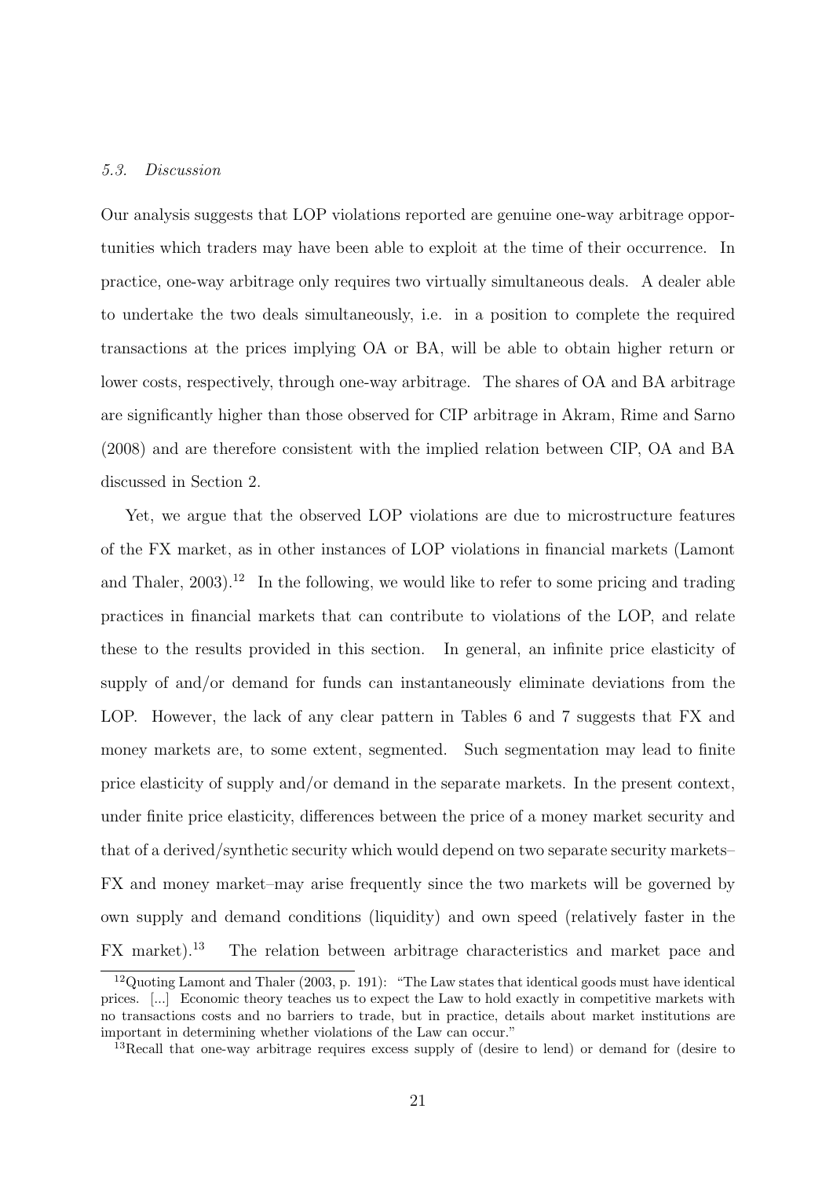### 5.3. Discussion

Our analysis suggests that LOP violations reported are genuine one-way arbitrage opportunities which traders may have been able to exploit at the time of their occurrence. In practice, one-way arbitrage only requires two virtually simultaneous deals. A dealer able to undertake the two deals simultaneously, i.e. in a position to complete the required transactions at the prices implying OA or BA, will be able to obtain higher return or lower costs, respectively, through one-way arbitrage. The shares of OA and BA arbitrage are significantly higher than those observed for CIP arbitrage in Akram, Rime and Sarno (2008) and are therefore consistent with the implied relation between CIP, OA and BA discussed in Section 2.

Yet, we argue that the observed LOP violations are due to microstructure features of the FX market, as in other instances of LOP violations in financial markets (Lamont and Thaler, 2003).[12] In the following, we would like to refer to some pricing and trading practices in financial markets that can contribute to violations of the LOP, and relate these to the results provided in this section. In general, an infinite price elasticity of supply of and/or demand for funds can instantaneously eliminate deviations from the LOP. However, the lack of any clear pattern in Tables 6 and 7 suggests that FX and money markets are, to some extent, segmented. Such segmentation may lead to finite price elasticity of supply and/or demand in the separate markets. In the present context, under finite price elasticity, differences between the price of a money market security and that of a derived/synthetic security which would depend on two separate security markets– FX and money market–may arise frequently since the two markets will be governed by own supply and demand conditions (liquidity) and own speed (relatively faster in the FX market).[13] The relation between arbitrage characteristics and market pace and

---

[12] Quoting Lamont and Thaler (2003, p. 191): "The Law states that identical goods must have identical prices. [...] Economic theory teaches us to expect the Law to hold exactly in competitive markets with no transactions costs and no barriers to trade, but in practice, details about market institutions are important in determining whether violations of the Law can occur."

[13] Recall that one-way arbitrage requires excess supply of (desire to lend) or demand for (desire to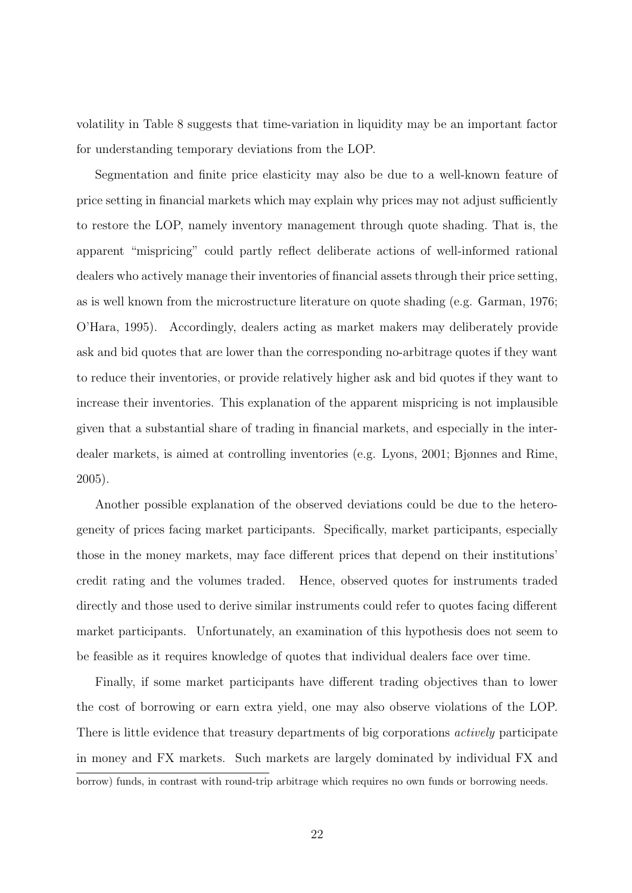volatility in Table 8 suggests that time-variation in liquidity may be an important factor for understanding temporary deviations from the LOP.

Segmentation and finite price elasticity may also be due to a well-known feature of price setting in financial markets which may explain why prices may not adjust sufficiently to restore the LOP, namely inventory management through quote shading. That is, the apparent "mispricing" could partly reflect deliberate actions of well-informed rational dealers who actively manage their inventories of financial assets through their price setting, as is well known from the microstructure literature on quote shading (e.g. Garman, 1976; O'Hara, 1995). Accordingly, dealers acting as market makers may deliberately provide ask and bid quotes that are lower than the corresponding no-arbitrage quotes if they want to reduce their inventories, or provide relatively higher ask and bid quotes if they want to increase their inventories. This explanation of the apparent mispricing is not implausible given that a substantial share of trading in financial markets, and especially in the inter-dealer markets, is aimed at controlling inventories (e.g. Lyons, 2001; Bjønnes and Rime, 2005).

Another possible explanation of the observed deviations could be due to the heterogeneity of prices facing market participants. Specifically, market participants, especially those in the money markets, may face different prices that depend on their institutions' credit rating and the volumes traded. Hence, observed quotes for instruments traded directly and those used to derive similar instruments could refer to quotes facing different market participants. Unfortunately, an examination of this hypothesis does not seem to be feasible as it requires knowledge of quotes that individual dealers face over time.

Finally, if some market participants have different trading objectives than to lower the cost of borrowing or earn extra yield, one may also observe violations of the LOP. There is little evidence that treasury departments of big corporations *actively* participate in money and FX markets. Such markets are largely dominated by individual FX and

borrow) funds, in contrast with round-trip arbitrage which requires no own funds or borrowing needs.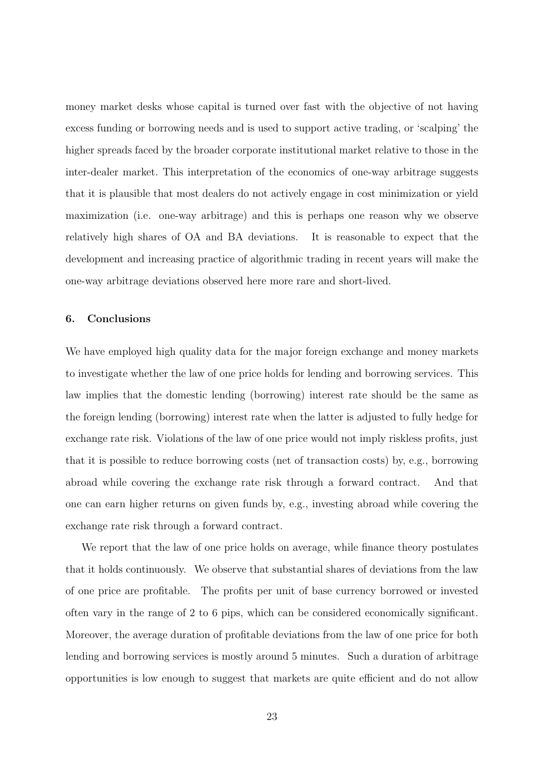money market desks whose capital is turned over fast with the objective of not having excess funding or borrowing needs and is used to support active trading, or 'scalping' the higher spreads faced by the broader corporate institutional market relative to those in the inter-dealer market. This interpretation of the economics of one-way arbitrage suggests that it is plausible that most dealers do not actively engage in cost minimization or yield maximization (i.e. one-way arbitrage) and this is perhaps one reason why we observe relatively high shares of OA and BA deviations. It is reasonable to expect that the development and increasing practice of algorithmic trading in recent years will make the one-way arbitrage deviations observed here more rare and short-lived.

## 6. Conclusions

We have employed high quality data for the major foreign exchange and money markets to investigate whether the law of one price holds for lending and borrowing services. This law implies that the domestic lending (borrowing) interest rate should be the same as the foreign lending (borrowing) interest rate when the latter is adjusted to fully hedge for exchange rate risk. Violations of the law of one price would not imply riskless profits, just that it is possible to reduce borrowing costs (net of transaction costs) by, e.g., borrowing abroad while covering the exchange rate risk through a forward contract. And that one can earn higher returns on given funds by, e.g., investing abroad while covering the exchange rate risk through a forward contract.

We report that the law of one price holds on average, while finance theory postulates that it holds continuously. We observe that substantial shares of deviations from the law of one price are profitable. The profits per unit of base currency borrowed or invested often vary in the range of 2 to 6 pips, which can be considered economically significant. Moreover, the average duration of profitable deviations from the law of one price for both lending and borrowing services is mostly around 5 minutes. Such a duration of arbitrage opportunities is low enough to suggest that markets are quite efficient and do not allow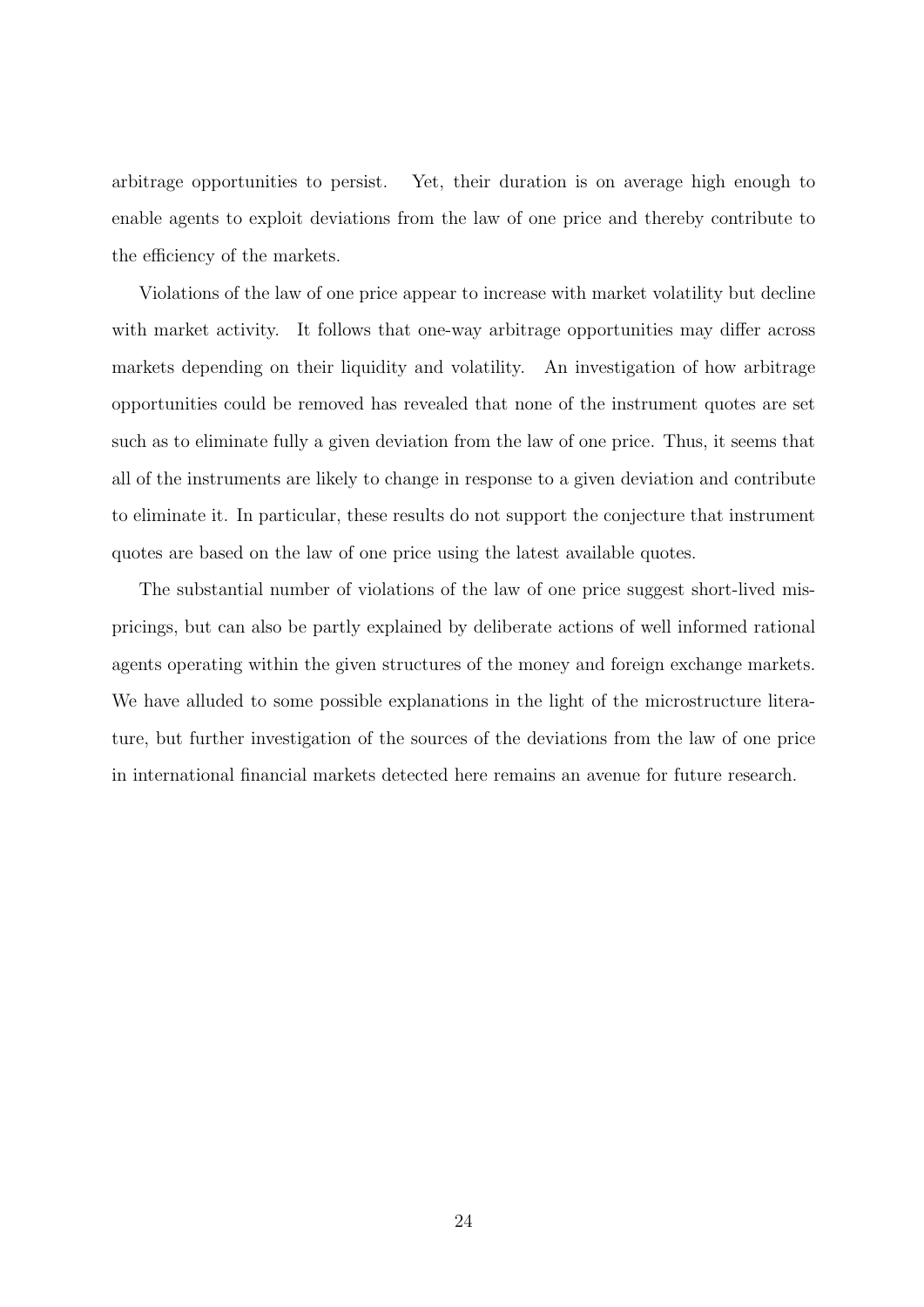arbitrage opportunities to persist. Yet, their duration is on average high enough to enable agents to exploit deviations from the law of one price and thereby contribute to the efficiency of the markets.

Violations of the law of one price appear to increase with market volatility but decline with market activity. It follows that one-way arbitrage opportunities may differ across markets depending on their liquidity and volatility. An investigation of how arbitrage opportunities could be removed has revealed that none of the instrument quotes are set such as to eliminate fully a given deviation from the law of one price. Thus, it seems that all of the instruments are likely to change in response to a given deviation and contribute to eliminate it. In particular, these results do not support the conjecture that instrument quotes are based on the law of one price using the latest available quotes.

The substantial number of violations of the law of one price suggest short-lived mispricings, but can also be partly explained by deliberate actions of well informed rational agents operating within the given structures of the money and foreign exchange markets. We have alluded to some possible explanations in the light of the microstructure literature, but further investigation of the sources of the deviations from the law of one price in international financial markets detected here remains an avenue for future research.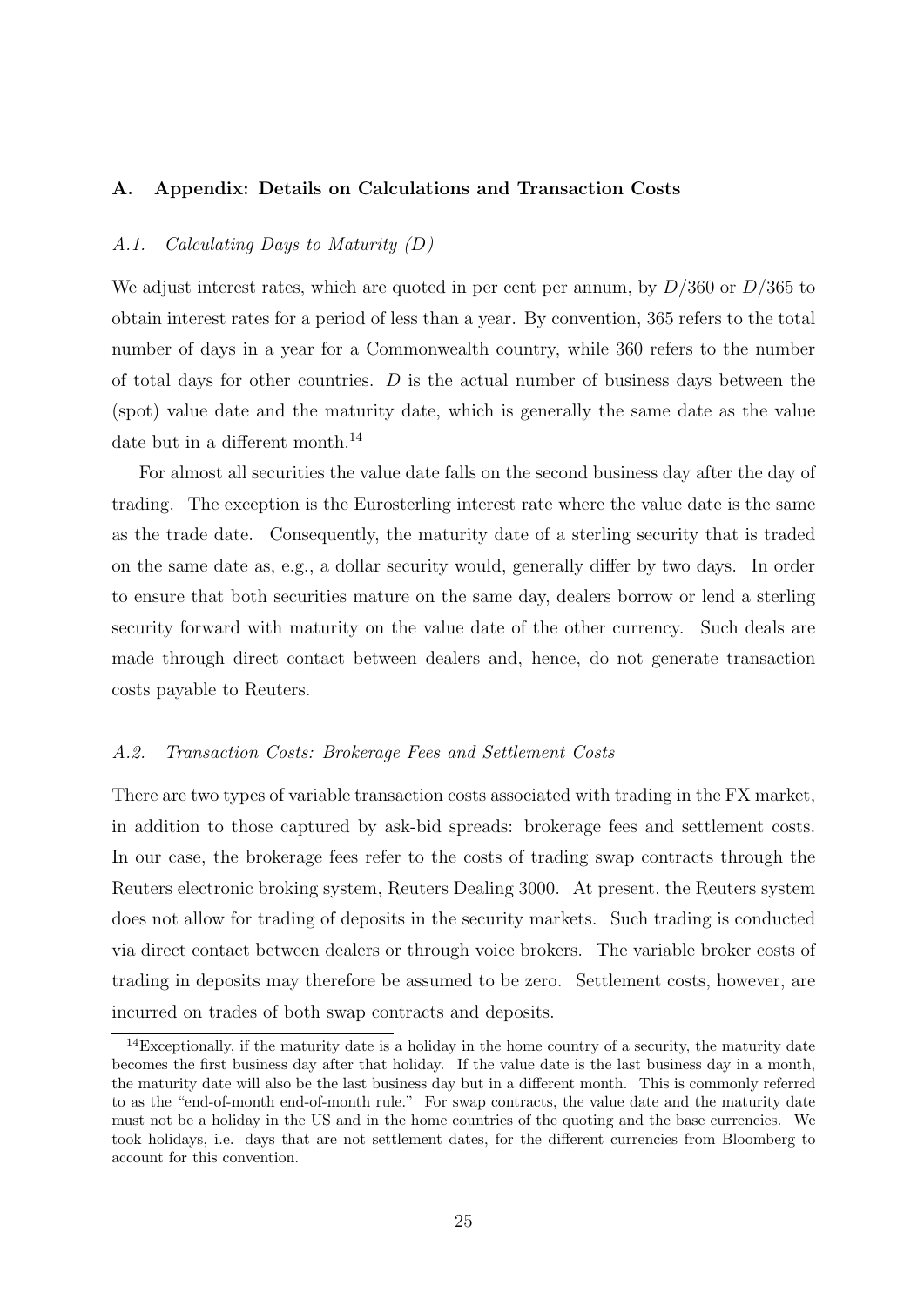## A. Appendix: Details on Calculations and Transaction Costs

### *A.1. Calculating Days to Maturity (D)*

We adjust interest rates, which are quoted in per cent per annum, by $D/360$ or $D/365$ to obtain interest rates for a period of less than a year. By convention, 365 refers to the total number of days in a year for a Commonwealth country, while 360 refers to the number of total days for other countries. $D$ is the actual number of business days between the (spot) value date and the maturity date, which is generally the same date as the value date but in a different month.[14]

For almost all securities the value date falls on the second business day after the day of trading. The exception is the Eurosterling interest rate where the value date is the same as the trade date. Consequently, the maturity date of a sterling security that is traded on the same date as, e.g., a dollar security would, generally differ by two days. In order to ensure that both securities mature on the same day, dealers borrow or lend a sterling security forward with maturity on the value date of the other currency. Such deals are made through direct contact between dealers and, hence, do not generate transaction costs payable to Reuters.

### *A.2. Transaction Costs: Brokerage Fees and Settlement Costs*

There are two types of variable transaction costs associated with trading in the FX market, in addition to those captured by ask-bid spreads: brokerage fees and settlement costs. In our case, the brokerage fees refer to the costs of trading swap contracts through the Reuters electronic broking system, Reuters Dealing 3000. At present, the Reuters system does not allow for trading of deposits in the security markets. Such trading is conducted via direct contact between dealers or through voice brokers. The variable broker costs of trading in deposits may therefore be assumed to be zero. Settlement costs, however, are incurred on trades of both swap contracts and deposits.

[14]Exceptionally, if the maturity date is a holiday in the home country of a security, the maturity date becomes the first business day after that holiday. If the value date is the last business day in a month, the maturity date will also be the last business day but in a different month. This is commonly referred to as the "end-of-month end-of-month rule." For swap contracts, the value date and the maturity date must not be a holiday in the US and in the home countries of the quoting and the base currencies. We took holidays, i.e. days that are not settlement dates, for the different currencies from Bloomberg to account for this convention.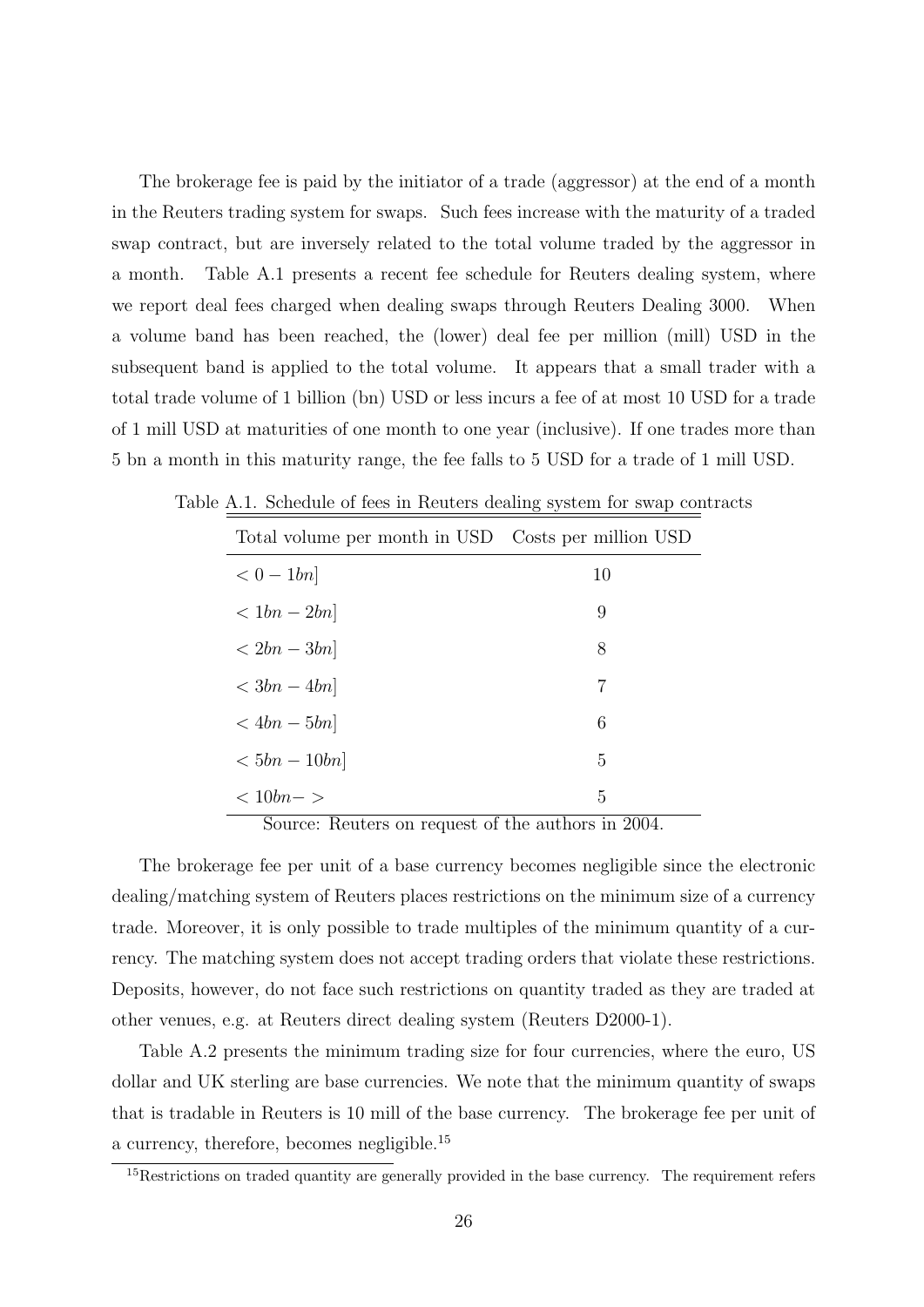The brokerage fee is paid by the initiator of a trade (aggressor) at the end of a month in the Reuters trading system for swaps. Such fees increase with the maturity of a traded swap contract, but are inversely related to the total volume traded by the aggressor in a month. Table A.1 presents a recent fee schedule for Reuters dealing system, where we report deal fees charged when dealing swaps through Reuters Dealing 3000. When a volume band has been reached, the (lower) deal fee per million (mill) USD in the subsequent band is applied to the total volume. It appears that a small trader with a total trade volume of 1 billion (bn) USD or less incurs a fee of at most 10 USD for a trade of 1 mill USD at maturities of one month to one year (inclusive). If one trades more than 5 bn a month in this maturity range, the fee falls to 5 USD for a trade of 1 mill USD.

Table A.1. Schedule of fees in Reuters dealing system for swap contracts

| Total volume per month in USD | Costs per million USD |
|---|---|
| $< 0 - 1bn]$ | 10 |
| $< 1bn - 2bn]$ | 9 |
| $< 2bn - 3bn]$ | 8 |
| $< 3bn - 4bn]$ | 7 |
| $< 4bn - 5bn]$ | 6 |
| $< 5bn - 10bn]$ | 5 |
| $< 10bn- >$ | 5 |

Source: Reuters on request of the authors in 2004.

The brokerage fee per unit of a base currency becomes negligible since the electronic dealing/matching system of Reuters places restrictions on the minimum size of a currency trade. Moreover, it is only possible to trade multiples of the minimum quantity of a currency. The matching system does not accept trading orders that violate these restrictions. Deposits, however, do not face such restrictions on quantity traded as they are traded at other venues, e.g. at Reuters direct dealing system (Reuters D2000-1).

Table A.2 presents the minimum trading size for four currencies, where the euro, US dollar and UK sterling are base currencies. We note that the minimum quantity of swaps that is tradable in Reuters is 10 mill of the base currency. The brokerage fee per unit of a currency, therefore, becomes negligible.[15]

[15] Restrictions on traded quantity are generally provided in the base currency. The requirement refers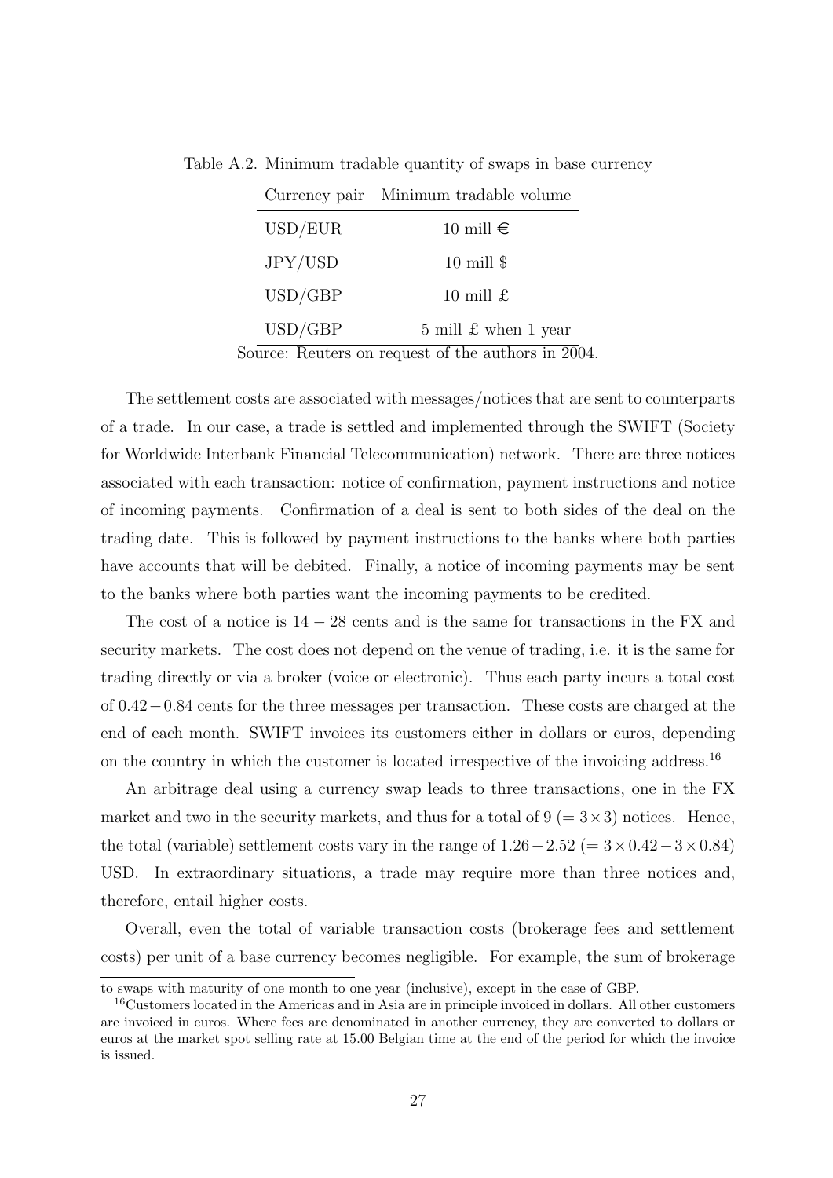Table A.2. Minimum tradable quantity of swaps in base currency

| Currency pair | Minimum tradable volume |
|---|---|
| USD/EUR | 10 mill € |
| JPY/USD | 10 mill $ |
| USD/GBP | 10 mill £ |
| USD/GBP | 5 mill £ when 1 year |

Source: Reuters on request of the authors in 2004.

The settlement costs are associated with messages/notices that are sent to counterparts of a trade. In our case, a trade is settled and implemented through the SWIFT (Society for Worldwide Interbank Financial Telecommunication) network. There are three notices associated with each transaction: notice of confirmation, payment instructions and notice of incoming payments. Confirmation of a deal is sent to both sides of the deal on the trading date. This is followed by payment instructions to the banks where both parties have accounts that will be debited. Finally, a notice of incoming payments may be sent to the banks where both parties want the incoming payments to be credited.

The cost of a notice is $14 - 28$ cents and is the same for transactions in the FX and security markets. The cost does not depend on the venue of trading, i.e. it is the same for trading directly or via a broker (voice or electronic). Thus each party incurs a total cost of $0.42 - 0.84$ cents for the three messages per transaction. These costs are charged at the end of each month. SWIFT invoices its customers either in dollars or euros, depending on the country in which the customer is located irrespective of the invoicing address.[16]

An arbitrage deal using a currency swap leads to three transactions, one in the FX market and two in the security markets, and thus for a total of $9\ (= 3 \times 3)$ notices. Hence, the total (variable) settlement costs vary in the range of $1.26 - 2.52\ (= 3 \times 0.42 - 3 \times 0.84)$ USD. In extraordinary situations, a trade may require more than three notices and, therefore, entail higher costs.

Overall, even the total of variable transaction costs (brokerage fees and settlement costs) per unit of a base currency becomes negligible. For example, the sum of brokerage

to swaps with maturity of one month to one year (inclusive), except in the case of GBP.

[16] Customers located in the Americas and in Asia are in principle invoiced in dollars. All other customers are invoiced in euros. Where fees are denominated in another currency, they are converted to dollars or euros at the market spot selling rate at 15.00 Belgian time at the end of the period for which the invoice is issued.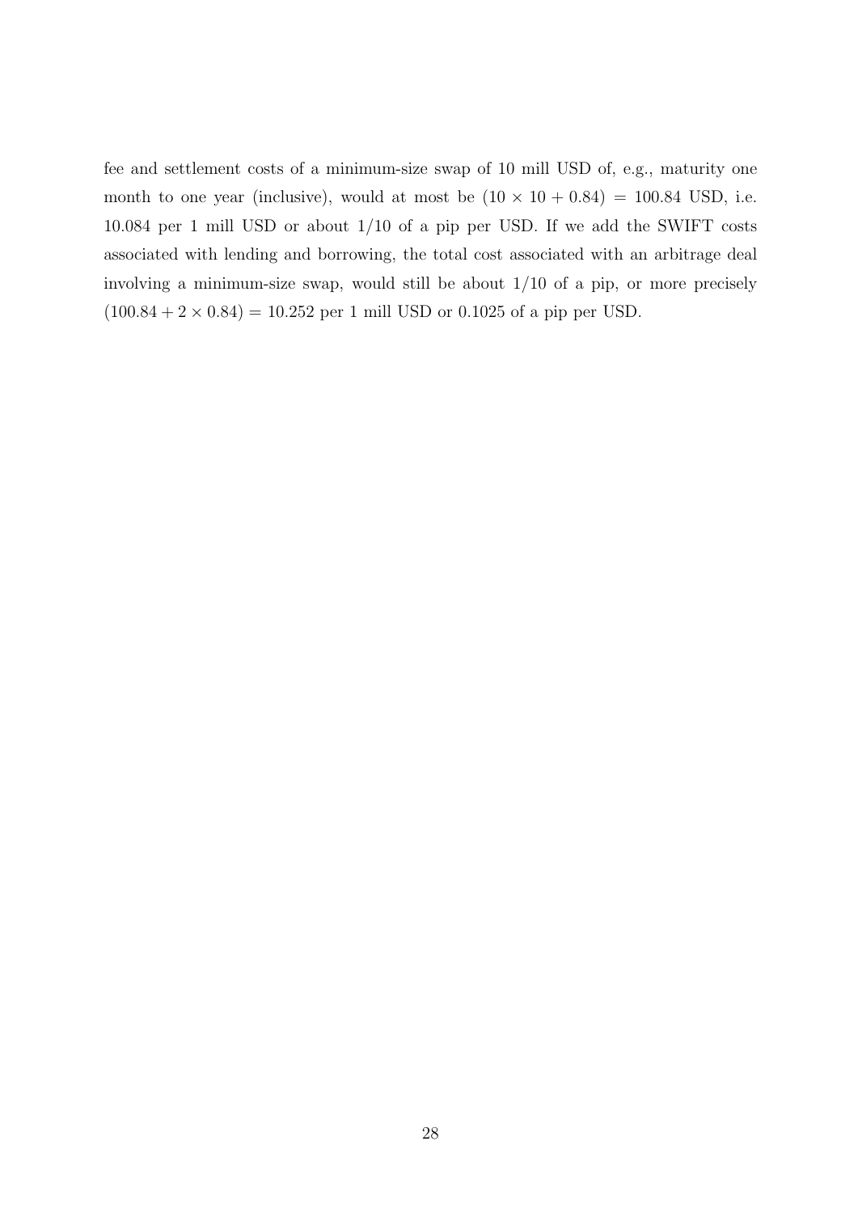fee and settlement costs of a minimum-size swap of 10 mill USD of, e.g., maturity one month to one year (inclusive), would at most be $(10 \times 10 + 0.84) = 100.84$ USD, i.e. 10.084 per 1 mill USD or about 1/10 of a pip per USD. If we add the SWIFT costs associated with lending and borrowing, the total cost associated with an arbitrage deal involving a minimum-size swap, would still be about 1/10 of a pip, or more precisely $(100.84 + 2 \times 0.84) = 10.252$ per 1 mill USD or 0.1025 of a pip per USD.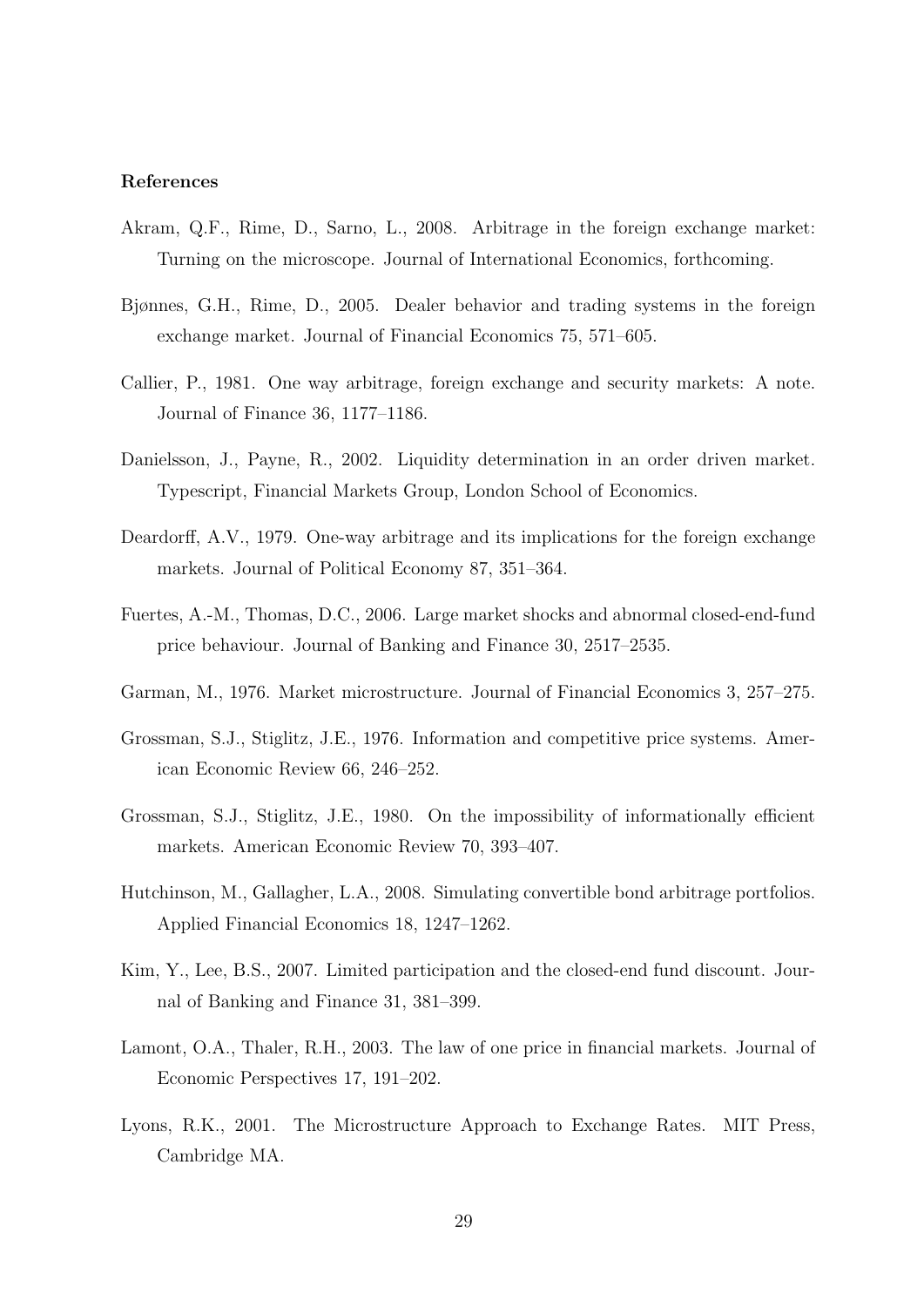### References

Akram, Q.F., Rime, D., Sarno, L., 2008. Arbitrage in the foreign exchange market: Turning on the microscope. Journal of International Economics, forthcoming.

Bjønnes, G.H., Rime, D., 2005. Dealer behavior and trading systems in the foreign exchange market. Journal of Financial Economics 75, 571–605.

Callier, P., 1981. One way arbitrage, foreign exchange and security markets: A note. Journal of Finance 36, 1177–1186.

Danielsson, J., Payne, R., 2002. Liquidity determination in an order driven market. Typescript, Financial Markets Group, London School of Economics.

Deardorff, A.V., 1979. One-way arbitrage and its implications for the foreign exchange markets. Journal of Political Economy 87, 351–364.

Fuertes, A.-M., Thomas, D.C., 2006. Large market shocks and abnormal closed-end-fund price behaviour. Journal of Banking and Finance 30, 2517–2535.

Garman, M., 1976. Market microstructure. Journal of Financial Economics 3, 257–275.

Grossman, S.J., Stiglitz, J.E., 1976. Information and competitive price systems. American Economic Review 66, 246–252.

Grossman, S.J., Stiglitz, J.E., 1980. On the impossibility of informationally efficient markets. American Economic Review 70, 393–407.

Hutchinson, M., Gallagher, L.A., 2008. Simulating convertible bond arbitrage portfolios. Applied Financial Economics 18, 1247–1262.

Kim, Y., Lee, B.S., 2007. Limited participation and the closed-end fund discount. Journal of Banking and Finance 31, 381–399.

Lamont, O.A., Thaler, R.H., 2003. The law of one price in financial markets. Journal of Economic Perspectives 17, 191–202.

Lyons, R.K., 2001. The Microstructure Approach to Exchange Rates. MIT Press, Cambridge MA.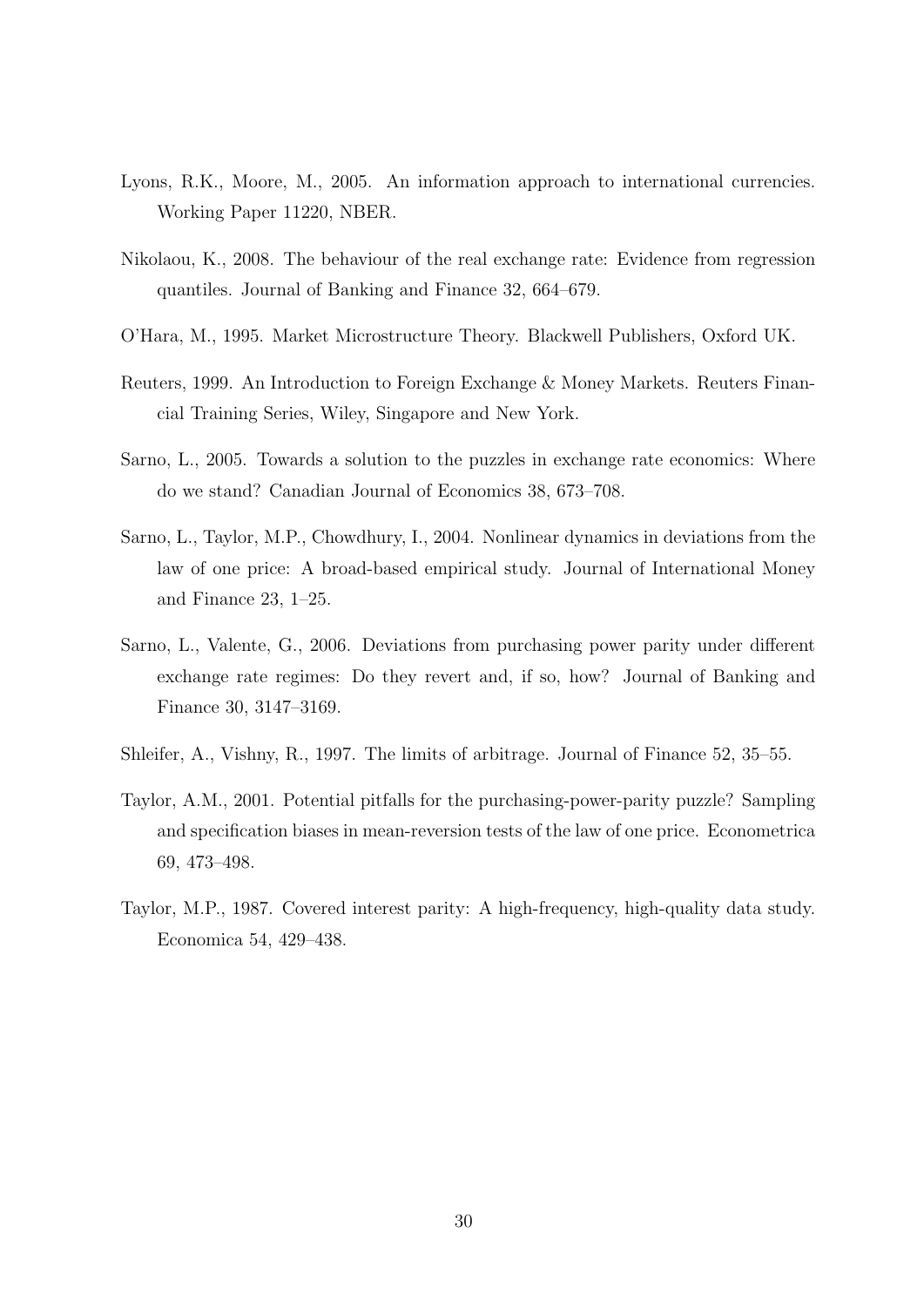Lyons, R.K., Moore, M., 2005. An information approach to international currencies. Working Paper 11220, NBER.

Nikolaou, K., 2008. The behaviour of the real exchange rate: Evidence from regression quantiles. Journal of Banking and Finance 32, 664–679.

O'Hara, M., 1995. Market Microstructure Theory. Blackwell Publishers, Oxford UK.

Reuters, 1999. An Introduction to Foreign Exchange & Money Markets. Reuters Financial Training Series, Wiley, Singapore and New York.

Sarno, L., 2005. Towards a solution to the puzzles in exchange rate economics: Where do we stand? Canadian Journal of Economics 38, 673–708.

Sarno, L., Taylor, M.P., Chowdhury, I., 2004. Nonlinear dynamics in deviations from the law of one price: A broad-based empirical study. Journal of International Money and Finance 23, 1–25.

Sarno, L., Valente, G., 2006. Deviations from purchasing power parity under different exchange rate regimes: Do they revert and, if so, how? Journal of Banking and Finance 30, 3147–3169.

Shleifer, A., Vishny, R., 1997. The limits of arbitrage. Journal of Finance 52, 35–55.

Taylor, A.M., 2001. Potential pitfalls for the purchasing-power-parity puzzle? Sampling and specification biases in mean-reversion tests of the law of one price. Econometrica 69, 473–498.

Taylor, M.P., 1987. Covered interest parity: A high-frequency, high-quality data study. Economica 54, 429–438.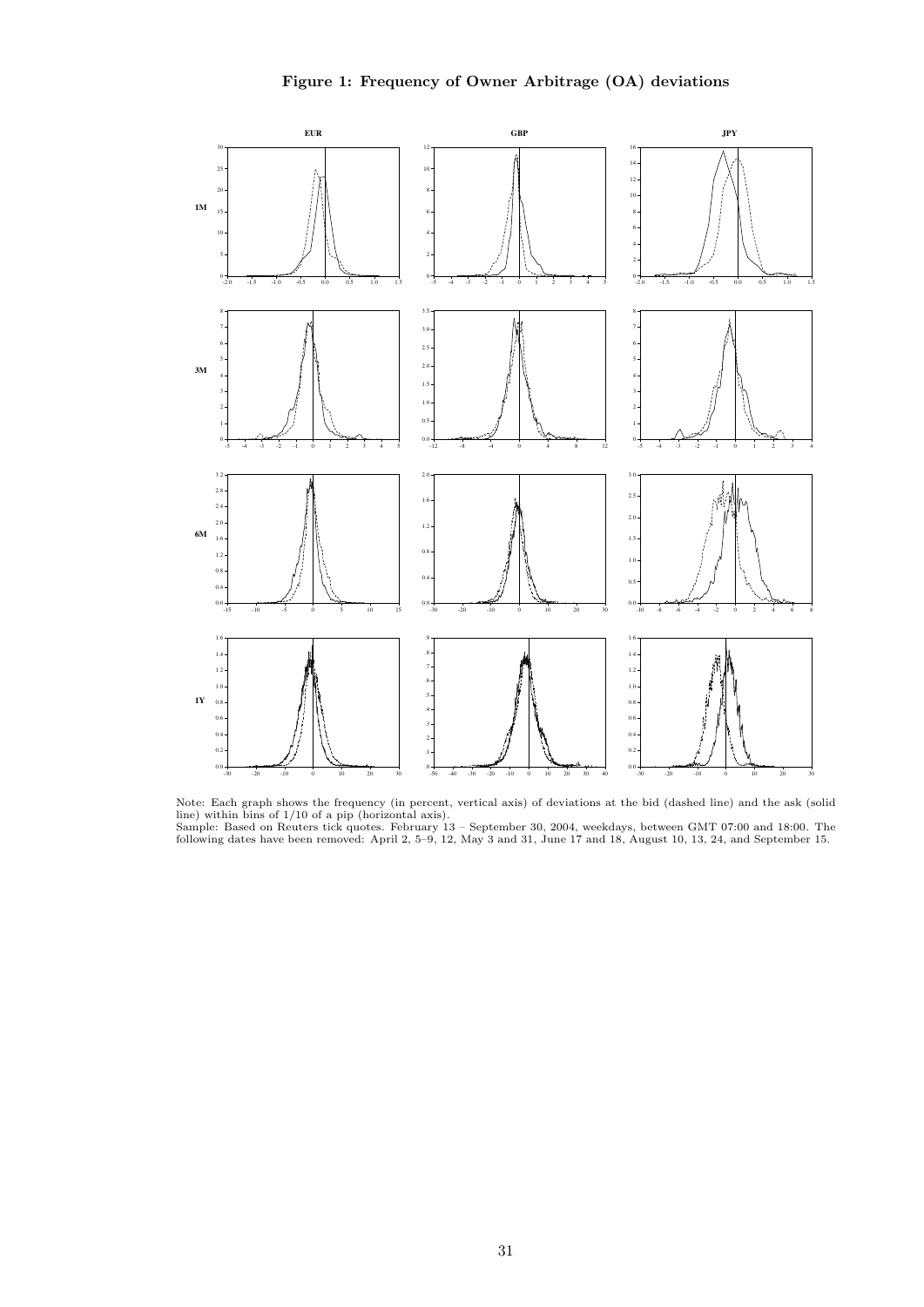**Figure 1: Frequency of Owner Arbitrage (OA) deviations**

Note: Each graph shows the frequency (in percent, vertical axis) of deviations at the bid (dashed line) and the ask (solid line) within bins of 1/10 of a pip (horizontal axis).
Sample: Based on Reuters tick quotes. February 13 – September 30, 2004, weekdays, between GMT 07:00 and 18:00. The following dates have been removed: April 2, 5–9, 12, May 3 and 31, June 17 and 18, August 10, 13, 24, and September 15.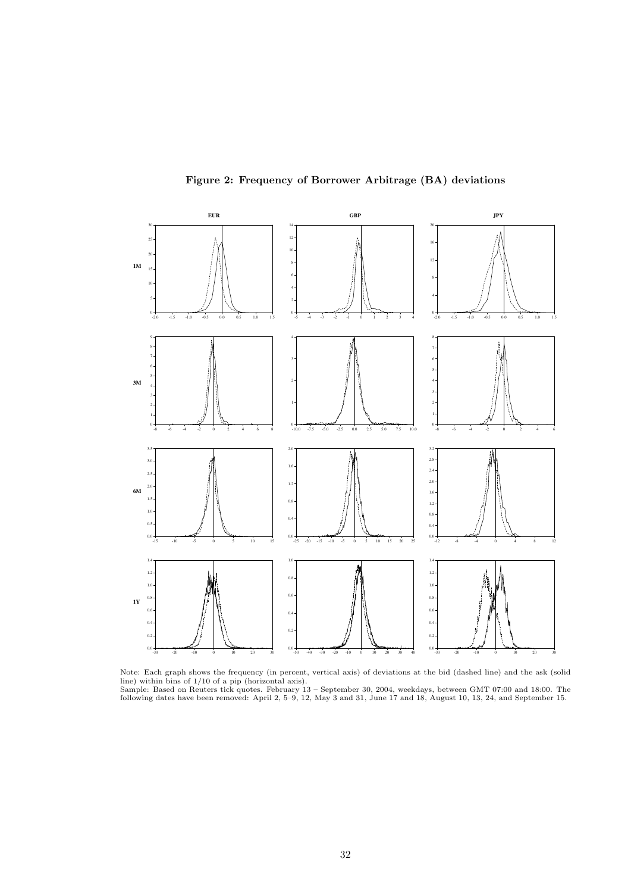**Figure 2: Frequency of Borrower Arbitrage (BA) deviations**

Note: Each graph shows the frequency (in percent, vertical axis) of deviations at the bid (dashed line) and the ask (solid line) within bins of 1/10 of a pip (horizontal axis).
Sample: Based on Reuters tick quotes. February 13 – September 30, 2004, weekdays, between GMT 07:00 and 18:00. The following dates have been removed: April 2, 5–9, 12, May 3 and 31, June 17 and 18, August 10, 13, 24, and September 15.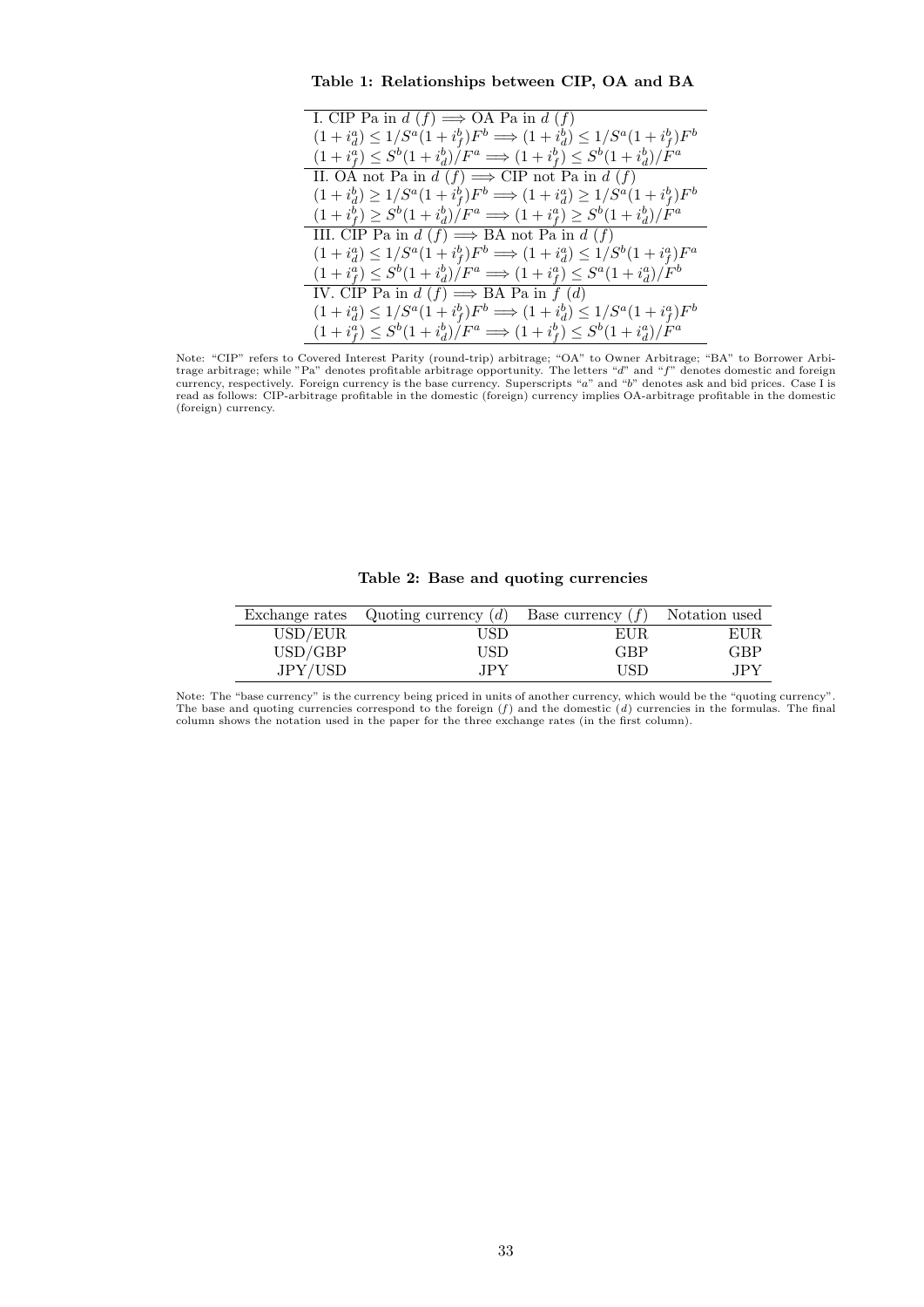**Table 1: Relationships between CIP, OA and BA**

| I. CIP Pa in $d$ $(f)$ $\Longrightarrow$ OA Pa in $d$ $(f)$ |
|---|
| $(1+i_d^a) \leq 1/S^a(1+i_f^b)F^b \Longrightarrow (1+i_d^b) \leq 1/S^a(1+i_f^b)F^b$ |
| $(1+i_f^a) \leq S^b(1+i_d^b)/F^a \Longrightarrow (1+i_f^b) \leq S^b(1+i_d^b)/F^a$ |
| II. OA not Pa in $d$ $(f)$ $\Longrightarrow$ CIP not Pa in $d$ $(f)$ |
| $(1+i_d^b) \geq 1/S^a(1+i_f^b)F^b \Longrightarrow (1+i_d^a) \geq 1/S^a(1+i_f^b)F^b$ |
| $(1+i_f^b) \geq S^b(1+i_d^b)/F^a \Longrightarrow (1+i_f^a) \geq S^b(1+i_d^b)/F^a$ |
| III. CIP Pa in $d$ $(f)$ $\Longrightarrow$ BA not Pa in $d$ $(f)$ |
| $(1+i_d^a) \leq 1/S^a(1+i_f^b)F^b \Longrightarrow (1+i_d^a) \leq 1/S^b(1+i_f^a)F^a$ |
| $(1+i_f^a) \leq S^b(1+i_d^b)/F^a \Longrightarrow (1+i_f^a) \leq S^a(1+i_d^a)/F^b$ |
| IV. CIP Pa in $d$ $(f)$ $\Longrightarrow$ BA Pa in $f$ $(d)$ |
| $(1+i_d^a) \leq 1/S^a(1+i_f^b)F^b \Longrightarrow (1+i_d^b) \leq 1/S^a(1+i_f^a)F^b$ |
| $(1+i_f^a) \leq S^b(1+i_d^b)/F^a \Longrightarrow (1+i_f^b) \leq S^b(1+i_d^a)/F^a$ |

Note: "CIP" refers to Covered Interest Parity (round-trip) arbitrage; "OA" to Owner Arbitrage; "BA" to Borrower Arbitrage arbitrage; while "Pa" denotes profitable arbitrage opportunity. The letters "$d$" and "$f$" denotes domestic and foreign currency, respectively. Foreign currency is the base currency. Superscripts "$a$" and "$b$" denotes ask and bid prices. Case I is read as follows: CIP-arbitrage profitable in the domestic (foreign) currency implies OA-arbitrage profitable in the domestic (foreign) currency.

**Table 2: Base and quoting currencies**

| Exchange rates | Quoting currency $(d)$ | Base currency $(f)$ | Notation used |
|---|---|---|---|
| USD/EUR | USD | EUR | EUR |
| USD/GBP | USD | GBP | GBP |
| JPY/USD | JPY | USD | JPY |

Note: The "base currency" is the currency being priced in units of another currency, which would be the "quoting currency". The base and quoting currencies correspond to the foreign $(f)$ and the domestic $(d)$ currencies in the formulas. The final column shows the notation used in the paper for the three exchange rates (in the first column).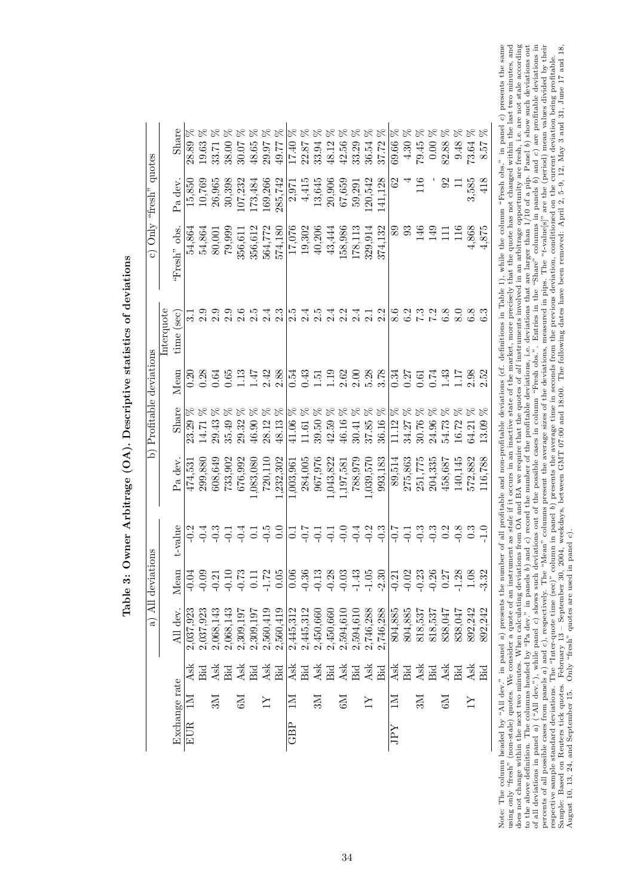# Table 3: Owner Arbitrage (OA). Descriptive statistics of deviations

| Exchange rate | | | a) All deviations | | | b) Profitable deviations | | | | c) Only "fresh" quotes | | |
|---|---|---|---|---|---|---|---|---|---|---|---|---|
| | | | All dev. | Mean | t-value | Pa dev. | Share | Mean | Interquote time (sec) | "Fresh" obs. | Pa dev. | Share |
| EUR | 1M | Ask | 2,037,923 | -0.04 | -0.2 | 474,531 | 23.29 % | 0.20 | 3.1 | 54,864 | 15,850 | 28.89 % |
| | | Bid | 2,037,923 | -0.09 | -0.4 | 299,880 | 14.71 % | 0.28 | 2.9 | 54,864 | 10,769 | 19.63 % |
| | 3M | Ask | 2,068,143 | -0.21 | -0.3 | 608,649 | 29.43 % | 0.64 | 2.9 | 80,001 | 26,965 | 33.71 % |
| | | Bid | 2,068,143 | -0.10 | -0.1 | 733,902 | 35.49 % | 0.65 | 2.9 | 79,999 | 30,398 | 38.00 % |
| | 6M | Ask | 2,309,197 | -0.73 | -0.4 | 676,992 | 29.32 % | 1.13 | 2.6 | 356,611 | 107,232 | 30.07 % |
| | | Bid | 2,309,197 | 0.11 | 0.1 | 1,083,080 | 46.90 % | 1.47 | 2.5 | 356,612 | 173,484 | 48.65 % |
| | 1Y | Ask | 2,560,419 | -1.72 | -0.5 | 720,110 | 28.12 % | 2.42 | 2.4 | 564,772 | 169,266 | 29.97 % |
| | | Bid | 2,560,419 | 0.05 | 0.0 | 1,232,302 | 48.13 % | 2.88 | 2.3 | 574,180 | 285,742 | 49.77 % |
| GBP | 1M | Ask | 2,445,312 | 0.06 | 0.1 | 1,003,961 | 41.06 % | 0.54 | 2.5 | 17,076 | 2,971 | 17.40 % |
| | | Bid | 2,445,312 | -0.36 | -0.7 | 284,005 | 11.61 % | 0.43 | 2.4 | 19,302 | 4,415 | 22.87 % |
| | 3M | Ask | 2,450,660 | -0.13 | -0.1 | 967,976 | 39.50 % | 1.51 | 2.5 | 40,206 | 13,645 | 33.94 % |
| | | Bid | 2,450,660 | -0.28 | -0.1 | 1,043,822 | 42.59 % | 1.19 | 2.4 | 43,444 | 20,906 | 48.12 % |
| | 6M | Ask | 2,594,610 | -0.03 | -0.0 | 1,197,581 | 46.16 % | 2.62 | 2.2 | 158,986 | 67,659 | 42.56 % |
| | | Bid | 2,594,610 | -1.43 | -0.4 | 788,979 | 30.41 % | 2.00 | 2.4 | 178,113 | 59,291 | 33.29 % |
| | 1Y | Ask | 2,746,288 | -1.05 | -0.2 | 1,039,570 | 37.85 % | 5.28 | 2.1 | 329,914 | 120,542 | 36.54 % |
| | | Bid | 2,746,288 | -2.30 | -0.3 | 993,183 | 36.16 % | 3.78 | 2.2 | 374,132 | 141,128 | 37.72 % |
| JPY | 1M | Ask | 804,885 | -0.21 | -0.7 | 89,514 | 11.12 % | 0.34 | 8.6 | 89 | 62 | 69.66 % |
| | | Bid | 804,885 | -0.02 | -0.1 | 275,863 | 34.27 % | 0.27 | 6.2 | 93 | 4 | 4.30 % |
| | 3M | Ask | 818,537 | -0.23 | -0.3 | 251,775 | 30.76 % | 0.61 | 7.3 | 146 | 116 | 79.45 % |
| | | Bid | 818,537 | -0.26 | -0.3 | 204,335 | 24.96 % | 0.74 | 7.2 | 149 | - | 0.00 % |
| | 6M | Ask | 838,047 | 0.27 | 0.2 | 458,687 | 54.73 % | 1.43 | 6.8 | 111 | 92 | 82.88 % |
| | | Bid | 838,047 | -1.28 | -0.8 | 140,145 | 16.72 % | 1.17 | 8.0 | 116 | 11 | 9.48 % |
| | 1Y | Ask | 892,242 | 1.08 | 0.3 | 572,882 | 64.21 % | 2.98 | 6.8 | 4,868 | 3,585 | 73.64 % |
| | | Bid | 892,242 | -3.32 | -1.0 | 116,788 | 13.09 % | 2.52 | 6.3 | 4,875 | 418 | 8.57 % |

Note: The column headed by "All dev." in panel *a*) presents the number of all profitable and non-profitable deviations (cf. definitions in Table 1), while the column "Fresh obs." in panel *c*) presents the same using only "fresh" (non-stale) quotes. We consider a quote of an instrument as *stale* if it occurs in an inactive state of the market, more precisely that the quote has not changed within the last two minutes, and does not change within the next two minutes. When calculating deviations from OA and BA we require that the quotes of *all* instruments involved in an arbitrage opportunity are fresh, i.e. are not stale according to the above definition. The columns headed by "Pa dev." in panels *b*) and *c*) record the number of the profitable deviations, i.e. deviations that are larger than 1/10 of a pip. Panel *b*) show such deviations out of all deviations in panel *a*) ("All dev."), while panel *c*) shows such deviations out of the possible cases in column "Fresh obs.". Entries in the "Share" columns in panels *b*) and *c*) are profitable deviations in percents of all possible cases from panels *a*) and *c*), respectively. The "Mean" columns present the average sizes of the deviations, measured in pips. The "t-value[s]" are the (period) mean values divided by their respective sample standard deviations. The "Inter-quote time (sec)" column in panel *b*) presents the average time in seconds from the previous deviation, conditioned on the current deviation being profitable.
Sample: Based on Reuters tick quotes. February 13 – September 30, 2004, weekdays, between GMT 07:00 and 18:00. The following dates have been removed: April 2, 5–9, 12, May 3 and 31, June 17 and 18, August 10, 13, 24, and September 15. Only "fresh" quotes are used in panel *c*).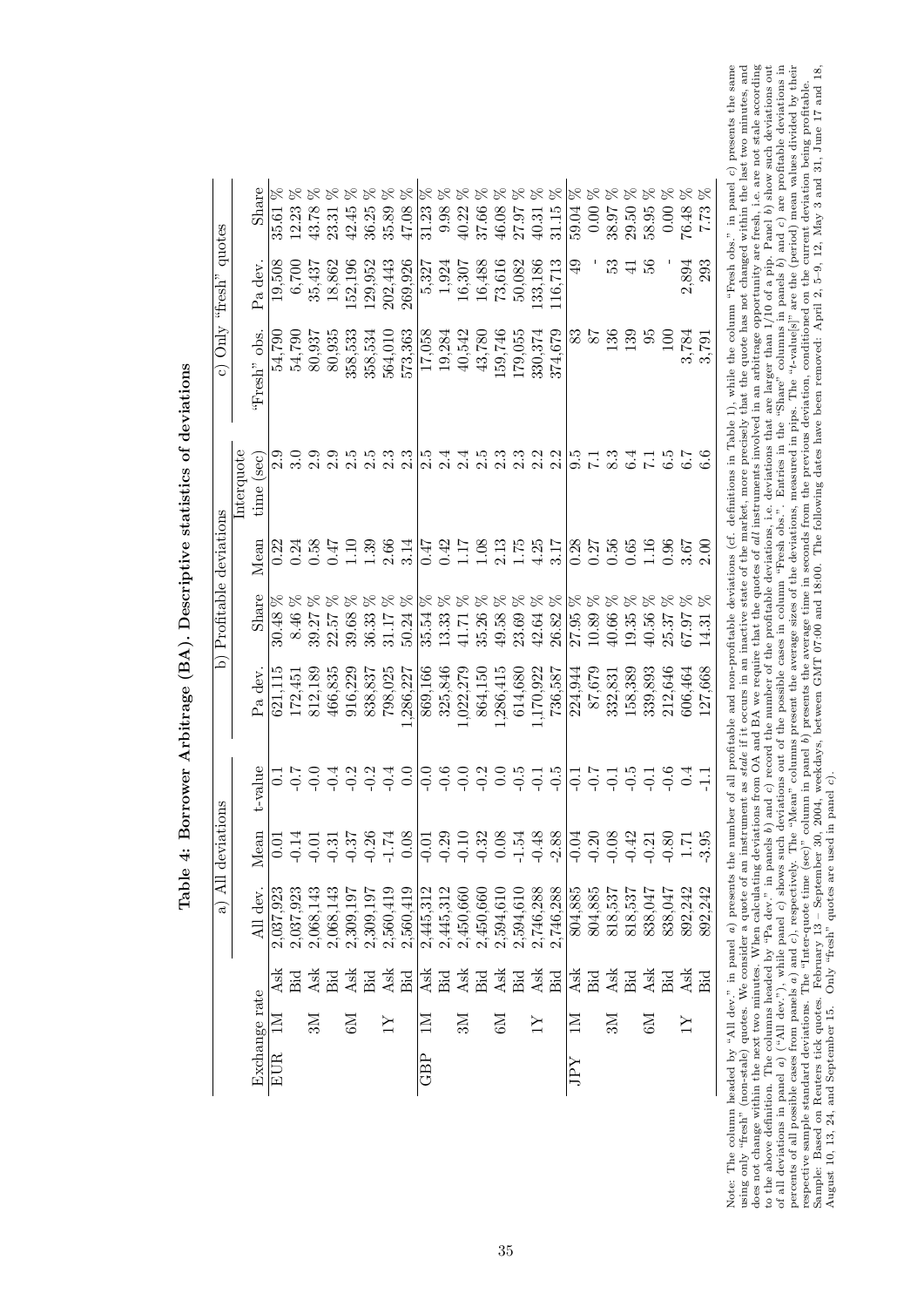**Table 4: Borrower Arbitrage (BA). Descriptive statistics of deviations**

| Exchange rate | | | a) All deviations | | | b) Profitable deviations | | | Interquote | c) Only "fresh" quotes | | |
|---|---|---|---|---|---|---|---|---|---|---|---|---|
| | | | All dev. | Mean | t-value | Pa dev. | Share | Mean | time (sec) | "Fresh" obs. | Pa dev. | Share |
| EUR | 1M | Ask | 2,037,923 | 0.01 | 0.1 | 621,115 | 30.48 % | 0.22 | 2.9 | 54,790 | 19,508 | 35.61 % |
| | | Bid | 2,037,923 | -0.14 | -0.7 | 172,451 | 8.46 % | 0.24 | 3.0 | 54,790 | 6,700 | 12.23 % |
| | 3M | Ask | 2,068,143 | -0.01 | -0.0 | 812,189 | 39.27 % | 0.58 | 2.9 | 80,937 | 35,437 | 43.78 % |
| | | Bid | 2,068,143 | -0.31 | -0.4 | 466,835 | 22.57 % | 0.47 | 2.9 | 80,935 | 18,862 | 23.31 % |
| | 6M | Ask | 2,309,197 | -0.37 | -0.2 | 916,229 | 39.68 % | 1.10 | 2.5 | 358,533 | 152,196 | 42.45 % |
| | | Bid | 2,309,197 | -0.26 | -0.2 | 838,837 | 36.33 % | 1.39 | 2.5 | 358,534 | 129,952 | 36.25 % |
| | 1Y | Ask | 2,560,419 | -1.74 | -0.4 | 798,025 | 31.17 % | 2.66 | 2.3 | 564,010 | 202,443 | 35.89 % |
| | | Bid | 2,560,419 | 0.08 | 0.0 | 1,286,227 | 50.24 % | 3.14 | 2.3 | 573,363 | 269,926 | 47.08 % |
| GBP | 1M | Ask | 2,445,312 | -0.01 | -0.0 | 869,166 | 35.54 % | 0.47 | 2.5 | 17,058 | 5,327 | 31.23 % |
| | | Bid | 2,445,312 | -0.29 | -0.6 | 325,846 | 13.33 % | 0.42 | 2.4 | 19,284 | 1,924 | 9.98 % |
| | 3M | Ask | 2,450,660 | -0.10 | -0.0 | 1,022,279 | 41.71 % | 1.17 | 2.4 | 40,542 | 16,307 | 40.22 % |
| | | Bid | 2,450,660 | -0.32 | -0.2 | 864,150 | 35.26 % | 1.08 | 2.5 | 43,780 | 16,488 | 37.66 % |
| | 6M | Ask | 2,594,610 | 0.08 | 0.0 | 1,286,415 | 49.58 % | 2.13 | 2.3 | 159,746 | 73,616 | 46.08 % |
| | | Bid | 2,594,610 | -1.54 | -0.5 | 614,680 | 23.69 % | 1.75 | 2.3 | 179,055 | 50,082 | 27.97 % |
| | 1Y | Ask | 2,746,288 | -0.48 | -0.1 | 1,170,922 | 42.64 % | 4.25 | 2.2 | 330,374 | 133,186 | 40.31 % |
| | | Bid | 2,746,288 | -2.88 | -0.5 | 736,587 | 26.82 % | 3.17 | 2.2 | 374,679 | 116,713 | 31.15 % |
| JPY | 1M | Ask | 804,885 | -0.04 | -0.1 | 224,944 | 27.95 % | 0.28 | 9.5 | 83 | 49 | 59.04 % |
| | | Bid | 804,885 | -0.20 | -0.7 | 87,679 | 10.89 % | 0.27 | 7.1 | 87 | - | 0.00 % |
| | 3M | Ask | 818,537 | -0.08 | -0.1 | 332,831 | 40.66 % | 0.56 | 8.3 | 136 | 53 | 38.97 % |
| | | Bid | 818,537 | -0.42 | -0.5 | 158,389 | 19.35 % | 0.65 | 6.4 | 139 | 41 | 29.50 % |
| | 6M | Ask | 838,047 | -0.21 | -0.1 | 339,893 | 40.56 % | 1.16 | 7.1 | 95 | 56 | 58.95 % |
| | | Bid | 838,047 | -0.80 | -0.6 | 212,646 | 25.37 % | 0.96 | 6.5 | 100 | - | 0.00 % |
| | 1Y | Ask | 892,242 | 1.71 | 0.4 | 606,464 | 67.97 % | 3.67 | 6.7 | 3,784 | 2,894 | 76.48 % |
| | | Bid | 892,242 | -3.95 | -1.1 | 127,668 | 14.31 % | 2.00 | 6.6 | 3,791 | 293 | 7.73 % |

Note: The column headed by "All dev." in panel *a*) presents the number of all profitable and non-profitable deviations (cf. definitions in Table 1), while the column "Fresh obs." in panel *c*) presents the same using only "fresh" (non-stale) quotes. We consider a quote of an instrument as *stale* if it occurs in an inactive state of the market, more precisely that the quote has not changed within the last two minutes, and does not change within the next two minutes. When calculating deviations from OA and BA we require that the quotes of *all* instruments involved in an arbitrage opportunity are fresh, i.e. are not stale according to the above definition. The columns headed by "Pa dev." in panels *b*) and *c*) record the number of the profitable deviations, i.e. deviations that are larger than 1/10 of a pip. Panel *b*) show such deviations out of all deviations in panel *a*) ("All dev."), while panel *c*) shows such deviations out of the possible cases in column "Fresh obs.". Entries in the "Share" columns in panels *b*) and *c*) are profitable deviations in percents of all possible cases from panels *a*) and *c*), respectively. The "Mean" columns present the average sizes of the deviations, measured in pips. The "t-value[s]" are the (period) mean values divided by their respective sample standard deviations. The "Inter-quote time (sec)" column in panel *b*) presents the average time in seconds from the previous deviation, conditioned on the current deviation being profitable.
Sample: Based on Reuters tick quotes. February 13 – September 30, 2004, weekdays, between GMT 07:00 and 18:00. The following dates have been removed: April 2, 5–9, 12, May 3 and 31, June 17 and 18, August 10, 13, 24, and September 15. Only "fresh" quotes are used in panel *c*).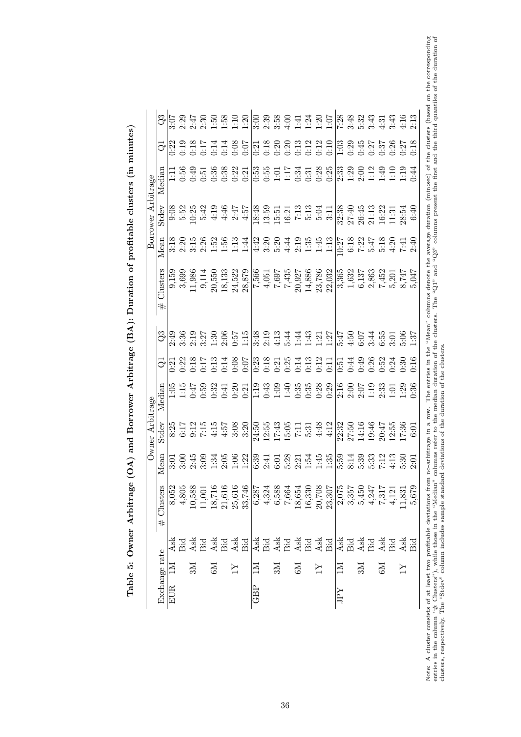**Table 5: Owner Arbitrage (OA) and Borrower Arbitrage (BA): Duration of profitable clusters (in minutes)**

| Exchange rate | | | Owner Arbitrage | | | | | | Borrower Arbitrage | | | | | |
|---|---|---|---|---|---|---|---|---|---|---|---|---|---|---|
| | | | # Clusters | Mean | Stdev | Median | Q1 | Q3 | # Clusters | Mean | Stdev | Median | Q1 | Q3 |
| EUR | 1M | Ask | 8,052 | 3:01 | 8:25 | 1:05 | 0:21 | 2:49 | 9,159 | 3:18 | 9:08 | 1:11 | 0:22 | 3:07 |
| | | Bid | 4,805 | 3:00 | 6:17 | 1:15 | 0:22 | 3:36 | 3,699 | 2:20 | 5:52 | 0:56 | 0:19 | 2:29 |
| | 3M | Ask | 10,588 | 2:45 | 9:12 | 0:47 | 0:18 | 2:19 | 11,986 | 3:15 | 10:25 | 0:49 | 0:18 | 2:47 |
| | | Bid | 11,001 | 3:09 | 7:15 | 0:59 | 0:17 | 3:27 | 9,114 | 2:26 | 5:42 | 0:51 | 0:17 | 2:30 |
| | 6M | Ask | 18,716 | 1:34 | 4:15 | 0:32 | 0:13 | 1:30 | 20,550 | 1:52 | 4:19 | 0:36 | 0:14 | 1:50 |
| | | Bid | 21,616 | 2:05 | 4:57 | 0:41 | 0:14 | 2:06 | 18,133 | 1:56 | 4:46 | 0:38 | 0:14 | 1:58 |
| | 1Y | Ask | 25,616 | 1:06 | 3:08 | 0:20 | 0:08 | 0:57 | 24,522 | 1:13 | 2:47 | 0:22 | 0:08 | 1:10 |
| | | Bid | 33,746 | 1:22 | 3:20 | 0:21 | 0:07 | 1:15 | 28,879 | 1:44 | 4:57 | 0:21 | 0:07 | 1:20 |
| GBP | 1M | Ask | 6,287 | 6:39 | 24:50 | 1:19 | 0:23 | 3:48 | 7,566 | 4:42 | 18:48 | 0:53 | 0:21 | 3:00 |
| | | Bid | 4,324 | 2:41 | 12:55 | 0:43 | 0:18 | 2:19 | 4,051 | 3:20 | 13:59 | 0:55 | 0:18 | 2:39 |
| | 3M | Ask | 6,588 | 6:01 | 17:43 | 1:09 | 0:21 | 4:13 | 7,697 | 5:20 | 15:51 | 1:01 | 0:20 | 3:58 |
| | | Bid | 7,664 | 5:28 | 15:05 | 1:40 | 0:25 | 5:44 | 7,435 | 4:44 | 16:21 | 1:17 | 0:20 | 4:00 |
| | 6M | Ask | 18,654 | 2:21 | 7:11 | 0:35 | 0:14 | 1:44 | 20,927 | 2:19 | 7:13 | 0:34 | 0:13 | 1:41 |
| | | Bid | 16,330 | 1:54 | 5:31 | 0:35 | 0:13 | 1:43 | 14,886 | 1:35 | 5:13 | 0:31 | 0:12 | 1:24 |
| | 1Y | Ask | 20,708 | 1:45 | 4:48 | 0:28 | 0:12 | 1:21 | 23,786 | 1:45 | 5:04 | 0:28 | 0:12 | 1:20 |
| | | Bid | 23,307 | 1:35 | 4:12 | 0:29 | 0:11 | 1:27 | 22,032 | 1:13 | 3:11 | 0:25 | 0:10 | 1:07 |
| JPY | 1M | Ask | 2,075 | 5:59 | 22:32 | 2:16 | 0:51 | 5:47 | 3,365 | 10:27 | 32:38 | 2:33 | 1:03 | 7:28 |
| | | Bid | 3,357 | 8:14 | 27:50 | 2:00 | 0:44 | 4:50 | 1,632 | 6:18 | 27:40 | 1:29 | 0:29 | 3:48 |
| | 3M | Ask | 5,450 | 5:39 | 14:16 | 2:07 | 0:49 | 6:07 | 6,137 | 7:22 | 26:45 | 2:00 | 0:45 | 5:32 |
| | | Bid | 4,247 | 5:33 | 19:46 | 1:19 | 0:26 | 3:44 | 2,863 | 5:47 | 21:13 | 1:12 | 0:27 | 3:43 |
| | 6M | Ask | 7,317 | 7:12 | 20:47 | 2:33 | 0:52 | 6:55 | 7,452 | 5:18 | 16:22 | 1:49 | 0:37 | 4:31 |
| | | Bid | 4,121 | 4:13 | 12:55 | 1:01 | 0:24 | 3:01 | 5,201 | 4:20 | 11:31 | 1:10 | 0:26 | 3:43 |
| | 1Y | Ask | 11,831 | 5:30 | 17:36 | 1:29 | 0:30 | 5:06 | 8,747 | 7:41 | 28:54 | 1:19 | 0:27 | 4:16 |
| | | Bid | 5,679 | 2:01 | 6:01 | 0:36 | 0:16 | 1:37 | 5,047 | 2:40 | 6:40 | 0:44 | 0:18 | 2:13 |

Note: A cluster consists of at least two profitable deviations from no-arbitrage in a row. The entries in the "Mean" columns denote the average duration (min:sec) of the clusters (based on the corresponding entries in the column "# Clusters"), while those in the "Median" columns refer to the median duration of the clusters. The "Q1" and "Q3" columns present the first and the third quantiles of the duration of clusters, respectively. The "Stdev" column includes sample standard deviations of the duration of the clusters.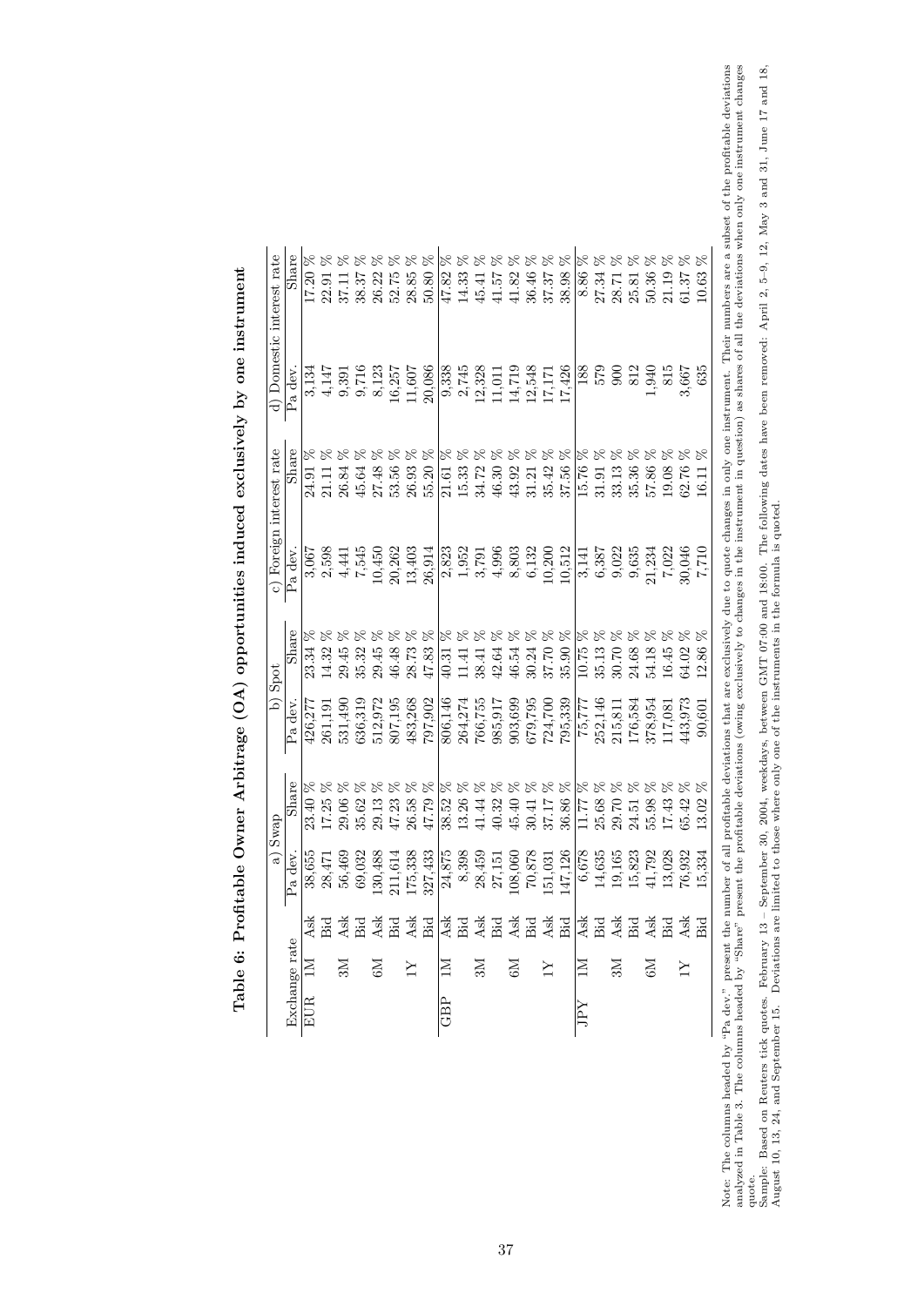**Table 6: Profitable Owner Arbitrage (OA) opportunities induced exclusively by one instrument**

| Exchange rate | | | a) Swap | | b) Spot | | c) Foreign interest rate | | d) Domestic interest rate | |
|---|---|---|---|---|---|---|---|---|---|---|
| | | | Pa dev. | Share | Pa dev. | Share | Pa dev. | Share | Pa dev. | Share |
| EUR | 1M | Ask | 38,655 | 23.40 % | 426,277 | 23.34 % | 3,067 | 24.91 % | 3,134 | 17.20 % |
| | | Bid | 28,471 | 17.25 % | 261,191 | 14.32 % | 2,598 | 21.11 % | 4,147 | 22.91 % |
| | 3M | Ask | 56,469 | 29.06 % | 531,490 | 29.45 % | 4,441 | 26.84 % | 9,391 | 37.11 % |
| | | Bid | 69,032 | 35.62 % | 636,319 | 35.32 % | 7,545 | 45.64 % | 9,716 | 38.37 % |
| | 6M | Ask | 130,488 | 29.13 % | 512,972 | 29.45 % | 10,450 | 27.48 % | 8,123 | 26.22 % |
| | | Bid | 211,614 | 47.23 % | 807,195 | 46.48 % | 20,262 | 53.56 % | 16,257 | 52.75 % |
| | 1Y | Ask | 175,338 | 26.58 % | 483,268 | 28.73 % | 13,403 | 26.93 % | 11,607 | 28.85 % |
| | | Bid | 327,433 | 47.79 % | 797,902 | 47.83 % | 26,914 | 55.20 % | 20,086 | 50.80 % |
| GBP | 1M | Ask | 24,875 | 38.52 % | 806,146 | 40.31 % | 2,823 | 21.61 % | 9,338 | 47.82 % |
| | | Bid | 8,398 | 13.26 % | 264,274 | 11.41 % | 1,952 | 15.33 % | 2,745 | 14.33 % |
| | 3M | Ask | 28,459 | 41.44 % | 766,755 | 38.41 % | 3,791 | 34.72 % | 12,328 | 45.41 % |
| | | Bid | 27,151 | 40.32 % | 985,917 | 42.64 % | 4,996 | 46.30 % | 11,011 | 41.57 % |
| | 6M | Ask | 108,060 | 45.40 % | 903,699 | 46.54 % | 8,803 | 43.92 % | 14,719 | 41.82 % |
| | | Bid | 70,878 | 30.41 % | 679,795 | 30.24 % | 6,132 | 31.21 % | 12,548 | 36.46 % |
| | 1Y | Ask | 151,031 | 37.17 % | 724,700 | 37.70 % | 10,200 | 35.42 % | 17,171 | 37.37 % |
| | | Bid | 147,126 | 36.86 % | 795,339 | 35.90 % | 10,512 | 37.56 % | 17,426 | 38.98 % |
| JPY | 1M | Ask | 6,678 | 11.77 % | 75,777 | 10.75 % | 3,141 | 15.76 % | 188 | 8.86 % |
| | | Bid | 14,635 | 25.68 % | 252,146 | 35.13 % | 6,387 | 31.91 % | 579 | 27.34 % |
| | 3M | Ask | 19,165 | 29.70 % | 215,811 | 30.70 % | 9,022 | 33.13 % | 900 | 28.71 % |
| | | Bid | 15,823 | 24.51 % | 176,584 | 24.68 % | 9,635 | 35.36 % | 812 | 25.81 % |
| | 6M | Ask | 41,792 | 55.98 % | 378,954 | 54.18 % | 21,234 | 57.86 % | 1,940 | 50.36 % |
| | | Bid | 13,028 | 17.43 % | 117,081 | 16.45 % | 7,022 | 19.08 % | 815 | 21.19 % |
| | 1Y | Ask | 76,932 | 65.42 % | 443,973 | 64.02 % | 30,046 | 62.76 % | 3,667 | 61.37 % |
| | | Bid | 15,334 | 13.02 % | 90,601 | 12.86 % | 7,710 | 16.11 % | 635 | 10.63 % |

Note: The columns headed by "Pa dev." present the number of all profitable deviations that are exclusively due to quote changes in only one instrument. Their numbers are a subset of the profitable deviations analyzed in Table 3. The columns headed by "Share" present the profitable deviations (owing exclusively to changes in the instrument in question) as shares of all the deviations when only one instrument changes quote.

Sample: Based on Reuters tick quotes. February 13 – September 30, 2004, weekdays, between GMT 07:00 and 18:00. The following dates have been removed: April 2, 5–9, 12, May 3 and 31, June 17 and 18, August 10, 13, 24, and September 15. Deviations are limited to those where only one of the instruments in the formula is quoted.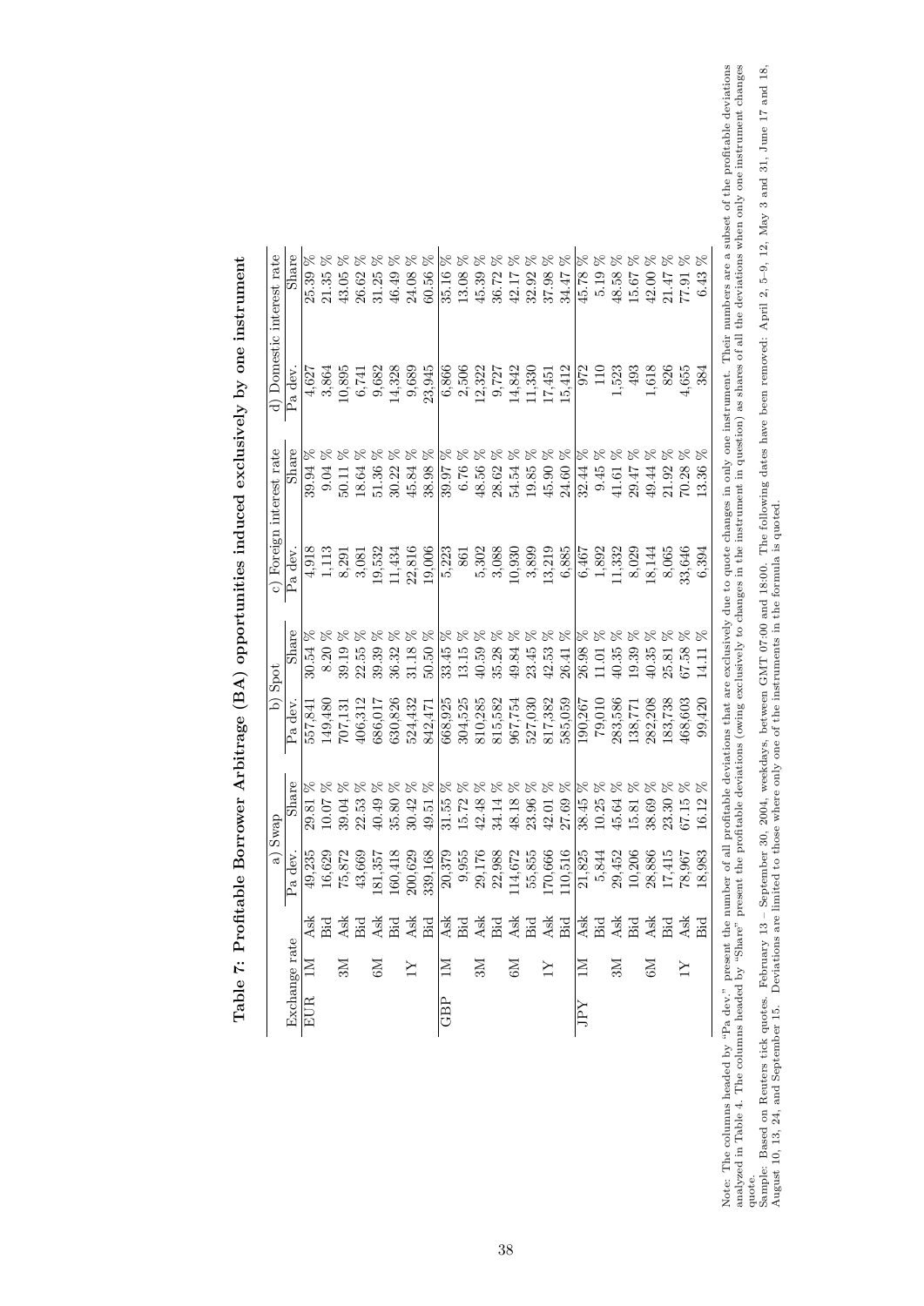# Table 7: Profitable Borrower Arbitrage (BA) opportunities induced exclusively by one instrument

| Exchange rate | | | a) Swap | | b) Spot | | c) Foreign interest rate | | d) Domestic interest rate | |
|---|---|---|---|---|---|---|---|---|---|---|
| | | | Pa dev. | Share | Pa dev. | Share | Pa dev. | Share | Pa dev. | Share |
| EUR | 1M | Ask | 49,235 | 29.81 % | 557,841 | 30.54 % | 4,918 | 39.94 % | 4,627 | 25.39 % |
| | | Bid | 16,629 | 10.07 % | 149,480 | 8.20 % | 1,113 | 9.04 % | 3,864 | 21.35 % |
| | 3M | Ask | 75,872 | 39.04 % | 707,131 | 39.19 % | 8,291 | 50.11 % | 10,895 | 43.05 % |
| | | Bid | 43,669 | 22.53 % | 406,312 | 22.55 % | 3,081 | 18.64 % | 6,741 | 26.62 % |
| | 6M | Ask | 181,357 | 40.49 % | 686,017 | 39.39 % | 19,532 | 51.36 % | 9,682 | 31.25 % |
| | | Bid | 160,418 | 35.80 % | 630,826 | 36.32 % | 11,434 | 30.22 % | 14,328 | 46.49 % |
| | 1Y | Ask | 200,629 | 30.42 % | 524,432 | 31.18 % | 22,816 | 45.84 % | 9,689 | 24.08 % |
| | | Bid | 339,168 | 49.51 % | 842,471 | 50.50 % | 19,006 | 38.98 % | 23,945 | 60.56 % |
| GBP | 1M | Ask | 20,379 | 31.55 % | 668,925 | 33.45 % | 5,223 | 39.97 % | 6,866 | 35.16 % |
| | | Bid | 9,955 | 15.72 % | 304,525 | 13.15 % | 861 | 6.76 % | 2,506 | 13.08 % |
| | 3M | Ask | 29,176 | 42.48 % | 810,285 | 40.59 % | 5,302 | 48.56 % | 12,322 | 45.39 % |
| | | Bid | 22,988 | 34.14 % | 815,582 | 35.28 % | 3,088 | 28.62 % | 9,727 | 36.72 % |
| | 6M | Ask | 114,672 | 48.18 % | 967,754 | 49.84 % | 10,930 | 54.54 % | 14,842 | 42.17 % |
| | | Bid | 55,855 | 23.96 % | 527,030 | 23.45 % | 3,899 | 19.85 % | 11,330 | 32.92 % |
| | 1Y | Ask | 170,666 | 42.01 % | 817,382 | 42.53 % | 13,219 | 45.90 % | 17,451 | 37.98 % |
| | | Bid | 110,516 | 27.69 % | 585,059 | 26.41 % | 6,885 | 24.60 % | 15,412 | 34.47 % |
| JPY | 1M | Ask | 21,825 | 38.45 % | 190,267 | 26.98 % | 6,467 | 32.44 % | 972 | 45.78 % |
| | | Bid | 5,844 | 10.25 % | 79,010 | 11.01 % | 1,892 | 9.45 % | 110 | 5.19 % |
| | 3M | Ask | 29,452 | 45.64 % | 283,586 | 40.35 % | 11,332 | 41.61 % | 1,523 | 48.58 % |
| | | Bid | 10,206 | 15.81 % | 138,771 | 19.39 % | 8,029 | 29.47 % | 493 | 15.67 % |
| | 6M | Ask | 28,886 | 38.69 % | 282,208 | 40.35 % | 18,144 | 49.44 % | 1,618 | 42.00 % |
| | | Bid | 17,415 | 23.30 % | 183,738 | 25.81 % | 8,065 | 21.92 % | 826 | 21.47 % |
| | 1Y | Ask | 78,967 | 67.15 % | 468,603 | 67.58 % | 33,646 | 70.28 % | 4,655 | 77.91 % |
| | | Bid | 18,983 | 16.12 % | 99,420 | 14.11 % | 6,394 | 13.36 % | 384 | 6.43 % |

Note: The columns headed by "Pa dev." present the number of all profitable deviations that are exclusively due to quote changes in only one instrument. Their numbers are a subset of the profitable deviations analyzed in Table 4. The columns headed by "Share" present the profitable deviations (owing exclusively to changes in the instrument in question) as shares of all the deviations when only one instrument changes quote.

Sample: Based on Reuters tick quotes. February 13 – September 30, 2004, weekdays, between GMT 07:00 and 18:00. The following dates have been removed: April 2, 5–9, 12, May 3 and 31, June 17 and 18, August 10, 13, 24, and September 15. Deviations are limited to those where only one of the instruments in the formula is quoted.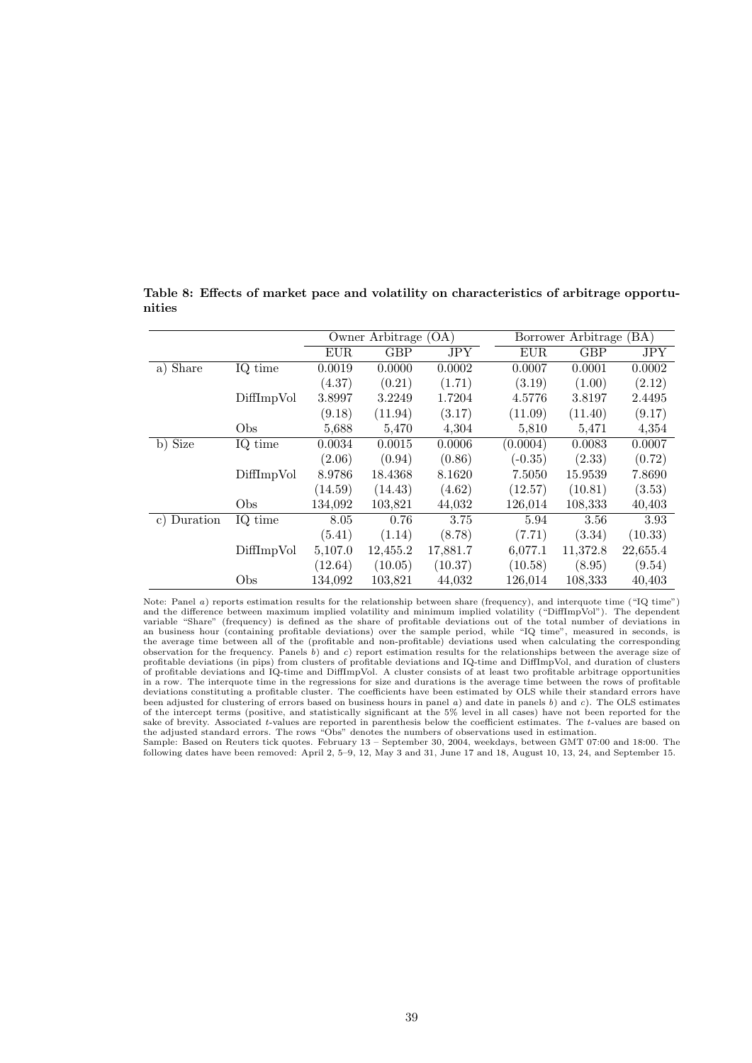**Table 8: Effects of market pace and volatility on characteristics of arbitrage opportunities**

| | | Owner Arbitrage (OA) | | | Borrower Arbitrage (BA) | | |
|---|---|---|---|---|---|---|---|
| | | EUR | GBP | JPY | EUR | GBP | JPY |
| a) Share | IQ time | 0.0019 | 0.0000 | 0.0002 | 0.0007 | 0.0001 | 0.0002 |
| | | (4.37) | (0.21) | (1.71) | (3.19) | (1.00) | (2.12) |
| | DiffImpVol | 3.8997 | 3.2249 | 1.7204 | 4.5776 | 3.8197 | 2.4495 |
| | | (9.18) | (11.94) | (3.17) | (11.09) | (11.40) | (9.17) |
| | Obs | 5,688 | 5,470 | 4,304 | 5,810 | 5,471 | 4,354 |
| b) Size | IQ time | 0.0034 | 0.0015 | 0.0006 | (0.0004) | 0.0083 | 0.0007 |
| | | (2.06) | (0.94) | (0.86) | (-0.35) | (2.33) | (0.72) |
| | DiffImpVol | 8.9786 | 18.4368 | 8.1620 | 7.5050 | 15.9539 | 7.8690 |
| | | (14.59) | (14.43) | (4.62) | (12.57) | (10.81) | (3.53) |
| | Obs | 134,092 | 103,821 | 44,032 | 126,014 | 108,333 | 40,403 |
| c) Duration | IQ time | 8.05 | 0.76 | 3.75 | 5.94 | 3.56 | 3.93 |
| | | (5.41) | (1.14) | (8.78) | (7.71) | (3.34) | (10.33) |
| | DiffImpVol | 5,107.0 | 12,455.2 | 17,881.7 | 6,077.1 | 11,372.8 | 22,655.4 |
| | | (12.64) | (10.05) | (10.37) | (10.58) | (8.95) | (9.54) |
| | Obs | 134,092 | 103,821 | 44,032 | 126,014 | 108,333 | 40,403 |

Note: Panel *a*) reports estimation results for the relationship between share (frequency), and interquote time ("IQ time") and the difference between maximum implied volatility and minimum implied volatility ("DiffImpVol"). The dependent variable "Share" (frequency) is defined as the share of profitable deviations out of the total number of deviations in an business hour (containing profitable deviations) over the sample period, while "IQ time", measured in seconds, is the average time between all of the (profitable and non-profitable) deviations used when calculating the corresponding observation for the frequency. Panels *b*) and *c*) report estimation results for the relationships between the average size of profitable deviations (in pips) from clusters of profitable deviations and IQ-time and DiffImpVol, and duration of clusters of profitable deviations and IQ-time and DiffImpVol. A cluster consists of at least two profitable arbitrage opportunities in a row. The interquote time in the regressions for size and durations is the average time between the rows of profitable deviations constituting a profitable cluster. The coefficients have been estimated by OLS while their standard errors have been adjusted for clustering of errors based on business hours in panel *a*) and date in panels *b*) and *c*). The OLS estimates of the intercept terms (positive, and statistically significant at the 5% level in all cases) have not been reported for the sake of brevity. Associated *t*-values are reported in parenthesis below the coefficient estimates. The *t*-values are based on the adjusted standard errors. The rows "Obs" denotes the numbers of observations used in estimation.
Sample: Based on Reuters tick quotes. February 13 – September 30, 2004, weekdays, between GMT 07:00 and 18:00. The following dates have been removed: April 2, 5–9, 12, May 3 and 31, June 17 and 18, August 10, 13, 24, and September 15.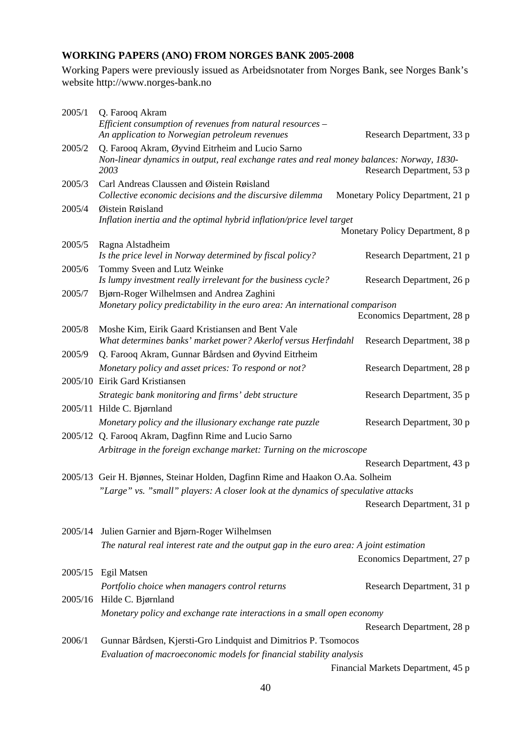**WORKING PAPERS (ANO) FROM NORGES BANK 2005-2008**

Working Papers were previously issued as Arbeidsnotater from Norges Bank, see Norges Bank's website http://www.norges-bank.no

| | | |
|---|---|---|
| 2005/1 | Q. Farooq Akram<br>*Efficient consumption of revenues from natural resources – An application to Norwegian petroleum revenues* | Research Department, 33 p |
| 2005/2 | Q. Farooq Akram, Øyvind Eitrheim and Lucio Sarno<br>*Non-linear dynamics in output, real exchange rates and real money balances: Norway, 1830-2003* | Research Department, 53 p |
| 2005/3 | Carl Andreas Claussen and Øistein Røisland<br>*Collective economic decisions and the discursive dilemma* | Monetary Policy Department, 21 p |
| 2005/4 | Øistein Røisland<br>*Inflation inertia and the optimal hybrid inflation/price level target* | Monetary Policy Department, 8 p |
| 2005/5 | Ragna Alstadheim<br>*Is the price level in Norway determined by fiscal policy?* | Research Department, 21 p |
| 2005/6 | Tommy Sveen and Lutz Weinke<br>*Is lumpy investment really irrelevant for the business cycle?* | Research Department, 26 p |
| 2005/7 | Bjørn-Roger Wilhelmsen and Andrea Zaghini<br>*Monetary policy predictability in the euro area: An international comparison* | Economics Department, 28 p |
| 2005/8 | Moshe Kim, Eirik Gaard Kristiansen and Bent Vale<br>*What determines banks' market power? Akerlof versus Herfindahl* | Research Department, 38 p |
| 2005/9 | Q. Farooq Akram, Gunnar Bårdsen and Øyvind Eitrheim<br>*Monetary policy and asset prices: To respond or not?* | Research Department, 28 p |
| 2005/10 | Eirik Gard Kristiansen<br>*Strategic bank monitoring and firms' debt structure* | Research Department, 35 p |
| 2005/11 | Hilde C. Bjørnland<br>*Monetary policy and the illusionary exchange rate puzzle* | Research Department, 30 p |
| 2005/12 | Q. Farooq Akram, Dagfinn Rime and Lucio Sarno<br>*Arbitrage in the foreign exchange market: Turning on the microscope* | Research Department, 43 p |
| 2005/13 | Geir H. Bjønnes, Steinar Holden, Dagfinn Rime and Haakon O.Aa. Solheim<br>*"Large" vs. "small" players: A closer look at the dynamics of speculative attacks* | Research Department, 31 p |
| 2005/14 | Julien Garnier and Bjørn-Roger Wilhelmsen<br>*The natural real interest rate and the output gap in the euro area: A joint estimation* | Economics Department, 27 p |
| 2005/15 | Egil Matsen<br>*Portfolio choice when managers control returns* | Research Department, 31 p |
| 2005/16 | Hilde C. Bjørnland<br>*Monetary policy and exchange rate interactions in a small open economy* | Research Department, 28 p |
| 2006/1 | Gunnar Bårdsen, Kjersti-Gro Lindquist and Dimitrios P. Tsomocos<br>*Evaluation of macroeconomic models for financial stability analysis* | Financial Markets Department, 45 p |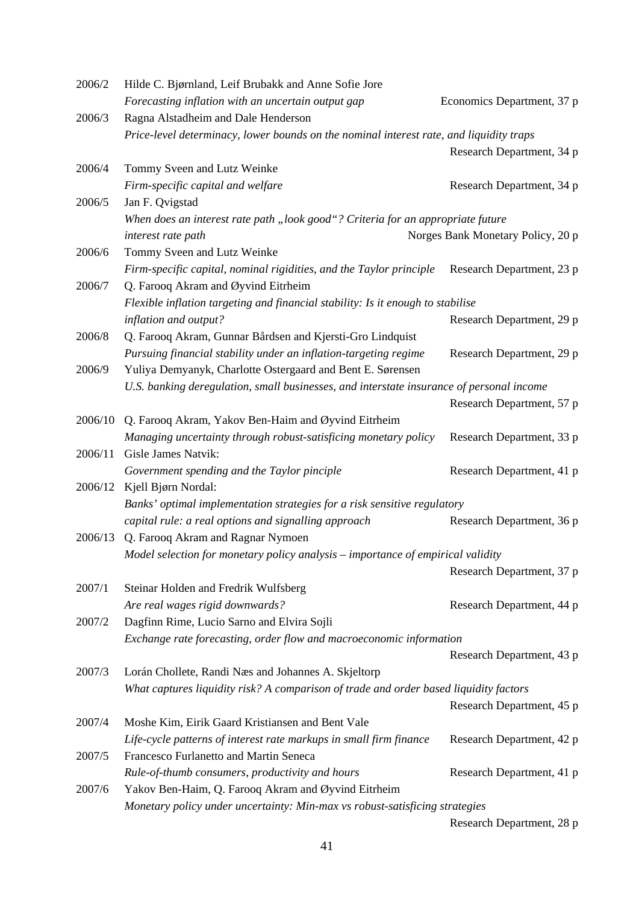2006/2 Hilde C. Bjørnland, Leif Brubakk and Anne Sofie Jore
*Forecasting inflation with an uncertain output gap* Economics Department, 37 p

2006/3 Ragna Alstadheim and Dale Henderson
*Price-level determinacy, lower bounds on the nominal interest rate, and liquidity traps* Research Department, 34 p

2006/4 Tommy Sveen and Lutz Weinke
*Firm-specific capital and welfare* Research Department, 34 p

2006/5 Jan F. Qvigstad
*When does an interest rate path „look good"? Criteria for an appropriate future interest rate path* Norges Bank Monetary Policy, 20 p

2006/6 Tommy Sveen and Lutz Weinke
*Firm-specific capital, nominal rigidities, and the Taylor principle* Research Department, 23 p

2006/7 Q. Farooq Akram and Øyvind Eitrheim
*Flexible inflation targeting and financial stability: Is it enough to stabilise inflation and output?* Research Department, 29 p

2006/8 Q. Farooq Akram, Gunnar Bårdsen and Kjersti-Gro Lindquist
*Pursuing financial stability under an inflation-targeting regime* Research Department, 29 p

2006/9 Yuliya Demyanyk, Charlotte Ostergaard and Bent E. Sørensen
*U.S. banking deregulation, small businesses, and interstate insurance of personal income* Research Department, 57 p

2006/10 Q. Farooq Akram, Yakov Ben-Haim and Øyvind Eitrheim
*Managing uncertainty through robust-satisficing monetary policy* Research Department, 33 p

2006/11 Gisle James Natvik:
*Government spending and the Taylor pinciple* Research Department, 41 p

2006/12 Kjell Bjørn Nordal:
*Banks' optimal implementation strategies for a risk sensitive regulatory capital rule: a real options and signalling approach* Research Department, 36 p

2006/13 Q. Farooq Akram and Ragnar Nymoen
*Model selection for monetary policy analysis – importance of empirical validity* Research Department, 37 p

2007/1 Steinar Holden and Fredrik Wulfsberg
*Are real wages rigid downwards?* Research Department, 44 p

2007/2 Dagfinn Rime, Lucio Sarno and Elvira Sojli
*Exchange rate forecasting, order flow and macroeconomic information* Research Department, 43 p

2007/3 Lorán Chollete, Randi Næs and Johannes A. Skjeltorp
*What captures liquidity risk? A comparison of trade and order based liquidity factors* Research Department, 45 p

2007/4 Moshe Kim, Eirik Gaard Kristiansen and Bent Vale
*Life-cycle patterns of interest rate markups in small firm finance* Research Department, 42 p

2007/5 Francesco Furlanetto and Martin Seneca
*Rule-of-thumb consumers, productivity and hours* Research Department, 41 p

2007/6 Yakov Ben-Haim, Q. Farooq Akram and Øyvind Eitrheim
*Monetary policy under uncertainty: Min-max vs robust-satisficing strategies* Research Department, 28 p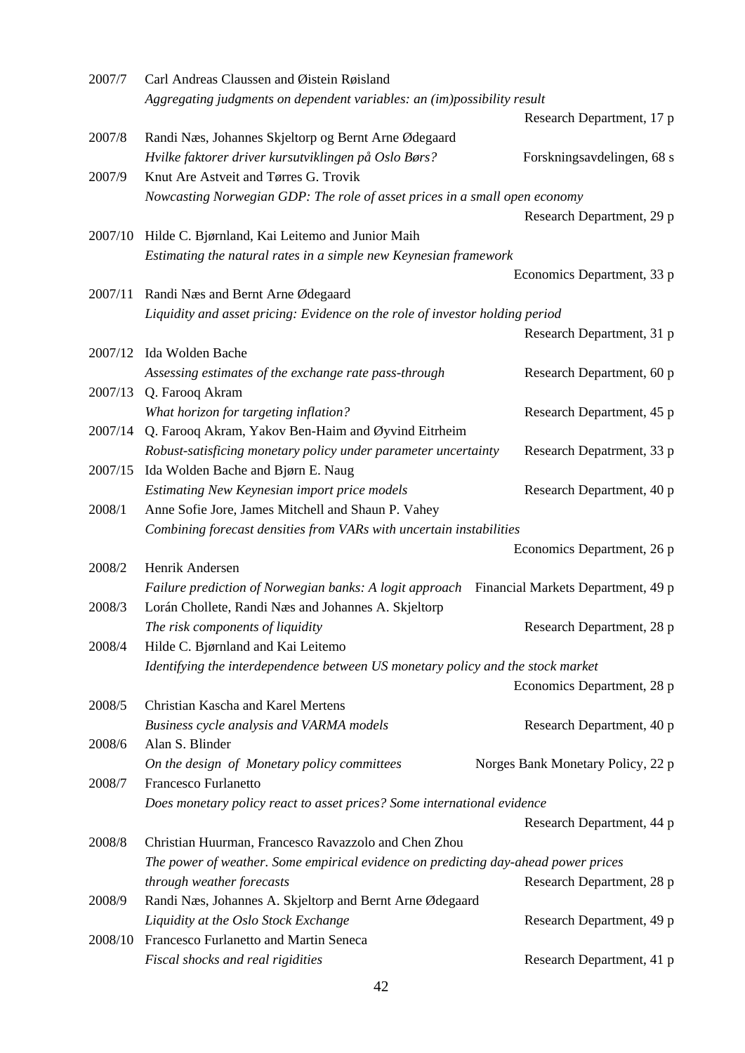2007/7 Carl Andreas Claussen and Øistein Røisland
*Aggregating judgments on dependent variables: an (im)possibility result*
Research Department, 17 p

2007/8 Randi Næs, Johannes Skjeltorp og Bernt Arne Ødegaard
*Hvilke faktorer driver kursutviklingen på Oslo Børs?* Forskningsavdelingen, 68 s

2007/9 Knut Are Astveit and Tørres G. Trovik
*Nowcasting Norwegian GDP: The role of asset prices in a small open economy*
Research Department, 29 p

2007/10 Hilde C. Bjørnland, Kai Leitemo and Junior Maih
*Estimating the natural rates in a simple new Keynesian framework*
Economics Department, 33 p

2007/11 Randi Næs and Bernt Arne Ødegaard
*Liquidity and asset pricing: Evidence on the role of investor holding period*
Research Department, 31 p

2007/12 Ida Wolden Bache
*Assessing estimates of the exchange rate pass-through* Research Department, 60 p

2007/13 Q. Farooq Akram
*What horizon for targeting inflation?* Research Department, 45 p

2007/14 Q. Farooq Akram, Yakov Ben-Haim and Øyvind Eitrheim
*Robust-satisficing monetary policy under parameter uncertainty* Research Depatrment, 33 p

2007/15 Ida Wolden Bache and Bjørn E. Naug
*Estimating New Keynesian import price models* Research Department, 40 p

2008/1 Anne Sofie Jore, James Mitchell and Shaun P. Vahey
*Combining forecast densities from VARs with uncertain instabilities*
Economics Department, 26 p

2008/2 Henrik Andersen
*Failure prediction of Norwegian banks: A logit approach* Financial Markets Department, 49 p

2008/3 Lorán Chollete, Randi Næs and Johannes A. Skjeltorp
*The risk components of liquidity* Research Department, 28 p

2008/4 Hilde C. Bjørnland and Kai Leitemo
*Identifying the interdependence between US monetary policy and the stock market*
Economics Department, 28 p

2008/5 Christian Kascha and Karel Mertens
*Business cycle analysis and VARMA models* Research Department, 40 p

2008/6 Alan S. Blinder
*On the design of Monetary policy committees* Norges Bank Monetary Policy, 22 p

2008/7 Francesco Furlanetto
*Does monetary policy react to asset prices? Some international evidence*
Research Department, 44 p

2008/8 Christian Huurman, Francesco Ravazzolo and Chen Zhou
*The power of weather. Some empirical evidence on predicting day-ahead power prices through weather forecasts* Research Department, 28 p

2008/9 Randi Næs, Johannes A. Skjeltorp and Bernt Arne Ødegaard
*Liquidity at the Oslo Stock Exchange* Research Department, 49 p

2008/10 Francesco Furlanetto and Martin Seneca
*Fiscal shocks and real rigidities* Research Department, 41 p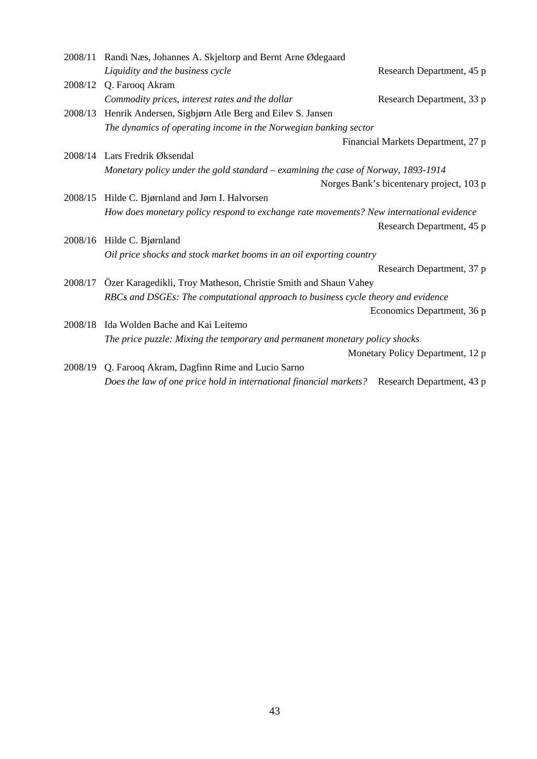2008/11 Randi Næs, Johannes A. Skjeltorp and Bernt Arne Ødegaard
*Liquidity and the business cycle* Research Department, 45 p

2008/12 Q. Farooq Akram
*Commodity prices, interest rates and the dollar* Research Department, 33 p

2008/13 Henrik Andersen, Sigbjørn Atle Berg and Eilev S. Jansen
*The dynamics of operating income in the Norwegian banking sector*
Financial Markets Department, 27 p

2008/14 Lars Fredrik Øksendal
*Monetary policy under the gold standard – examining the case of Norway, 1893-1914*
Norges Bank's bicentenary project, 103 p

2008/15 Hilde C. Bjørnland and Jørn I. Halvorsen
*How does monetary policy respond to exchange rate movements? New international evidence*
Research Department, 45 p

2008/16 Hilde C. Bjørnland
*Oil price shocks and stock market booms in an oil exporting country*
Research Department, 37 p

2008/17 Özer Karagedikli, Troy Matheson, Christie Smith and Shaun Vahey
*RBCs and DSGEs: The computational approach to business cycle theory and evidence*
Economics Department, 36 p

2008/18 Ida Wolden Bache and Kai Leitemo
*The price puzzle: Mixing the temporary and permanent monetary policy shocks*
Monetary Policy Department, 12 p

2008/19 Q. Farooq Akram, Dagfinn Rime and Lucio Sarno
*Does the law of one price hold in international financial markets?* Research Department, 43 p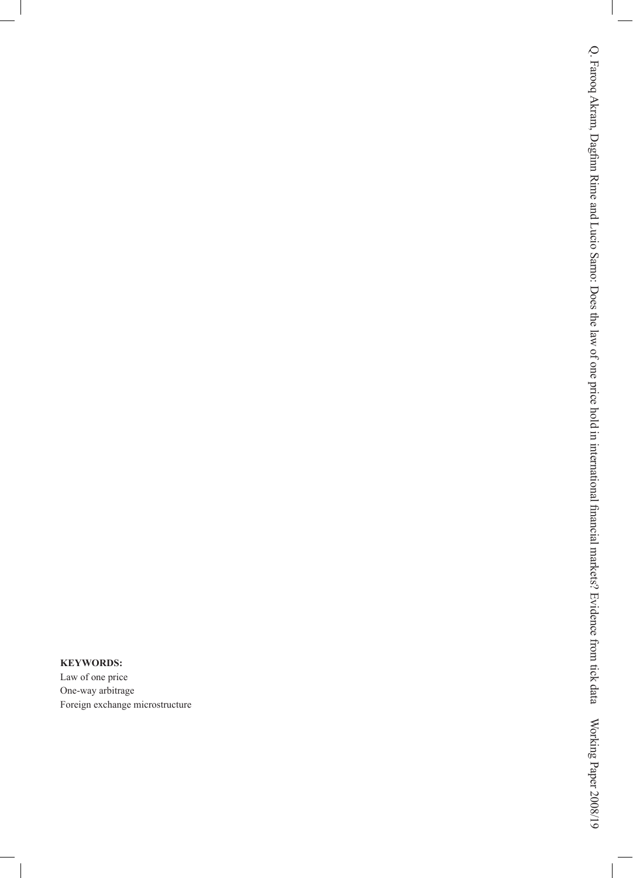**KEYWORDS:**

Law of one price
One-way arbitrage
Foreign exchange microstructure

Q. Farooq Akram, Dagfinn Rime and Lucio Sarno: Does the law of one price hold in international financial markets? Evidence from tick data    Working Paper 2008/19